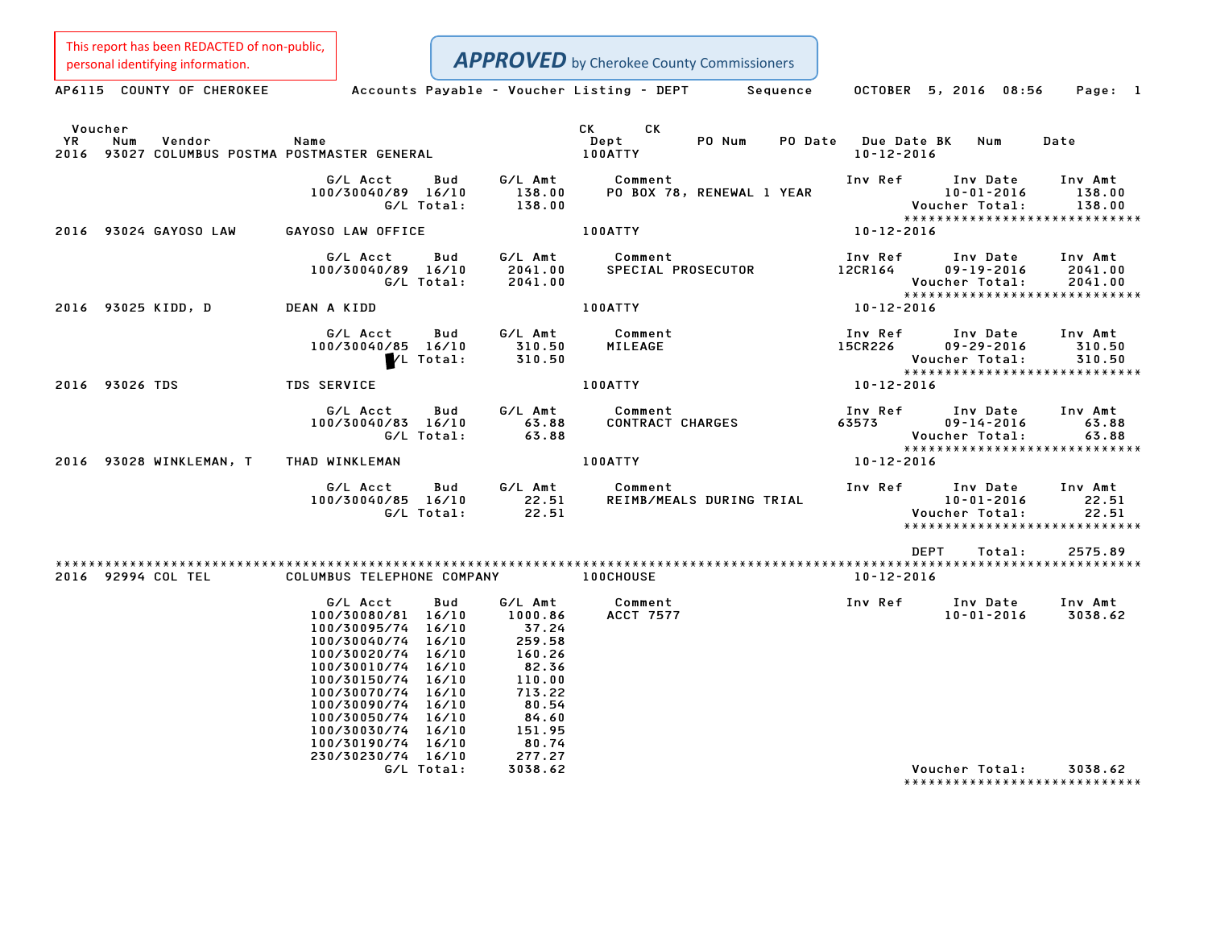This report has been REDACTED of non-public, personal identifying information.

***APPROVED*** by Cherokee County Commissioners

AP6115 COUNTY OF CHEROKEE    Accounts Payable - Voucher Listing - DEPT    Sequence    OCTOBER 5, 2016 08:56    Page: 1

| Voucher YR | Num | Vendor | Name | CK Dept | CK | PO Num | PO Date | Due Date | BK | Num | Date |
|---|---|---|---|---|---|---|---|---|---|---|---|
| 2016 | 93027 | COLUMBUS POSTMA | POSTMASTER GENERAL | 100ATTY | | | | 10-12-2016 | | | |

| G/L Acct | Bud | G/L Amt | Comment | Inv Ref | Inv Date | Inv Amt |
|---|---|---|---|---|---|---|
| 100/30040/89 | 16/10 | 138.00 | PO BOX 78, RENEWAL 1 YEAR | | 10-01-2016 | 138.00 |
| | G/L Total: | 138.00 | | | Voucher Total: | 138.00 |

****************************

2016 93024 GAYOSO LAW    GAYOSO LAW OFFICE    100ATTY    10-12-2016

| G/L Acct | Bud | G/L Amt | Comment | Inv Ref | Inv Date | Inv Amt |
|---|---|---|---|---|---|---|
| 100/30040/89 | 16/10 | 2041.00 | SPECIAL PROSECUTOR | 12CR164 | 09-19-2016 | 2041.00 |
| | G/L Total: | 2041.00 | | | Voucher Total: | 2041.00 |

****************************

2016 93025 KIDD, D    DEAN A KIDD    100ATTY    10-12-2016

| G/L Acct | Bud | G/L Amt | Comment | Inv Ref | Inv Date | Inv Amt |
|---|---|---|---|---|---|---|
| 100/30040/85 | 16/10 | 310.50 | MILEAGE | 15CR226 | 09-29-2016 | 310.50 |
| | G/L Total: | 310.50 | | | Voucher Total: | 310.50 |

****************************

2016 93026 TDS    TDS SERVICE    100ATTY    10-12-2016

| G/L Acct | Bud | G/L Amt | Comment | Inv Ref | Inv Date | Inv Amt |
|---|---|---|---|---|---|---|
| 100/30040/83 | 16/10 | 63.88 | CONTRACT CHARGES | 63573 | 09-14-2016 | 63.88 |
| | G/L Total: | 63.88 | | | Voucher Total: | 63.88 |

****************************

2016 93028 WINKLEMAN, T    THAD WINKLEMAN    100ATTY    10-12-2016

| G/L Acct | Bud | G/L Amt | Comment | Inv Ref | Inv Date | Inv Amt |
|---|---|---|---|---|---|---|
| 100/30040/85 | 16/10 | 22.51 | REIMB/MEALS DURING TRIAL | | 10-01-2016 | 22.51 |
| | G/L Total: | 22.51 | | | Voucher Total: | 22.51 |

****************************

DEPT Total: 2575.89

****************************************************************************************************

2016 92994 COL TEL    COLUMBUS TELEPHONE COMPANY    100CHOUSE    10-12-2016

| G/L Acct | Bud | G/L Amt | Comment | Inv Ref | Inv Date | Inv Amt |
|---|---|---|---|---|---|---|
| 100/30080/81 | 16/10 | 1000.86 | ACCT 7577 | | 10-01-2016 | 3038.62 |
| 100/30095/74 | 16/10 | 37.24 | | | | |
| 100/30040/74 | 16/10 | 259.58 | | | | |
| 100/30020/74 | 16/10 | 160.26 | | | | |
| 100/30010/74 | 16/10 | 82.36 | | | | |
| 100/30150/74 | 16/10 | 110.00 | | | | |
| 100/30070/74 | 16/10 | 713.22 | | | | |
| 100/30090/74 | 16/10 | 80.54 | | | | |
| 100/30050/74 | 16/10 | 84.60 | | | | |
| 100/30030/74 | 16/10 | 151.95 | | | | |
| 100/30190/74 | 16/10 | 80.74 | | | | |
| 230/30230/74 | 16/10 | 277.27 | | | | |
| | G/L Total: | 3038.62 | | | Voucher Total: | 3038.62 |

****************************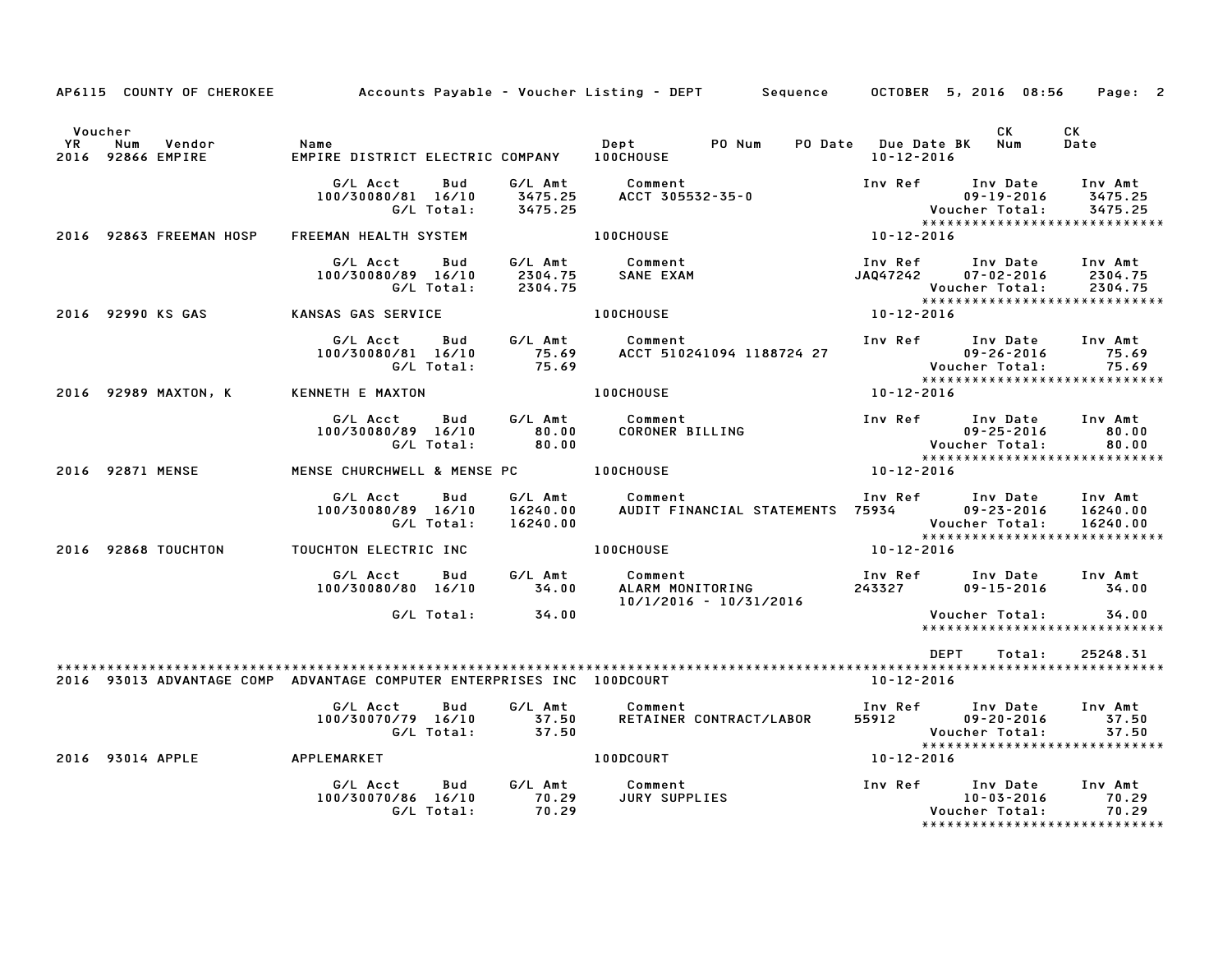AP6115 COUNTY OF CHEROKEE — Accounts Payable - Voucher Listing - DEPT — Sequence — OCTOBER 5, 2016 08:56

| Voucher YR | Num | Vendor | Name | Dept | PO Num | PO Date | Due Date BK | CK Num | CK Date |
|---|---|---|---|---|---|---|---|---|---|
| 2016 | 92866 | EMPIRE | EMPIRE DISTRICT ELECTRIC COMPANY | 100CHOUSE | | | 10-12-2016 | | |

| G/L Acct | Bud | G/L Amt | Comment | Inv Ref | Inv Date | Inv Amt |
|---|---|---|---|---|---|---|
| 100/30080/81 | 16/10 | 3475.25 | ACCT 305532-35-0 | | 09-19-2016 | 3475.25 |
| | G/L Total: | 3475.25 | | | Voucher Total: | 3475.25 |

******************************

| Voucher YR | Num | Vendor | Name | Dept | PO Num | PO Date | Due Date BK | CK Num | CK Date |
|---|---|---|---|---|---|---|---|---|---|
| 2016 | 92863 | FREEMAN HOSP | FREEMAN HEALTH SYSTEM | 100CHOUSE | | | 10-12-2016 | | |

| G/L Acct | Bud | G/L Amt | Comment | Inv Ref | Inv Date | Inv Amt |
|---|---|---|---|---|---|---|
| 100/30080/89 | 16/10 | 2304.75 | SANE EXAM | JAQ47242 | 07-02-2016 | 2304.75 |
| | G/L Total: | 2304.75 | | | Voucher Total: | 2304.75 |

******************************

| Voucher YR | Num | Vendor | Name | Dept | PO Num | PO Date | Due Date BK | CK Num | CK Date |
|---|---|---|---|---|---|---|---|---|---|
| 2016 | 92990 | KS GAS | KANSAS GAS SERVICE | 100CHOUSE | | | 10-12-2016 | | |

| G/L Acct | Bud | G/L Amt | Comment | Inv Ref | Inv Date | Inv Amt |
|---|---|---|---|---|---|---|
| 100/30080/81 | 16/10 | 75.69 | ACCT 510241094 1188724 27 | | 09-26-2016 | 75.69 |
| | G/L Total: | 75.69 | | | Voucher Total: | 75.69 |

******************************

| Voucher YR | Num | Vendor | Name | Dept | PO Num | PO Date | Due Date BK | CK Num | CK Date |
|---|---|---|---|---|---|---|---|---|---|
| 2016 | 92989 | MAXTON, K | KENNETH E MAXTON | 100CHOUSE | | | 10-12-2016 | | |

| G/L Acct | Bud | G/L Amt | Comment | Inv Ref | Inv Date | Inv Amt |
|---|---|---|---|---|---|---|
| 100/30080/89 | 16/10 | 80.00 | CORONER BILLING | | 09-25-2016 | 80.00 |
| | G/L Total: | 80.00 | | | Voucher Total: | 80.00 |

******************************

| Voucher YR | Num | Vendor | Name | Dept | PO Num | PO Date | Due Date BK | CK Num | CK Date |
|---|---|---|---|---|---|---|---|---|---|
| 2016 | 92871 | MENSE | MENSE CHURCHWELL & MENSE PC | 100CHOUSE | | | 10-12-2016 | | |

| G/L Acct | Bud | G/L Amt | Comment | Inv Ref | Inv Date | Inv Amt |
|---|---|---|---|---|---|---|
| 100/30080/89 | 16/10 | 16240.00 | AUDIT FINANCIAL STATEMENTS | 75934 | 09-23-2016 | 16240.00 |
| | G/L Total: | 16240.00 | | | Voucher Total: | 16240.00 |

******************************

| Voucher YR | Num | Vendor | Name | Dept | PO Num | PO Date | Due Date BK | CK Num | CK Date |
|---|---|---|---|---|---|---|---|---|---|
| 2016 | 92868 | TOUCHTON | TOUCHTON ELECTRIC INC | 100CHOUSE | | | 10-12-2016 | | |

| G/L Acct | Bud | G/L Amt | Comment | Inv Ref | Inv Date | Inv Amt |
|---|---|---|---|---|---|---|
| 100/30080/80 | 16/10 | 34.00 | ALARM MONITORING 10/1/2016 - 10/31/2016 | 243327 | 09-15-2016 | 34.00 |
| | G/L Total: | 34.00 | | | Voucher Total: | 34.00 |

******************************

DEPT Total: 25248.31

******************************

| Voucher YR | Num | Vendor | Name | Dept | PO Num | PO Date | Due Date BK | CK Num | CK Date |
|---|---|---|---|---|---|---|---|---|---|
| 2016 | 93013 | ADVANTAGE COMP | ADVANTAGE COMPUTER ENTERPRISES INC | 100DCOURT | | | 10-12-2016 | | |

| G/L Acct | Bud | G/L Amt | Comment | Inv Ref | Inv Date | Inv Amt |
|---|---|---|---|---|---|---|
| 100/30070/79 | 16/10 | 37.50 | RETAINER CONTRACT/LABOR | 55912 | 09-20-2016 | 37.50 |
| | G/L Total: | 37.50 | | | Voucher Total: | 37.50 |

******************************

| Voucher YR | Num | Vendor | Name | Dept | PO Num | PO Date | Due Date BK | CK Num | CK Date |
|---|---|---|---|---|---|---|---|---|---|
| 2016 | 93014 | APPLE | APPLEMARKET | 100DCOURT | | | 10-12-2016 | | |

| G/L Acct | Bud | G/L Amt | Comment | Inv Ref | Inv Date | Inv Amt |
|---|---|---|---|---|---|---|
| 100/30070/86 | 16/10 | 70.29 | JURY SUPPLIES | | 10-03-2016 | 70.29 |
| | G/L Total: | 70.29 | | | Voucher Total: | 70.29 |

******************************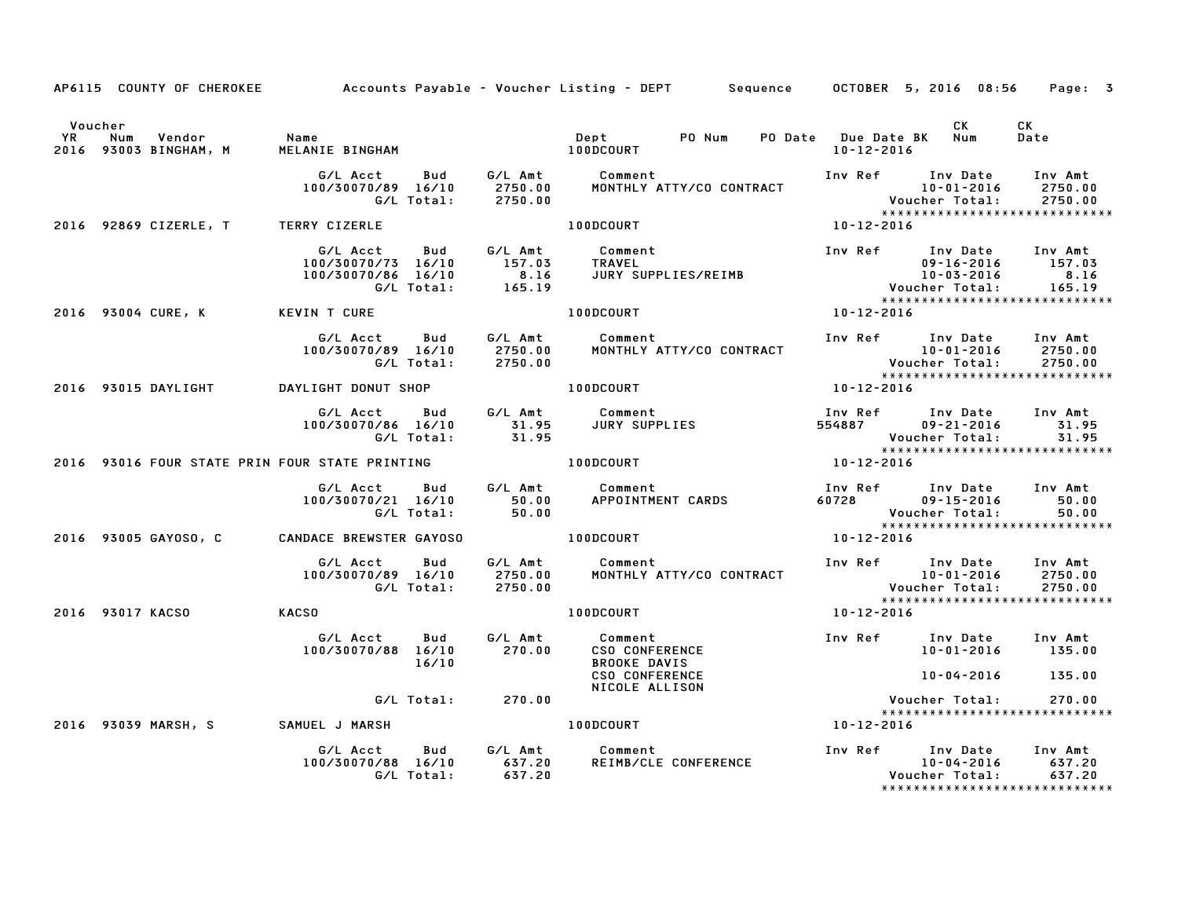AP6115 COUNTY OF CHEROKEE — Accounts Payable - Voucher Listing - DEPT — Sequence — OCTOBER 5, 2016 08:56

| Voucher YR | Num | Vendor | Name | Dept | PO Num | PO Date | Due Date BK | CK Num | CK Date |
|---|---|---|---|---|---|---|---|---|---|
| 2016 | 93003 | BINGHAM, M | MELANIE BINGHAM | 100DCOURT | | | 10-12-2016 | | |

| G/L Acct | Bud | G/L Amt | Comment | Inv Ref | Inv Date | Inv Amt |
|---|---|---|---|---|---|---|
| 100/30070/89 | 16/10 | 2750.00 | MONTHLY ATTY/CO CONTRACT | | 10-01-2016 | 2750.00 |
| | G/L Total: | 2750.00 | | | Voucher Total: | 2750.00 |

| Voucher YR | Num | Vendor | Name | Dept | PO Num | PO Date | Due Date BK | CK Num | CK Date |
|---|---|---|---|---|---|---|---|---|---|
| 2016 | 92869 | CIZERLE, T | TERRY CIZERLE | 100DCOURT | | | 10-12-2016 | | |

| G/L Acct | Bud | G/L Amt | Comment | Inv Ref | Inv Date | Inv Amt |
|---|---|---|---|---|---|---|
| 100/30070/73 | 16/10 | 157.03 | TRAVEL | | 09-16-2016 | 157.03 |
| 100/30070/86 | 16/10 | 8.16 | JURY SUPPLIES/REIMB | | 10-03-2016 | 8.16 |
| | G/L Total: | 165.19 | | | Voucher Total: | 165.19 |

| Voucher YR | Num | Vendor | Name | Dept | PO Num | PO Date | Due Date BK | CK Num | CK Date |
|---|---|---|---|---|---|---|---|---|---|
| 2016 | 93004 | CURE, K | KEVIN T CURE | 100DCOURT | | | 10-12-2016 | | |

| G/L Acct | Bud | G/L Amt | Comment | Inv Ref | Inv Date | Inv Amt |
|---|---|---|---|---|---|---|
| 100/30070/89 | 16/10 | 2750.00 | MONTHLY ATTY/CO CONTRACT | | 10-01-2016 | 2750.00 |
| | G/L Total: | 2750.00 | | | Voucher Total: | 2750.00 |

| Voucher YR | Num | Vendor | Name | Dept | PO Num | PO Date | Due Date BK | CK Num | CK Date |
|---|---|---|---|---|---|---|---|---|---|
| 2016 | 93015 | DAYLIGHT | DAYLIGHT DONUT SHOP | 100DCOURT | | | 10-12-2016 | | |

| G/L Acct | Bud | G/L Amt | Comment | Inv Ref | Inv Date | Inv Amt |
|---|---|---|---|---|---|---|
| 100/30070/86 | 16/10 | 31.95 | JURY SUPPLIES | 554887 | 09-21-2016 | 31.95 |
| | G/L Total: | 31.95 | | | Voucher Total: | 31.95 |

| Voucher YR | Num | Vendor | Name | Dept | PO Num | PO Date | Due Date BK | CK Num | CK Date |
|---|---|---|---|---|---|---|---|---|---|
| 2016 | 93016 | FOUR STATE PRIN | FOUR STATE PRINTING | 100DCOURT | | | 10-12-2016 | | |

| G/L Acct | Bud | G/L Amt | Comment | Inv Ref | Inv Date | Inv Amt |
|---|---|---|---|---|---|---|
| 100/30070/21 | 16/10 | 50.00 | APPOINTMENT CARDS | 60728 | 09-15-2016 | 50.00 |
| | G/L Total: | 50.00 | | | Voucher Total: | 50.00 |

| Voucher YR | Num | Vendor | Name | Dept | PO Num | PO Date | Due Date BK | CK Num | CK Date |
|---|---|---|---|---|---|---|---|---|---|
| 2016 | 93005 | GAYOSO, C | CANDACE BREWSTER GAYOSO | 100DCOURT | | | 10-12-2016 | | |

| G/L Acct | Bud | G/L Amt | Comment | Inv Ref | Inv Date | Inv Amt |
|---|---|---|---|---|---|---|
| 100/30070/89 | 16/10 | 2750.00 | MONTHLY ATTY/CO CONTRACT | | 10-01-2016 | 2750.00 |
| | G/L Total: | 2750.00 | | | Voucher Total: | 2750.00 |

| Voucher YR | Num | Vendor | Name | Dept | PO Num | PO Date | Due Date BK | CK Num | CK Date |
|---|---|---|---|---|---|---|---|---|---|
| 2016 | 93017 | KACSO | KACSO | 100DCOURT | | | 10-12-2016 | | |

| G/L Acct | Bud | G/L Amt | Comment | Inv Ref | Inv Date | Inv Amt |
|---|---|---|---|---|---|---|
| 100/30070/88 | 16/10 | 270.00 | CSO CONFERENCE | | 10-01-2016 | 135.00 |
| | 16/10 | | BROOKE DAVIS | | | |
| | | | CSO CONFERENCE | | 10-04-2016 | 135.00 |
| | | | NICOLE ALLISON | | | |
| | G/L Total: | 270.00 | | | Voucher Total: | 270.00 |

| Voucher YR | Num | Vendor | Name | Dept | PO Num | PO Date | Due Date BK | CK Num | CK Date |
|---|---|---|---|---|---|---|---|---|---|
| 2016 | 93039 | MARSH, S | SAMUEL J MARSH | 100DCOURT | | | 10-12-2016 | | |

| G/L Acct | Bud | G/L Amt | Comment | Inv Ref | Inv Date | Inv Amt |
|---|---|---|---|---|---|---|
| 100/30070/88 | 16/10 | 637.20 | REIMB/CLE CONFERENCE | | 10-04-2016 | 637.20 |
| | G/L Total: | 637.20 | | | Voucher Total: | 637.20 |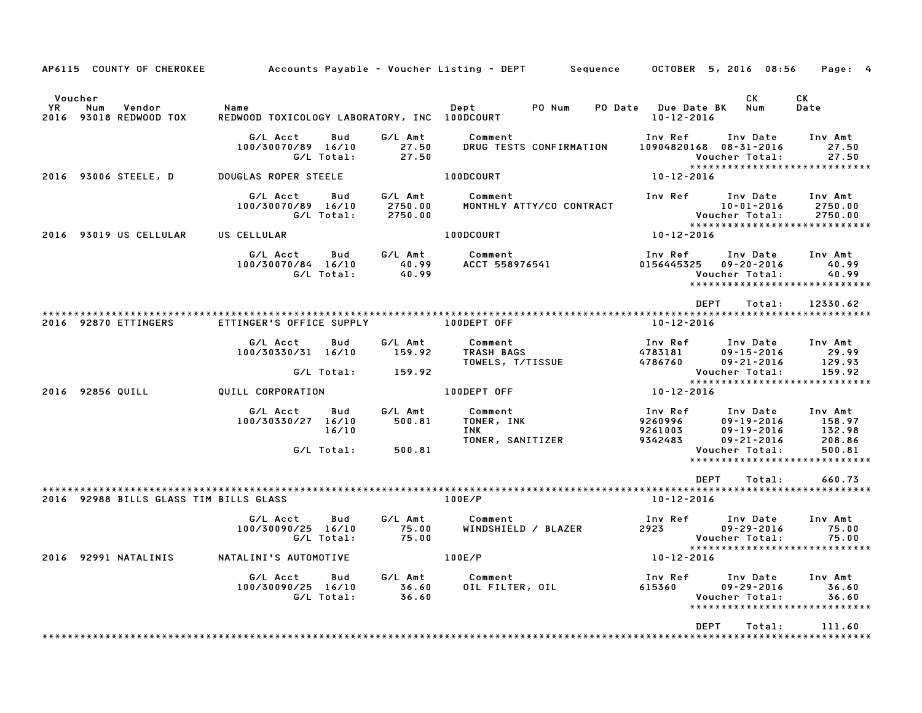AP6115 COUNTY OF CHEROKEE — Accounts Payable - Voucher Listing - DEPT — Sequence — OCTOBER 5, 2016 08:56

| Voucher YR | Num | Vendor | Name | Dept | PO Num | PO Date | Due Date BK | CK Num | CK Date |
|---|---|---|---|---|---|---|---|---|---|
| 2016 | 93018 | REDWOOD TOX | REDWOOD TOXICOLOGY LABORATORY, INC | 100DCOURT | | | 10-12-2016 | | |

| G/L Acct | Bud | G/L Amt | Comment | Inv Ref | Inv Date | Inv Amt |
|---|---|---|---|---|---|---|
| 100/30070/89 | 16/10 | 27.50 | DRUG TESTS CONFIRMATION | 10904820168 | 08-31-2016 | 27.50 |
| | G/L Total: | 27.50 | | | Voucher Total: | 27.50 |

| 2016 | 93006 | STEELE, D | DOUGLAS ROPER STEELE | 100DCOURT | | | 10-12-2016 | | |
|---|---|---|---|---|---|---|---|---|---|

| G/L Acct | Bud | G/L Amt | Comment | Inv Ref | Inv Date | Inv Amt |
|---|---|---|---|---|---|---|
| 100/30070/89 | 16/10 | 2750.00 | MONTHLY ATTY/CO CONTRACT | | 10-01-2016 | 2750.00 |
| | G/L Total: | 2750.00 | | | Voucher Total: | 2750.00 |

| 2016 | 93019 | US CELLULAR | US CELLULAR | 100DCOURT | | | 10-12-2016 | | |
|---|---|---|---|---|---|---|---|---|---|

| G/L Acct | Bud | G/L Amt | Comment | Inv Ref | Inv Date | Inv Amt |
|---|---|---|---|---|---|---|
| 100/30070/84 | 16/10 | 40.99 | ACCT 558976541 | 0156445325 | 09-20-2016 | 40.99 |
| | G/L Total: | 40.99 | | | Voucher Total: | 40.99 |

DEPT Total: 12330.62

| 2016 | 92870 | ETTINGERS | ETTINGER'S OFFICE SUPPLY | 100DEPT OFF | | | 10-12-2016 | | |
|---|---|---|---|---|---|---|---|---|---|

| G/L Acct | Bud | G/L Amt | Comment | Inv Ref | Inv Date | Inv Amt |
|---|---|---|---|---|---|---|
| 100/30330/31 | 16/10 | 159.92 | TRASH BAGS | 4783181 | 09-15-2016 | 29.99 |
| | | | TOWELS, T/TISSUE | 4786760 | 09-21-2016 | 129.93 |
| | G/L Total: | 159.92 | | | Voucher Total: | 159.92 |

| 2016 | 92856 | QUILL | QUILL CORPORATION | 100DEPT OFF | | | 10-12-2016 | | |
|---|---|---|---|---|---|---|---|---|---|

| G/L Acct | Bud | G/L Amt | Comment | Inv Ref | Inv Date | Inv Amt |
|---|---|---|---|---|---|---|
| 100/30330/27 | 16/10 | 500.81 | TONER, INK | 9260996 | 09-19-2016 | 158.97 |
| | 16/10 | | INK | 9261003 | 09-19-2016 | 132.98 |
| | | | TONER, SANITIZER | 9342483 | 09-21-2016 | 208.86 |
| | G/L Total: | 500.81 | | | Voucher Total: | 500.81 |

DEPT Total: 660.73

| 2016 | 92988 | BILLS GLASS TIM | BILLS GLASS | 100E/P | | | 10-12-2016 | | |
|---|---|---|---|---|---|---|---|---|---|

| G/L Acct | Bud | G/L Amt | Comment | Inv Ref | Inv Date | Inv Amt |
|---|---|---|---|---|---|---|
| 100/30090/25 | 16/10 | 75.00 | WINDSHIELD / BLAZER | 2923 | 09-29-2016 | 75.00 |
| | G/L Total: | 75.00 | | | Voucher Total: | 75.00 |

| 2016 | 92991 | NATALINIS | NATALINI'S AUTOMOTIVE | 100E/P | | | 10-12-2016 | | |
|---|---|---|---|---|---|---|---|---|---|

| G/L Acct | Bud | G/L Amt | Comment | Inv Ref | Inv Date | Inv Amt |
|---|---|---|---|---|---|---|
| 100/30090/25 | 16/10 | 36.60 | OIL FILTER, OIL | 615360 | 09-29-2016 | 36.60 |
| | G/L Total: | 36.60 | | | Voucher Total: | 36.60 |

DEPT Total: 111.60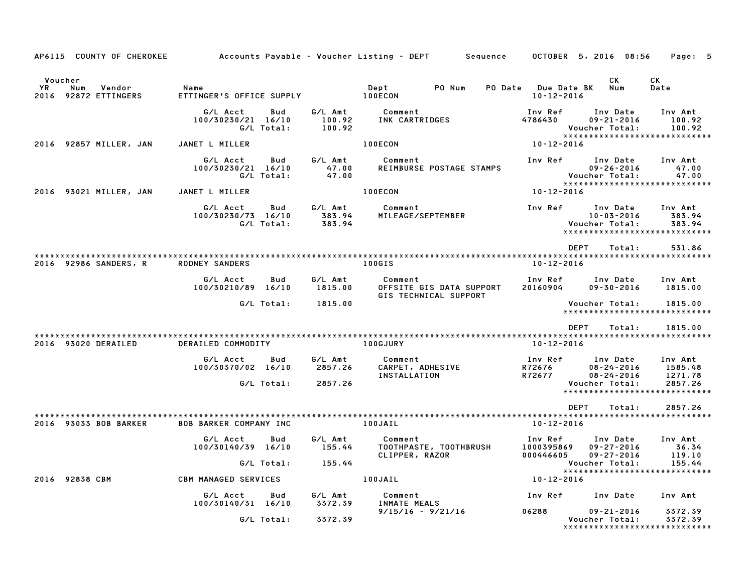AP6115 COUNTY OF CHEROKEE Accounts Payable - Voucher Listing - DEPT Sequence OCTOBER 5, 2016 08:56

| Voucher YR | Num | Vendor | Name | Dept | PO Num | PO Date | Due Date BK | CK Num | CK Date |
|---|---|---|---|---|---|---|---|---|---|
| 2016 | 92872 | ETTINGERS | ETTINGER'S OFFICE SUPPLY | 100ECON | | | 10-12-2016 | | |

| G/L Acct | Bud | G/L Amt | Comment | Inv Ref | Inv Date | Inv Amt |
|---|---|---|---|---|---|---|
| 100/30230/21 | 16/10 | 100.92 | INK CARTRIDGES | 4786430 | 09-21-2016 | 100.92 |
| | G/L Total: | 100.92 | | | Voucher Total: | 100.92 |

| Voucher YR | Num | Vendor | Name | Dept | Due Date |
|---|---|---|---|---|---|
| 2016 | 92857 | MILLER, JAN | JANET L MILLER | 100ECON | 10-12-2016 |

| G/L Acct | Bud | G/L Amt | Comment | Inv Ref | Inv Date | Inv Amt |
|---|---|---|---|---|---|---|
| 100/30230/21 | 16/10 | 47.00 | REIMBURSE POSTAGE STAMPS | | 09-26-2016 | 47.00 |
| | G/L Total: | 47.00 | | | Voucher Total: | 47.00 |

| Voucher YR | Num | Vendor | Name | Dept | Due Date |
|---|---|---|---|---|---|
| 2016 | 93021 | MILLER, JAN | JANET L MILLER | 100ECON | 10-12-2016 |

| G/L Acct | Bud | G/L Amt | Comment | Inv Ref | Inv Date | Inv Amt |
|---|---|---|---|---|---|---|
| 100/30230/73 | 16/10 | 383.94 | MILEAGE/SEPTEMBER | | 10-03-2016 | 383.94 |
| | G/L Total: | 383.94 | | | Voucher Total: | 383.94 |

DEPT Total: 531.86

| Voucher YR | Num | Vendor | Name | Dept | Due Date |
|---|---|---|---|---|---|
| 2016 | 92986 | SANDERS, R | RODNEY SANDERS | 100GIS | 10-12-2016 |

| G/L Acct | Bud | G/L Amt | Comment | Inv Ref | Inv Date | Inv Amt |
|---|---|---|---|---|---|---|
| 100/30210/89 | 16/10 | 1815.00 | OFFSITE GIS DATA SUPPORT GIS TECHNICAL SUPPORT | 20160904 | 09-30-2016 | 1815.00 |
| | G/L Total: | 1815.00 | | | Voucher Total: | 1815.00 |

DEPT Total: 1815.00

| Voucher YR | Num | Vendor | Name | Dept | Due Date |
|---|---|---|---|---|---|
| 2016 | 93020 | DERAILED | DERAILED COMMODITY | 100GJURY | 10-12-2016 |

| G/L Acct | Bud | G/L Amt | Comment | Inv Ref | Inv Date | Inv Amt |
|---|---|---|---|---|---|---|
| 100/30370/02 | 16/10 | 2857.26 | CARPET, ADHESIVE | R72676 | 08-24-2016 | 1585.48 |
| | | | INSTALLATION | R72677 | 08-24-2016 | 1271.78 |
| | G/L Total: | 2857.26 | | | Voucher Total: | 2857.26 |

DEPT Total: 2857.26

| Voucher YR | Num | Vendor | Name | Dept | Due Date |
|---|---|---|---|---|---|
| 2016 | 93033 | BOB BARKER | BOB BARKER COMPANY INC | 100JAIL | 10-12-2016 |

| G/L Acct | Bud | G/L Amt | Comment | Inv Ref | Inv Date | Inv Amt |
|---|---|---|---|---|---|---|
| 100/30140/39 | 16/10 | 155.44 | TOOTHPASTE, TOOTHBRUSH | 1000395869 | 09-27-2016 | 36.34 |
| | | | CLIPPER, RAZOR | 000446605 | 09-27-2016 | 119.10 |
| | G/L Total: | 155.44 | | | Voucher Total: | 155.44 |

| Voucher YR | Num | Vendor | Name | Dept | Due Date |
|---|---|---|---|---|---|
| 2016 | 92838 | CBM | CBM MANAGED SERVICES | 100JAIL | 10-12-2016 |

| G/L Acct | Bud | G/L Amt | Comment | Inv Ref | Inv Date | Inv Amt |
|---|---|---|---|---|---|---|
| 100/30140/31 | 16/10 | 3372.39 | INMATE MEALS 9/15/16 - 9/21/16 | 06288 | 09-21-2016 | 3372.39 |
| | G/L Total: | 3372.39 | | | Voucher Total: | 3372.39 |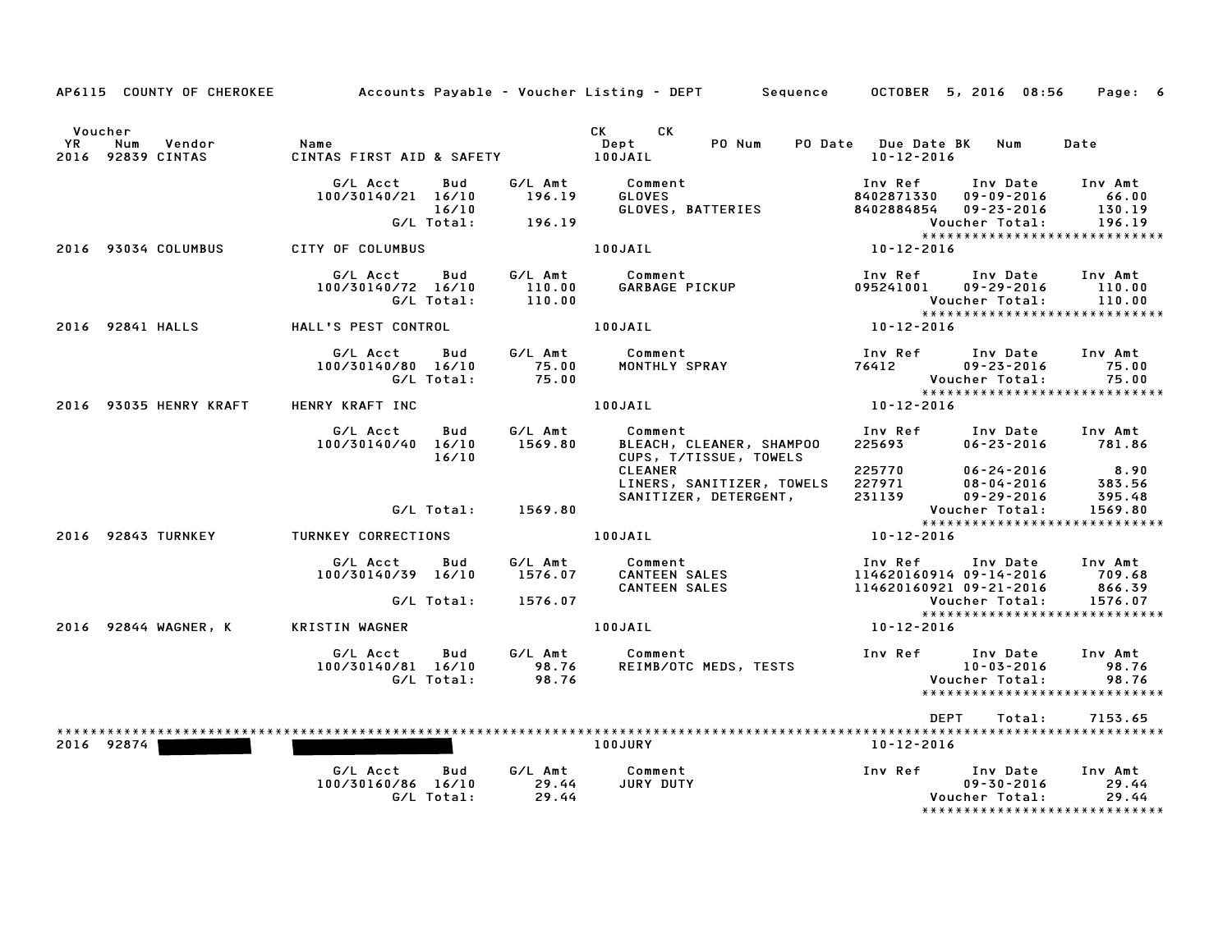AP6115 COUNTY OF CHEROKEE — Accounts Payable - Voucher Listing - DEPT — Sequence — OCTOBER 5, 2016 08:56

| Voucher YR | Num | Vendor | Name | CK Dept | CK | PO Num | PO Date | Due Date BK | Num | Date |
|---|---|---|---|---|---|---|---|---|---|---|
| 2016 | 92839 | CINTAS | CINTAS FIRST AID & SAFETY | 100JAIL | | | | 10-12-2016 | | |

| G/L Acct | Bud | G/L Amt | Comment | Inv Ref | Inv Date | Inv Amt |
|---|---|---|---|---|---|---|
| 100/30140/21 | 16/10 | 196.19 | GLOVES | 8402871330 | 09-09-2016 | 66.00 |
| | 16/10 | | GLOVES, BATTERIES | 8402884854 | 09-23-2016 | 130.19 |
| | G/L Total: | 196.19 | | | Voucher Total: | 196.19 |

****************************

2016 93034 COLUMBUS — CITY OF COLUMBUS — 100JAIL — 10-12-2016

| G/L Acct | Bud | G/L Amt | Comment | Inv Ref | Inv Date | Inv Amt |
|---|---|---|---|---|---|---|
| 100/30140/72 | 16/10 | 110.00 | GARBAGE PICKUP | 095241001 | 09-29-2016 | 110.00 |
| | G/L Total: | 110.00 | | | Voucher Total: | 110.00 |

****************************

2016 92841 HALLS — HALL'S PEST CONTROL — 100JAIL — 10-12-2016

| G/L Acct | Bud | G/L Amt | Comment | Inv Ref | Inv Date | Inv Amt |
|---|---|---|---|---|---|---|
| 100/30140/80 | 16/10 | 75.00 | MONTHLY SPRAY | 76412 | 09-23-2016 | 75.00 |
| | G/L Total: | 75.00 | | | Voucher Total: | 75.00 |

****************************

2016 93035 HENRY KRAFT — HENRY KRAFT INC — 100JAIL — 10-12-2016

| G/L Acct | Bud | G/L Amt | Comment | Inv Ref | Inv Date | Inv Amt |
|---|---|---|---|---|---|---|
| 100/30140/40 | 16/10 | 1569.80 | BLEACH, CLEANER, SHAMPOO | 225693 | 06-23-2016 | 781.86 |
| | 16/10 | | CUPS, T/TISSUE, TOWELS | | | |
| | | | CLEANER | 225770 | 06-24-2016 | 8.90 |
| | | | LINERS, SANITIZER, TOWELS | 227971 | 08-04-2016 | 383.56 |
| | | | SANITIZER, DETERGENT, | 231139 | 09-29-2016 | 395.48 |
| | G/L Total: | 1569.80 | | | Voucher Total: | 1569.80 |

****************************

2016 92843 TURNKEY — TURNKEY CORRECTIONS — 100JAIL — 10-12-2016

| G/L Acct | Bud | G/L Amt | Comment | Inv Ref | Inv Date | Inv Amt |
|---|---|---|---|---|---|---|
| 100/30140/39 | 16/10 | 1576.07 | CANTEEN SALES | 114620160914 | 09-14-2016 | 709.68 |
| | | | CANTEEN SALES | 114620160921 | 09-21-2016 | 866.39 |
| | G/L Total: | 1576.07 | | | Voucher Total: | 1576.07 |

****************************

2016 92844 WAGNER, K — KRISTIN WAGNER — 100JAIL — 10-12-2016

| G/L Acct | Bud | G/L Amt | Comment | Inv Ref | Inv Date | Inv Amt |
|---|---|---|---|---|---|---|
| 100/30140/81 | 16/10 | 98.76 | REIMB/OTC MEDS, TESTS | | 10-03-2016 | 98.76 |
| | G/L Total: | 98.76 | | | Voucher Total: | 98.76 |

****************************

DEPT Total: 7153.65

****************************

2016 92874 [REDACTED] [REDACTED] — 100JURY — 10-12-2016

| G/L Acct | Bud | G/L Amt | Comment | Inv Ref | Inv Date | Inv Amt |
|---|---|---|---|---|---|---|
| 100/30160/86 | 16/10 | 29.44 | JURY DUTY | | 09-30-2016 | 29.44 |
| | G/L Total: | 29.44 | | | Voucher Total: | 29.44 |

****************************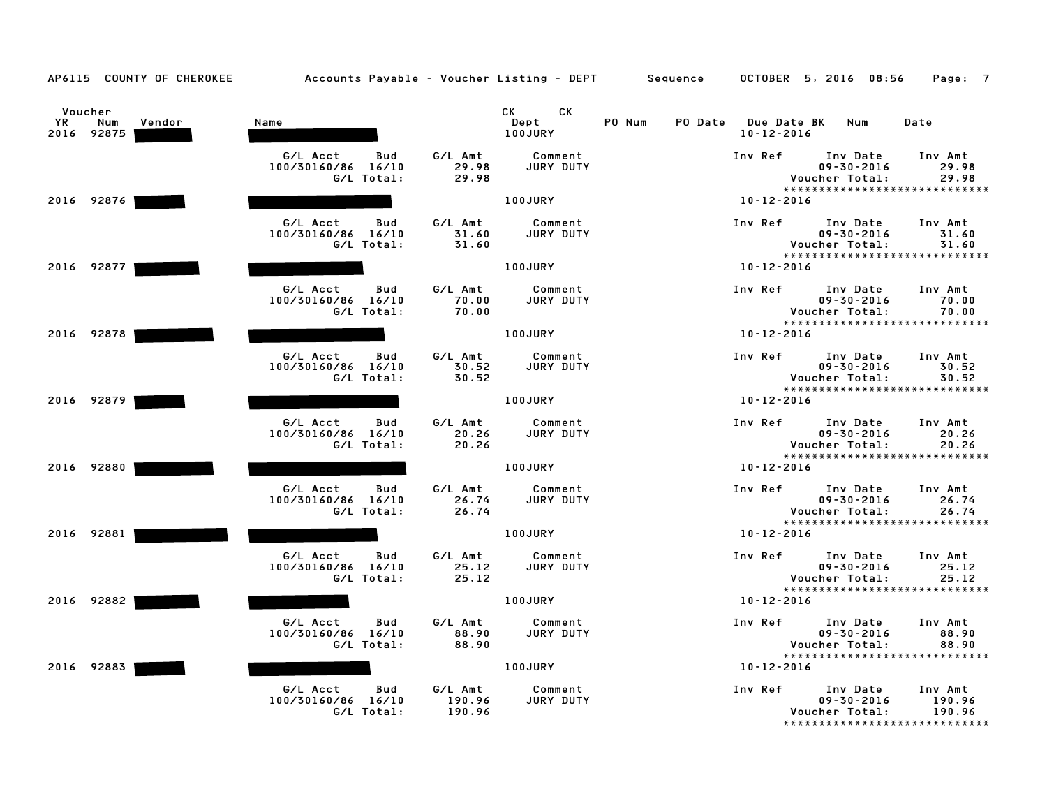AP6115 COUNTY OF CHEROKEE — Accounts Payable - Voucher Listing - DEPT — Sequence — OCTOBER 5, 2016 08:56

| Voucher YR | Voucher Num | Vendor | Name | CK Dept | CK | PO Num | PO Date | Due Date | BK | Num | Date |
|---|---|---|---|---|---|---|---|---|---|---|---|
| 2016 | 92875 | [redacted] | [redacted] | 100JURY | | | | 10-12-2016 | | | |

| G/L Acct | Bud | G/L Amt | Comment | Inv Ref | Inv Date | Inv Amt |
|---|---|---|---|---|---|---|
| 100/30160/86 | 16/10 | 29.98 | JURY DUTY | | 09-30-2016 | 29.98 |
| | G/L Total: | 29.98 | | | Voucher Total: | 29.98 |

******************************

| Voucher YR | Voucher Num | Vendor | Name | CK Dept | Due Date |
|---|---|---|---|---|---|
| 2016 | 92876 | [redacted] | [redacted] | 100JURY | 10-12-2016 |

| G/L Acct | Bud | G/L Amt | Comment | Inv Ref | Inv Date | Inv Amt |
|---|---|---|---|---|---|---|
| 100/30160/86 | 16/10 | 31.60 | JURY DUTY | | 09-30-2016 | 31.60 |
| | G/L Total: | 31.60 | | | Voucher Total: | 31.60 |

******************************

| Voucher YR | Voucher Num | Vendor | Name | CK Dept | Due Date |
|---|---|---|---|---|---|
| 2016 | 92877 | [redacted] | [redacted] | 100JURY | 10-12-2016 |

| G/L Acct | Bud | G/L Amt | Comment | Inv Ref | Inv Date | Inv Amt |
|---|---|---|---|---|---|---|
| 100/30160/86 | 16/10 | 70.00 | JURY DUTY | | 09-30-2016 | 70.00 |
| | G/L Total: | 70.00 | | | Voucher Total: | 70.00 |

******************************

| Voucher YR | Voucher Num | Vendor | Name | CK Dept | Due Date |
|---|---|---|---|---|---|
| 2016 | 92878 | [redacted] | [redacted] | 100JURY | 10-12-2016 |

| G/L Acct | Bud | G/L Amt | Comment | Inv Ref | Inv Date | Inv Amt |
|---|---|---|---|---|---|---|
| 100/30160/86 | 16/10 | 30.52 | JURY DUTY | | 09-30-2016 | 30.52 |
| | G/L Total: | 30.52 | | | Voucher Total: | 30.52 |

******************************

| Voucher YR | Voucher Num | Vendor | Name | CK Dept | Due Date |
|---|---|---|---|---|---|
| 2016 | 92879 | [redacted] | [redacted] | 100JURY | 10-12-2016 |

| G/L Acct | Bud | G/L Amt | Comment | Inv Ref | Inv Date | Inv Amt |
|---|---|---|---|---|---|---|
| 100/30160/86 | 16/10 | 20.26 | JURY DUTY | | 09-30-2016 | 20.26 |
| | G/L Total: | 20.26 | | | Voucher Total: | 20.26 |

******************************

| Voucher YR | Voucher Num | Vendor | Name | CK Dept | Due Date |
|---|---|---|---|---|---|
| 2016 | 92880 | [redacted] | [redacted] | 100JURY | 10-12-2016 |

| G/L Acct | Bud | G/L Amt | Comment | Inv Ref | Inv Date | Inv Amt |
|---|---|---|---|---|---|---|
| 100/30160/86 | 16/10 | 26.74 | JURY DUTY | | 09-30-2016 | 26.74 |
| | G/L Total: | 26.74 | | | Voucher Total: | 26.74 |

******************************

| Voucher YR | Voucher Num | Vendor | Name | CK Dept | Due Date |
|---|---|---|---|---|---|
| 2016 | 92881 | [redacted] | [redacted] | 100JURY | 10-12-2016 |

| G/L Acct | Bud | G/L Amt | Comment | Inv Ref | Inv Date | Inv Amt |
|---|---|---|---|---|---|---|
| 100/30160/86 | 16/10 | 25.12 | JURY DUTY | | 09-30-2016 | 25.12 |
| | G/L Total: | 25.12 | | | Voucher Total: | 25.12 |

******************************

| Voucher YR | Voucher Num | Vendor | Name | CK Dept | Due Date |
|---|---|---|---|---|---|
| 2016 | 92882 | [redacted] | [redacted] | 100JURY | 10-12-2016 |

| G/L Acct | Bud | G/L Amt | Comment | Inv Ref | Inv Date | Inv Amt |
|---|---|---|---|---|---|---|
| 100/30160/86 | 16/10 | 88.90 | JURY DUTY | | 09-30-2016 | 88.90 |
| | G/L Total: | 88.90 | | | Voucher Total: | 88.90 |

******************************

| Voucher YR | Voucher Num | Vendor | Name | CK Dept | Due Date |
|---|---|---|---|---|---|
| 2016 | 92883 | [redacted] | [redacted] | 100JURY | 10-12-2016 |

| G/L Acct | Bud | G/L Amt | Comment | Inv Ref | Inv Date | Inv Amt |
|---|---|---|---|---|---|---|
| 100/30160/86 | 16/10 | 190.96 | JURY DUTY | | 09-30-2016 | 190.96 |
| | G/L Total: | 190.96 | | | Voucher Total: | 190.96 |

******************************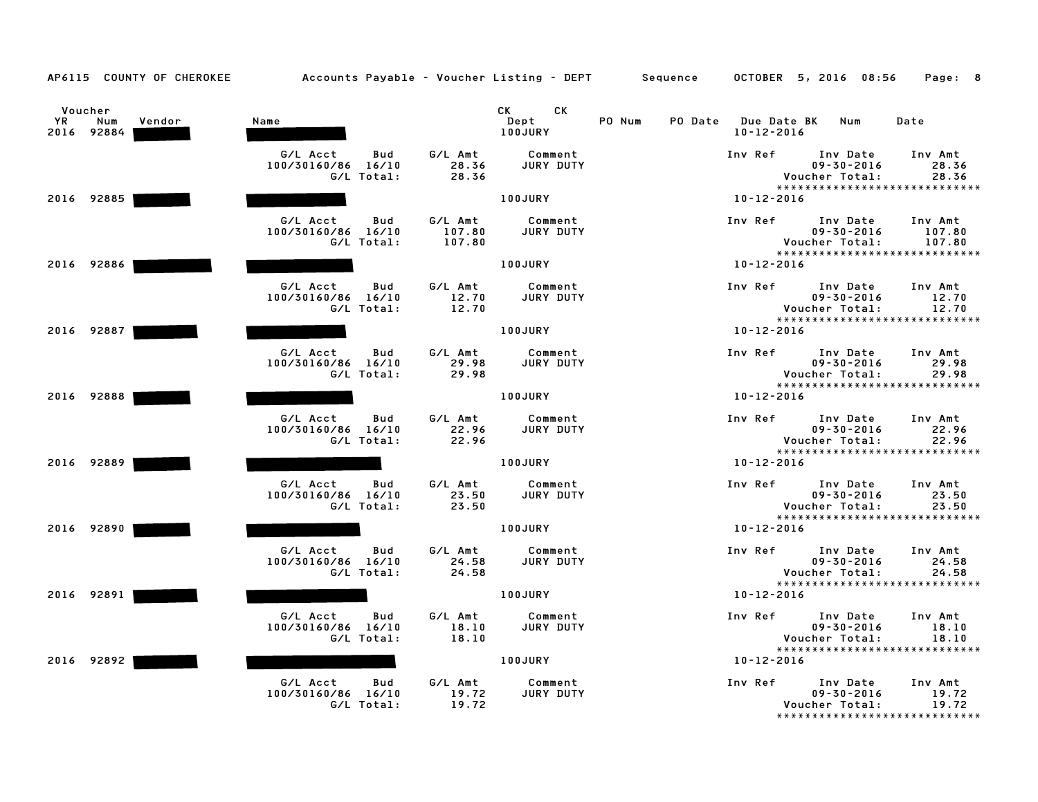AP6115 COUNTY OF CHEROKEE Accounts Payable - Voucher Listing - DEPT Sequence OCTOBER 5, 2016 08:56

| Voucher YR | Num | Vendor | Name | CK Dept | CK | PO Num | PO Date | Due Date BK | Num | Date |
|---|---|---|---|---|---|---|---|---|---|---|
| 2016 | 92884 | | | 100JURY | | | | 10-12-2016 | | |

| G/L Acct | Bud | G/L Amt | Comment | Inv Ref | Inv Date | Inv Amt |
|---|---|---|---|---|---|---|
| 100/30160/86 | 16/10 | 28.36 | JURY DUTY | | 09-30-2016 | 28.36 |
| | G/L Total: | 28.36 | | | Voucher Total: | 28.36 |

****************************

| YR | Num | Vendor | Name | Dept | Due Date |
|---|---|---|---|---|---|
| 2016 | 92885 | | | 100JURY | 10-12-2016 |

| G/L Acct | Bud | G/L Amt | Comment | Inv Ref | Inv Date | Inv Amt |
|---|---|---|---|---|---|---|
| 100/30160/86 | 16/10 | 107.80 | JURY DUTY | | 09-30-2016 | 107.80 |
| | G/L Total: | 107.80 | | | Voucher Total: | 107.80 |

****************************

| YR | Num | Vendor | Name | Dept | Due Date |
|---|---|---|---|---|---|
| 2016 | 92886 | | | 100JURY | 10-12-2016 |

| G/L Acct | Bud | G/L Amt | Comment | Inv Ref | Inv Date | Inv Amt |
|---|---|---|---|---|---|---|
| 100/30160/86 | 16/10 | 12.70 | JURY DUTY | | 09-30-2016 | 12.70 |
| | G/L Total: | 12.70 | | | Voucher Total: | 12.70 |

****************************

| YR | Num | Vendor | Name | Dept | Due Date |
|---|---|---|---|---|---|
| 2016 | 92887 | | | 100JURY | 10-12-2016 |

| G/L Acct | Bud | G/L Amt | Comment | Inv Ref | Inv Date | Inv Amt |
|---|---|---|---|---|---|---|
| 100/30160/86 | 16/10 | 29.98 | JURY DUTY | | 09-30-2016 | 29.98 |
| | G/L Total: | 29.98 | | | Voucher Total: | 29.98 |

****************************

| YR | Num | Vendor | Name | Dept | Due Date |
|---|---|---|---|---|---|
| 2016 | 92888 | | | 100JURY | 10-12-2016 |

| G/L Acct | Bud | G/L Amt | Comment | Inv Ref | Inv Date | Inv Amt |
|---|---|---|---|---|---|---|
| 100/30160/86 | 16/10 | 22.96 | JURY DUTY | | 09-30-2016 | 22.96 |
| | G/L Total: | 22.96 | | | Voucher Total: | 22.96 |

****************************

| YR | Num | Vendor | Name | Dept | Due Date |
|---|---|---|---|---|---|
| 2016 | 92889 | | | 100JURY | 10-12-2016 |

| G/L Acct | Bud | G/L Amt | Comment | Inv Ref | Inv Date | Inv Amt |
|---|---|---|---|---|---|---|
| 100/30160/86 | 16/10 | 23.50 | JURY DUTY | | 09-30-2016 | 23.50 |
| | G/L Total: | 23.50 | | | Voucher Total: | 23.50 |

****************************

| YR | Num | Vendor | Name | Dept | Due Date |
|---|---|---|---|---|---|
| 2016 | 92890 | | | 100JURY | 10-12-2016 |

| G/L Acct | Bud | G/L Amt | Comment | Inv Ref | Inv Date | Inv Amt |
|---|---|---|---|---|---|---|
| 100/30160/86 | 16/10 | 24.58 | JURY DUTY | | 09-30-2016 | 24.58 |
| | G/L Total: | 24.58 | | | Voucher Total: | 24.58 |

****************************

| YR | Num | Vendor | Name | Dept | Due Date |
|---|---|---|---|---|---|
| 2016 | 92891 | | | 100JURY | 10-12-2016 |

| G/L Acct | Bud | G/L Amt | Comment | Inv Ref | Inv Date | Inv Amt |
|---|---|---|---|---|---|---|
| 100/30160/86 | 16/10 | 18.10 | JURY DUTY | | 09-30-2016 | 18.10 |
| | G/L Total: | 18.10 | | | Voucher Total: | 18.10 |

****************************

| YR | Num | Vendor | Name | Dept | Due Date |
|---|---|---|---|---|---|
| 2016 | 92892 | | | 100JURY | 10-12-2016 |

| G/L Acct | Bud | G/L Amt | Comment | Inv Ref | Inv Date | Inv Amt |
|---|---|---|---|---|---|---|
| 100/30160/86 | 16/10 | 19.72 | JURY DUTY | | 09-30-2016 | 19.72 |
| | G/L Total: | 19.72 | | | Voucher Total: | 19.72 |

****************************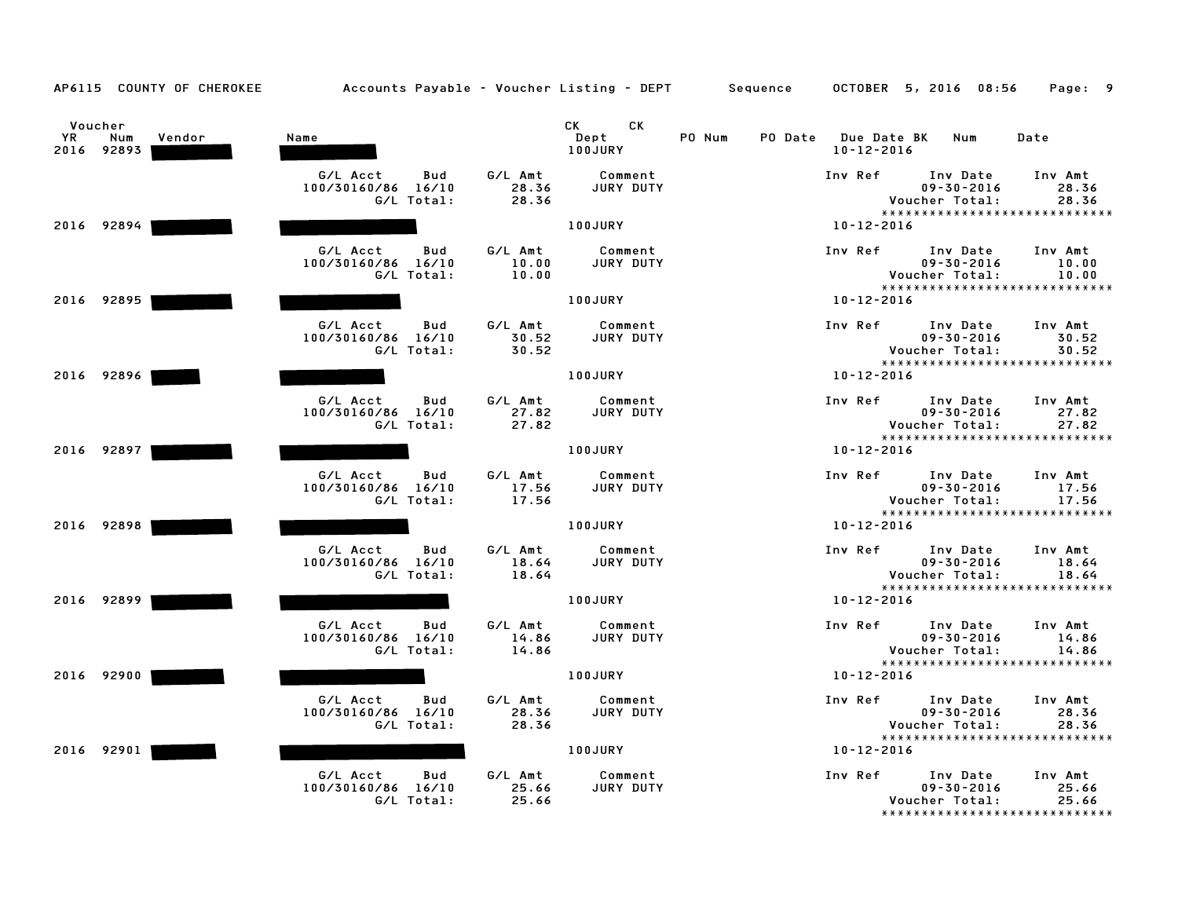AP6115 COUNTY OF CHEROKEE — Accounts Payable - Voucher Listing - DEPT Sequence — OCTOBER 5, 2016 08:56

| Voucher YR | Num | Vendor | Name | CK Dept | CK | PO Num | PO Date | Due Date | BK | Num | Date |
|---|---|---|---|---|---|---|---|---|---|---|---|
| 2016 | 92893 | | | 100JURY | | | | 10-12-2016 | | | |

| G/L Acct | Bud | G/L Amt | Comment | Inv Ref | Inv Date | Inv Amt |
|---|---|---|---|---|---|---|
| 100/30160/86 | 16/10 | 28.36 | JURY DUTY | | 09-30-2016 | 28.36 |
| | G/L Total: | 28.36 | | | Voucher Total: | 28.36 |

****************************

| 2016 | 92894 | | | 100JURY | 10-12-2016 |
|---|---|---|---|---|---|

| G/L Acct | Bud | G/L Amt | Comment | Inv Ref | Inv Date | Inv Amt |
|---|---|---|---|---|---|---|
| 100/30160/86 | 16/10 | 10.00 | JURY DUTY | | 09-30-2016 | 10.00 |
| | G/L Total: | 10.00 | | | Voucher Total: | 10.00 |

****************************

| 2016 | 92895 | | | 100JURY | 10-12-2016 |
|---|---|---|---|---|---|

| G/L Acct | Bud | G/L Amt | Comment | Inv Ref | Inv Date | Inv Amt |
|---|---|---|---|---|---|---|
| 100/30160/86 | 16/10 | 30.52 | JURY DUTY | | 09-30-2016 | 30.52 |
| | G/L Total: | 30.52 | | | Voucher Total: | 30.52 |

****************************

| 2016 | 92896 | | | 100JURY | 10-12-2016 |
|---|---|---|---|---|---|

| G/L Acct | Bud | G/L Amt | Comment | Inv Ref | Inv Date | Inv Amt |
|---|---|---|---|---|---|---|
| 100/30160/86 | 16/10 | 27.82 | JURY DUTY | | 09-30-2016 | 27.82 |
| | G/L Total: | 27.82 | | | Voucher Total: | 27.82 |

****************************

| 2016 | 92897 | | | 100JURY | 10-12-2016 |
|---|---|---|---|---|---|

| G/L Acct | Bud | G/L Amt | Comment | Inv Ref | Inv Date | Inv Amt |
|---|---|---|---|---|---|---|
| 100/30160/86 | 16/10 | 17.56 | JURY DUTY | | 09-30-2016 | 17.56 |
| | G/L Total: | 17.56 | | | Voucher Total: | 17.56 |

****************************

| 2016 | 92898 | | | 100JURY | 10-12-2016 |
|---|---|---|---|---|---|

| G/L Acct | Bud | G/L Amt | Comment | Inv Ref | Inv Date | Inv Amt |
|---|---|---|---|---|---|---|
| 100/30160/86 | 16/10 | 18.64 | JURY DUTY | | 09-30-2016 | 18.64 |
| | G/L Total: | 18.64 | | | Voucher Total: | 18.64 |

****************************

| 2016 | 92899 | | | 100JURY | 10-12-2016 |
|---|---|---|---|---|---|

| G/L Acct | Bud | G/L Amt | Comment | Inv Ref | Inv Date | Inv Amt |
|---|---|---|---|---|---|---|
| 100/30160/86 | 16/10 | 14.86 | JURY DUTY | | 09-30-2016 | 14.86 |
| | G/L Total: | 14.86 | | | Voucher Total: | 14.86 |

****************************

| 2016 | 92900 | | | 100JURY | 10-12-2016 |
|---|---|---|---|---|---|

| G/L Acct | Bud | G/L Amt | Comment | Inv Ref | Inv Date | Inv Amt |
|---|---|---|---|---|---|---|
| 100/30160/86 | 16/10 | 28.36 | JURY DUTY | | 09-30-2016 | 28.36 |
| | G/L Total: | 28.36 | | | Voucher Total: | 28.36 |

****************************

| 2016 | 92901 | | | 100JURY | 10-12-2016 |
|---|---|---|---|---|---|

| G/L Acct | Bud | G/L Amt | Comment | Inv Ref | Inv Date | Inv Amt |
|---|---|---|---|---|---|---|
| 100/30160/86 | 16/10 | 25.66 | JURY DUTY | | 09-30-2016 | 25.66 |
| | G/L Total: | 25.66 | | | Voucher Total: | 25.66 |

****************************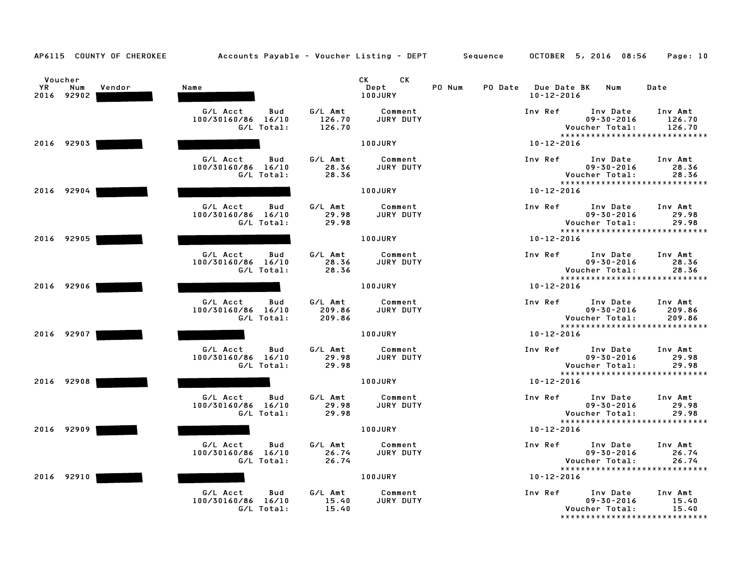AP6115 COUNTY OF CHEROKEE    Accounts Payable - Voucher Listing - DEPT    Sequence    OCTOBER 5, 2016 08:56

| Voucher YR | Num | Vendor | Name | CK Dept | CK | PO Num | PO Date | Due Date BK | Num | Date |
|---|---|---|---|---|---|---|---|---|---|---|
| 2016 | 92902 | | | 100JURY | | | | 10-12-2016 | | |

| G/L Acct | Bud | G/L Amt | Comment | Inv Ref | Inv Date | Inv Amt |
|---|---|---|---|---|---|---|
| 100/30160/86 | 16/10 | 126.70 | JURY DUTY | | 09-30-2016 | 126.70 |
| | G/L Total: | 126.70 | | | Voucher Total: | 126.70 |

****************************

| Voucher YR | Num | Vendor | Name | CK Dept | Due Date |
|---|---|---|---|---|---|
| 2016 | 92903 | | | 100JURY | 10-12-2016 |

| G/L Acct | Bud | G/L Amt | Comment | Inv Ref | Inv Date | Inv Amt |
|---|---|---|---|---|---|---|
| 100/30160/86 | 16/10 | 28.36 | JURY DUTY | | 09-30-2016 | 28.36 |
| | G/L Total: | 28.36 | | | Voucher Total: | 28.36 |

****************************

| Voucher YR | Num | Vendor | Name | CK Dept | Due Date |
|---|---|---|---|---|---|
| 2016 | 92904 | | | 100JURY | 10-12-2016 |

| G/L Acct | Bud | G/L Amt | Comment | Inv Ref | Inv Date | Inv Amt |
|---|---|---|---|---|---|---|
| 100/30160/86 | 16/10 | 29.98 | JURY DUTY | | 09-30-2016 | 29.98 |
| | G/L Total: | 29.98 | | | Voucher Total: | 29.98 |

****************************

| Voucher YR | Num | Vendor | Name | CK Dept | Due Date |
|---|---|---|---|---|---|
| 2016 | 92905 | | | 100JURY | 10-12-2016 |

| G/L Acct | Bud | G/L Amt | Comment | Inv Ref | Inv Date | Inv Amt |
|---|---|---|---|---|---|---|
| 100/30160/86 | 16/10 | 28.36 | JURY DUTY | | 09-30-2016 | 28.36 |
| | G/L Total: | 28.36 | | | Voucher Total: | 28.36 |

****************************

| Voucher YR | Num | Vendor | Name | CK Dept | Due Date |
|---|---|---|---|---|---|
| 2016 | 92906 | | | 100JURY | 10-12-2016 |

| G/L Acct | Bud | G/L Amt | Comment | Inv Ref | Inv Date | Inv Amt |
|---|---|---|---|---|---|---|
| 100/30160/86 | 16/10 | 209.86 | JURY DUTY | | 09-30-2016 | 209.86 |
| | G/L Total: | 209.86 | | | Voucher Total: | 209.86 |

****************************

| Voucher YR | Num | Vendor | Name | CK Dept | Due Date |
|---|---|---|---|---|---|
| 2016 | 92907 | | | 100JURY | 10-12-2016 |

| G/L Acct | Bud | G/L Amt | Comment | Inv Ref | Inv Date | Inv Amt |
|---|---|---|---|---|---|---|
| 100/30160/86 | 16/10 | 29.98 | JURY DUTY | | 09-30-2016 | 29.98 |
| | G/L Total: | 29.98 | | | Voucher Total: | 29.98 |

****************************

| Voucher YR | Num | Vendor | Name | CK Dept | Due Date |
|---|---|---|---|---|---|
| 2016 | 92908 | | | 100JURY | 10-12-2016 |

| G/L Acct | Bud | G/L Amt | Comment | Inv Ref | Inv Date | Inv Amt |
|---|---|---|---|---|---|---|
| 100/30160/86 | 16/10 | 29.98 | JURY DUTY | | 09-30-2016 | 29.98 |
| | G/L Total: | 29.98 | | | Voucher Total: | 29.98 |

****************************

| Voucher YR | Num | Vendor | Name | CK Dept | Due Date |
|---|---|---|---|---|---|
| 2016 | 92909 | | | 100JURY | 10-12-2016 |

| G/L Acct | Bud | G/L Amt | Comment | Inv Ref | Inv Date | Inv Amt |
|---|---|---|---|---|---|---|
| 100/30160/86 | 16/10 | 26.74 | JURY DUTY | | 09-30-2016 | 26.74 |
| | G/L Total: | 26.74 | | | Voucher Total: | 26.74 |

****************************

| Voucher YR | Num | Vendor | Name | CK Dept | Due Date |
|---|---|---|---|---|---|
| 2016 | 92910 | | | 100JURY | 10-12-2016 |

| G/L Acct | Bud | G/L Amt | Comment | Inv Ref | Inv Date | Inv Amt |
|---|---|---|---|---|---|---|
| 100/30160/86 | 16/10 | 15.40 | JURY DUTY | | 09-30-2016 | 15.40 |
| | G/L Total: | 15.40 | | | Voucher Total: | 15.40 |

****************************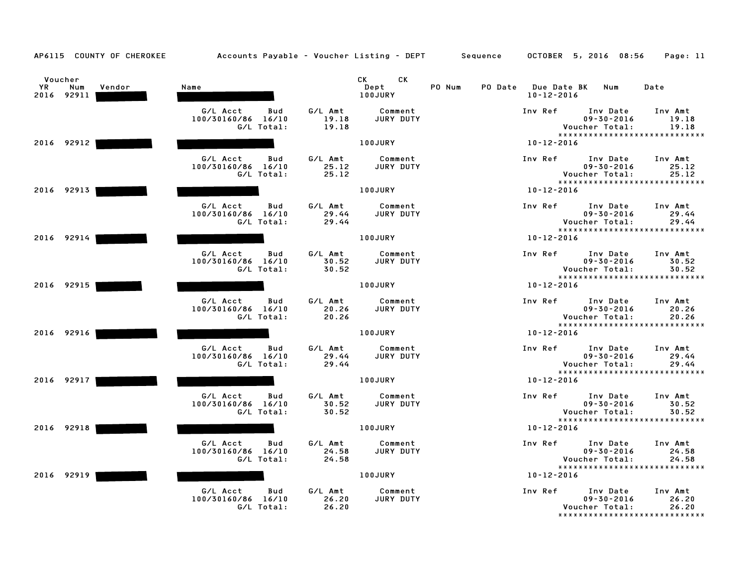AP6115 COUNTY OF CHEROKEE — Accounts Payable - Voucher Listing - DEPT — Sequence — OCTOBER 5, 2016 08:56

| Voucher YR | Voucher Num | Vendor | Name | CK Dept | CK | PO Num | PO Date | Due Date | BK | Num | Date |
|---|---|---|---|---|---|---|---|---|---|---|---|
| 2016 | 92911 | ███ | ███ | 100JURY | | | | 10-12-2016 | | | |
| 2016 | 92912 | ███ | ███ | 100JURY | | | | 10-12-2016 | | | |
| 2016 | 92913 | ███ | ███ | 100JURY | | | | 10-12-2016 | | | |
| 2016 | 92914 | ███ | ███ | 100JURY | | | | 10-12-2016 | | | |
| 2016 | 92915 | ███ | ███ | 100JURY | | | | 10-12-2016 | | | |
| 2016 | 92916 | ███ | ███ | 100JURY | | | | 10-12-2016 | | | |
| 2016 | 92917 | ███ | ███ | 100JURY | | | | 10-12-2016 | | | |
| 2016 | 92918 | ███ | ███ | 100JURY | | | | 10-12-2016 | | | |
| 2016 | 92919 | ███ | ███ | 100JURY | | | | 10-12-2016 | | | |

| Voucher | G/L Acct | Bud | G/L Amt | Comment | Inv Ref | Inv Date | Inv Amt | G/L Total | Voucher Total |
|---|---|---|---|---|---|---|---|---|---|
| 92911 | 100/30160/86 | 16/10 | 19.18 | JURY DUTY | | 09-30-2016 | 19.18 | 19.18 | 19.18 |
| 92912 | 100/30160/86 | 16/10 | 25.12 | JURY DUTY | | 09-30-2016 | 25.12 | 25.12 | 25.12 |
| 92913 | 100/30160/86 | 16/10 | 29.44 | JURY DUTY | | 09-30-2016 | 29.44 | 29.44 | 29.44 |
| 92914 | 100/30160/86 | 16/10 | 30.52 | JURY DUTY | | 09-30-2016 | 30.52 | 30.52 | 30.52 |
| 92915 | 100/30160/86 | 16/10 | 20.26 | JURY DUTY | | 09-30-2016 | 20.26 | 20.26 | 20.26 |
| 92916 | 100/30160/86 | 16/10 | 29.44 | JURY DUTY | | 09-30-2016 | 29.44 | 29.44 | 29.44 |
| 92917 | 100/30160/86 | 16/10 | 30.52 | JURY DUTY | | 09-30-2016 | 30.52 | 30.52 | 30.52 |
| 92918 | 100/30160/86 | 16/10 | 24.58 | JURY DUTY | | 09-30-2016 | 24.58 | 24.58 | 24.58 |
| 92919 | 100/30160/86 | 16/10 | 26.20 | JURY DUTY | | 09-30-2016 | 26.20 | 26.20 | 26.20 |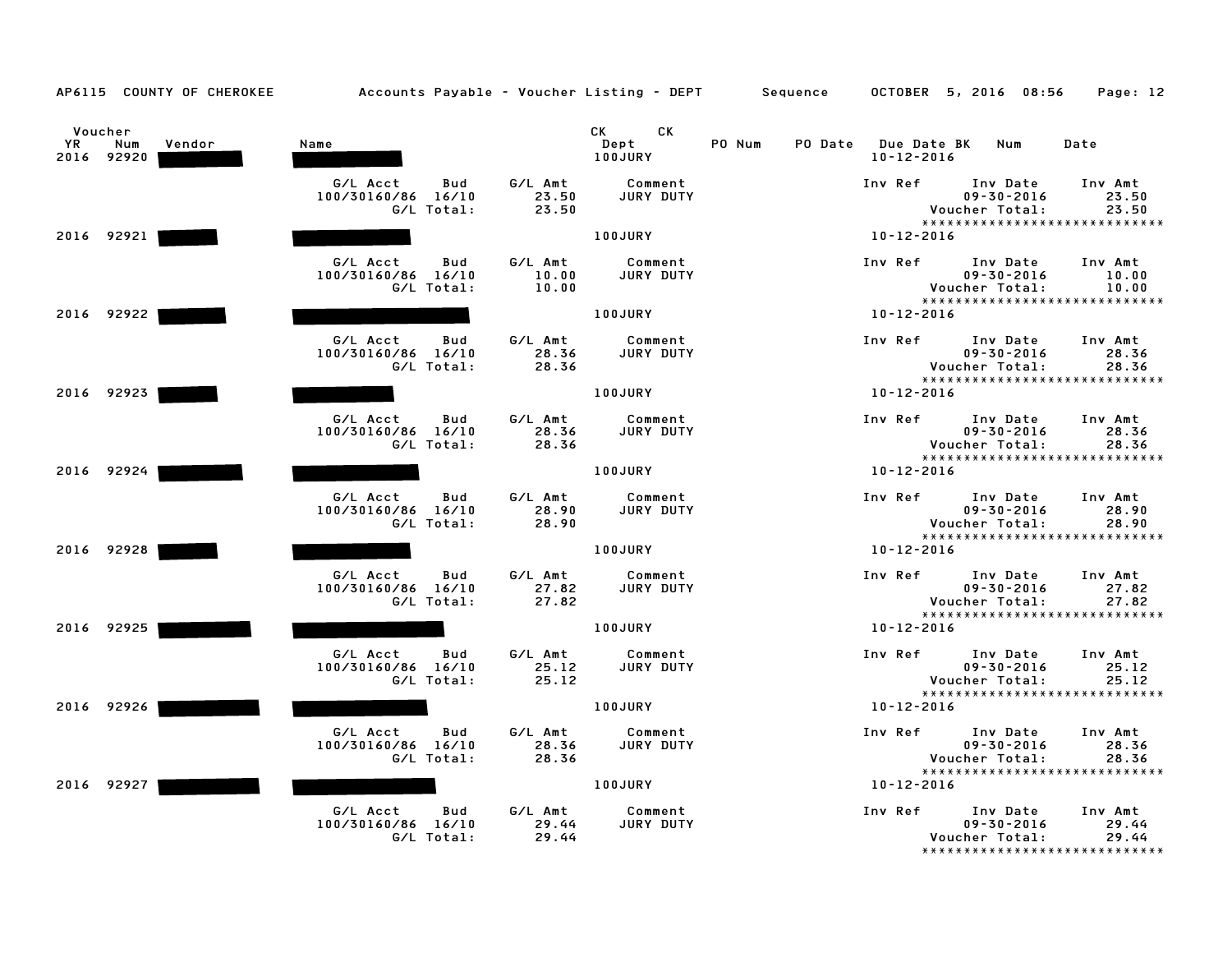AP6115 COUNTY OF CHEROKEE — Accounts Payable - Voucher Listing - DEPT — Sequence — OCTOBER 5, 2016 08:56

| Voucher YR | Num | Vendor | Name | CK Dept | CK | PO Num | PO Date | Due Date BK | Num | Date |
|---|---|---|---|---|---|---|---|---|---|---|
| 2016 | 92920 | [REDACTED] | [REDACTED] | 100JURY | | | | 10-12-2016 | | |

| G/L Acct | Bud | G/L Amt | Comment | Inv Ref | Inv Date | Inv Amt |
|---|---|---|---|---|---|---|
| 100/30160/86 | 16/10 | 23.50 | JURY DUTY | | 09-30-2016 | 23.50 |
| | G/L Total: | 23.50 | | | Voucher Total: | 23.50 |

*****************************

| YR | Num | Vendor | Name | Dept | Due Date |
|---|---|---|---|---|---|
| 2016 | 92921 | [REDACTED] | [REDACTED] | 100JURY | 10-12-2016 |

| G/L Acct | Bud | G/L Amt | Comment | Inv Ref | Inv Date | Inv Amt |
|---|---|---|---|---|---|---|
| 100/30160/86 | 16/10 | 10.00 | JURY DUTY | | 09-30-2016 | 10.00 |
| | G/L Total: | 10.00 | | | Voucher Total: | 10.00 |

*****************************

| YR | Num | Vendor | Name | Dept | Due Date |
|---|---|---|---|---|---|
| 2016 | 92922 | [REDACTED] | [REDACTED] | 100JURY | 10-12-2016 |

| G/L Acct | Bud | G/L Amt | Comment | Inv Ref | Inv Date | Inv Amt |
|---|---|---|---|---|---|---|
| 100/30160/86 | 16/10 | 28.36 | JURY DUTY | | 09-30-2016 | 28.36 |
| | G/L Total: | 28.36 | | | Voucher Total: | 28.36 |

*****************************

| YR | Num | Vendor | Name | Dept | Due Date |
|---|---|---|---|---|---|
| 2016 | 92923 | [REDACTED] | [REDACTED] | 100JURY | 10-12-2016 |

| G/L Acct | Bud | G/L Amt | Comment | Inv Ref | Inv Date | Inv Amt |
|---|---|---|---|---|---|---|
| 100/30160/86 | 16/10 | 28.36 | JURY DUTY | | 09-30-2016 | 28.36 |
| | G/L Total: | 28.36 | | | Voucher Total: | 28.36 |

*****************************

| YR | Num | Vendor | Name | Dept | Due Date |
|---|---|---|---|---|---|
| 2016 | 92924 | [REDACTED] | [REDACTED] | 100JURY | 10-12-2016 |

| G/L Acct | Bud | G/L Amt | Comment | Inv Ref | Inv Date | Inv Amt |
|---|---|---|---|---|---|---|
| 100/30160/86 | 16/10 | 28.90 | JURY DUTY | | 09-30-2016 | 28.90 |
| | G/L Total: | 28.90 | | | Voucher Total: | 28.90 |

*****************************

| YR | Num | Vendor | Name | Dept | Due Date |
|---|---|---|---|---|---|
| 2016 | 92928 | [REDACTED] | [REDACTED] | 100JURY | 10-12-2016 |

| G/L Acct | Bud | G/L Amt | Comment | Inv Ref | Inv Date | Inv Amt |
|---|---|---|---|---|---|---|
| 100/30160/86 | 16/10 | 27.82 | JURY DUTY | | 09-30-2016 | 27.82 |
| | G/L Total: | 27.82 | | | Voucher Total: | 27.82 |

*****************************

| YR | Num | Vendor | Name | Dept | Due Date |
|---|---|---|---|---|---|
| 2016 | 92925 | [REDACTED] | [REDACTED] | 100JURY | 10-12-2016 |

| G/L Acct | Bud | G/L Amt | Comment | Inv Ref | Inv Date | Inv Amt |
|---|---|---|---|---|---|---|
| 100/30160/86 | 16/10 | 25.12 | JURY DUTY | | 09-30-2016 | 25.12 |
| | G/L Total: | 25.12 | | | Voucher Total: | 25.12 |

*****************************

| YR | Num | Vendor | Name | Dept | Due Date |
|---|---|---|---|---|---|
| 2016 | 92926 | [REDACTED] | [REDACTED] | 100JURY | 10-12-2016 |

| G/L Acct | Bud | G/L Amt | Comment | Inv Ref | Inv Date | Inv Amt |
|---|---|---|---|---|---|---|
| 100/30160/86 | 16/10 | 28.36 | JURY DUTY | | 09-30-2016 | 28.36 |
| | G/L Total: | 28.36 | | | Voucher Total: | 28.36 |

*****************************

| YR | Num | Vendor | Name | Dept | Due Date |
|---|---|---|---|---|---|
| 2016 | 92927 | [REDACTED] | [REDACTED] | 100JURY | 10-12-2016 |

| G/L Acct | Bud | G/L Amt | Comment | Inv Ref | Inv Date | Inv Amt |
|---|---|---|---|---|---|---|
| 100/30160/86 | 16/10 | 29.44 | JURY DUTY | | 09-30-2016 | 29.44 |
| | G/L Total: | 29.44 | | | Voucher Total: | 29.44 |

*****************************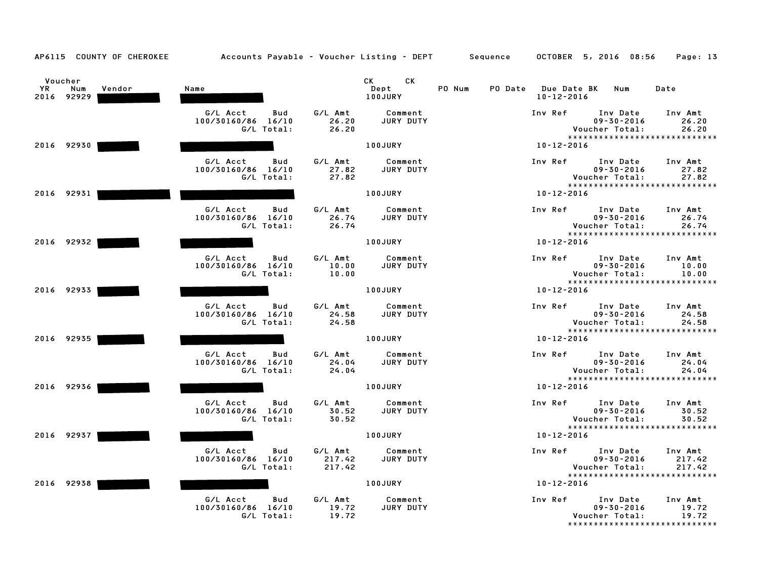AP6115 COUNTY OF CHEROKEE Accounts Payable - Voucher Listing - DEPT Sequence OCTOBER 5, 2016 08:56

| Voucher YR | Num | Vendor | Name | CK Dept | CK | PO Num | PO Date | Due Date BK | Num | Date |
|---|---|---|---|---|---|---|---|---|---|---|
| 2016 | 92929 | ███ | ███ | 100JURY | | | | 10-12-2016 | | |

| G/L Acct | Bud | G/L Amt | Comment | Inv Ref | Inv Date | Inv Amt |
|---|---|---|---|---|---|---|
| 100/30160/86 | 16/10 | 26.20 | JURY DUTY | | 09-30-2016 | 26.20 |
| | G/L Total: | 26.20 | | | Voucher Total: | 26.20 |

****************************

| Voucher YR | Num | Vendor | Name | CK Dept | Due Date |
|---|---|---|---|---|---|
| 2016 | 92930 | ███ | ███ | 100JURY | 10-12-2016 |

| G/L Acct | Bud | G/L Amt | Comment | Inv Ref | Inv Date | Inv Amt |
|---|---|---|---|---|---|---|
| 100/30160/86 | 16/10 | 27.82 | JURY DUTY | | 09-30-2016 | 27.82 |
| | G/L Total: | 27.82 | | | Voucher Total: | 27.82 |

****************************

| Voucher YR | Num | Vendor | Name | CK Dept | Due Date |
|---|---|---|---|---|---|
| 2016 | 92931 | ███ | ███ | 100JURY | 10-12-2016 |

| G/L Acct | Bud | G/L Amt | Comment | Inv Ref | Inv Date | Inv Amt |
|---|---|---|---|---|---|---|
| 100/30160/86 | 16/10 | 26.74 | JURY DUTY | | 09-30-2016 | 26.74 |
| | G/L Total: | 26.74 | | | Voucher Total: | 26.74 |

****************************

| Voucher YR | Num | Vendor | Name | CK Dept | Due Date |
|---|---|---|---|---|---|
| 2016 | 92932 | ███ | ███ | 100JURY | 10-12-2016 |

| G/L Acct | Bud | G/L Amt | Comment | Inv Ref | Inv Date | Inv Amt |
|---|---|---|---|---|---|---|
| 100/30160/86 | 16/10 | 10.00 | JURY DUTY | | 09-30-2016 | 10.00 |
| | G/L Total: | 10.00 | | | Voucher Total: | 10.00 |

****************************

| Voucher YR | Num | Vendor | Name | CK Dept | Due Date |
|---|---|---|---|---|---|
| 2016 | 92933 | ███ | ███ | 100JURY | 10-12-2016 |

| G/L Acct | Bud | G/L Amt | Comment | Inv Ref | Inv Date | Inv Amt |
|---|---|---|---|---|---|---|
| 100/30160/86 | 16/10 | 24.58 | JURY DUTY | | 09-30-2016 | 24.58 |
| | G/L Total: | 24.58 | | | Voucher Total: | 24.58 |

****************************

| Voucher YR | Num | Vendor | Name | CK Dept | Due Date |
|---|---|---|---|---|---|
| 2016 | 92935 | ███ | ███ | 100JURY | 10-12-2016 |

| G/L Acct | Bud | G/L Amt | Comment | Inv Ref | Inv Date | Inv Amt |
|---|---|---|---|---|---|---|
| 100/30160/86 | 16/10 | 24.04 | JURY DUTY | | 09-30-2016 | 24.04 |
| | G/L Total: | 24.04 | | | Voucher Total: | 24.04 |

****************************

| Voucher YR | Num | Vendor | Name | CK Dept | Due Date |
|---|---|---|---|---|---|
| 2016 | 92936 | ███ | ███ | 100JURY | 10-12-2016 |

| G/L Acct | Bud | G/L Amt | Comment | Inv Ref | Inv Date | Inv Amt |
|---|---|---|---|---|---|---|
| 100/30160/86 | 16/10 | 30.52 | JURY DUTY | | 09-30-2016 | 30.52 |
| | G/L Total: | 30.52 | | | Voucher Total: | 30.52 |

****************************

| Voucher YR | Num | Vendor | Name | CK Dept | Due Date |
|---|---|---|---|---|---|
| 2016 | 92937 | ███ | ███ | 100JURY | 10-12-2016 |

| G/L Acct | Bud | G/L Amt | Comment | Inv Ref | Inv Date | Inv Amt |
|---|---|---|---|---|---|---|
| 100/30160/86 | 16/10 | 217.42 | JURY DUTY | | 09-30-2016 | 217.42 |
| | G/L Total: | 217.42 | | | Voucher Total: | 217.42 |

****************************

| Voucher YR | Num | Vendor | Name | CK Dept | Due Date |
|---|---|---|---|---|---|
| 2016 | 92938 | ███ | ███ | 100JURY | 10-12-2016 |

| G/L Acct | Bud | G/L Amt | Comment | Inv Ref | Inv Date | Inv Amt |
|---|---|---|---|---|---|---|
| 100/30160/86 | 16/10 | 19.72 | JURY DUTY | | 09-30-2016 | 19.72 |
| | G/L Total: | 19.72 | | | Voucher Total: | 19.72 |

****************************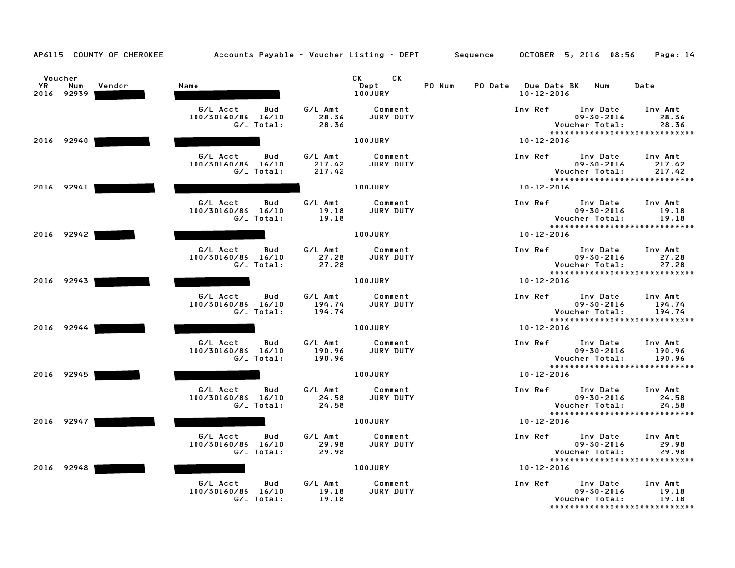AP6115 COUNTY OF CHEROKEE Accounts Payable - Voucher Listing - DEPT Sequence OCTOBER 5, 2016 08:56

| Voucher YR | Num | Vendor | Name | CK Dept | CK | PO Num | PO Date | Due Date BK | Num | Date |
|---|---|---|---|---|---|---|---|---|---|---|
| 2016 | 92939 | | | 100JURY | | | | 10-12-2016 | | |

| G/L Acct | Bud | G/L Amt | Comment | Inv Ref | Inv Date | Inv Amt |
|---|---|---|---|---|---|---|
| 100/30160/86 | 16/10 | 28.36 | JURY DUTY | | 09-30-2016 | 28.36 |
| | G/L Total: | 28.36 | | | Voucher Total: | 28.36 |

****************************

| YR | Num | Vendor | Name | Dept | Due Date |
|---|---|---|---|---|---|
| 2016 | 92940 | | | 100JURY | 10-12-2016 |

| G/L Acct | Bud | G/L Amt | Comment | Inv Ref | Inv Date | Inv Amt |
|---|---|---|---|---|---|---|
| 100/30160/86 | 16/10 | 217.42 | JURY DUTY | | 09-30-2016 | 217.42 |
| | G/L Total: | 217.42 | | | Voucher Total: | 217.42 |

****************************

| YR | Num | Vendor | Name | Dept | Due Date |
|---|---|---|---|---|---|
| 2016 | 92941 | | | 100JURY | 10-12-2016 |

| G/L Acct | Bud | G/L Amt | Comment | Inv Ref | Inv Date | Inv Amt |
|---|---|---|---|---|---|---|
| 100/30160/86 | 16/10 | 19.18 | JURY DUTY | | 09-30-2016 | 19.18 |
| | G/L Total: | 19.18 | | | Voucher Total: | 19.18 |

****************************

| YR | Num | Vendor | Name | Dept | Due Date |
|---|---|---|---|---|---|
| 2016 | 92942 | | | 100JURY | 10-12-2016 |

| G/L Acct | Bud | G/L Amt | Comment | Inv Ref | Inv Date | Inv Amt |
|---|---|---|---|---|---|---|
| 100/30160/86 | 16/10 | 27.28 | JURY DUTY | | 09-30-2016 | 27.28 |
| | G/L Total: | 27.28 | | | Voucher Total: | 27.28 |

****************************

| YR | Num | Vendor | Name | Dept | Due Date |
|---|---|---|---|---|---|
| 2016 | 92943 | | | 100JURY | 10-12-2016 |

| G/L Acct | Bud | G/L Amt | Comment | Inv Ref | Inv Date | Inv Amt |
|---|---|---|---|---|---|---|
| 100/30160/86 | 16/10 | 194.74 | JURY DUTY | | 09-30-2016 | 194.74 |
| | G/L Total: | 194.74 | | | Voucher Total: | 194.74 |

****************************

| YR | Num | Vendor | Name | Dept | Due Date |
|---|---|---|---|---|---|
| 2016 | 92944 | | | 100JURY | 10-12-2016 |

| G/L Acct | Bud | G/L Amt | Comment | Inv Ref | Inv Date | Inv Amt |
|---|---|---|---|---|---|---|
| 100/30160/86 | 16/10 | 190.96 | JURY DUTY | | 09-30-2016 | 190.96 |
| | G/L Total: | 190.96 | | | Voucher Total: | 190.96 |

****************************

| YR | Num | Vendor | Name | Dept | Due Date |
|---|---|---|---|---|---|
| 2016 | 92945 | | | 100JURY | 10-12-2016 |

| G/L Acct | Bud | G/L Amt | Comment | Inv Ref | Inv Date | Inv Amt |
|---|---|---|---|---|---|---|
| 100/30160/86 | 16/10 | 24.58 | JURY DUTY | | 09-30-2016 | 24.58 |
| | G/L Total: | 24.58 | | | Voucher Total: | 24.58 |

****************************

| YR | Num | Vendor | Name | Dept | Due Date |
|---|---|---|---|---|---|
| 2016 | 92947 | | | 100JURY | 10-12-2016 |

| G/L Acct | Bud | G/L Amt | Comment | Inv Ref | Inv Date | Inv Amt |
|---|---|---|---|---|---|---|
| 100/30160/86 | 16/10 | 29.98 | JURY DUTY | | 09-30-2016 | 29.98 |
| | G/L Total: | 29.98 | | | Voucher Total: | 29.98 |

****************************

| YR | Num | Vendor | Name | Dept | Due Date |
|---|---|---|---|---|---|
| 2016 | 92948 | | | 100JURY | 10-12-2016 |

| G/L Acct | Bud | G/L Amt | Comment | Inv Ref | Inv Date | Inv Amt |
|---|---|---|---|---|---|---|
| 100/30160/86 | 16/10 | 19.18 | JURY DUTY | | 09-30-2016 | 19.18 |
| | G/L Total: | 19.18 | | | Voucher Total: | 19.18 |

****************************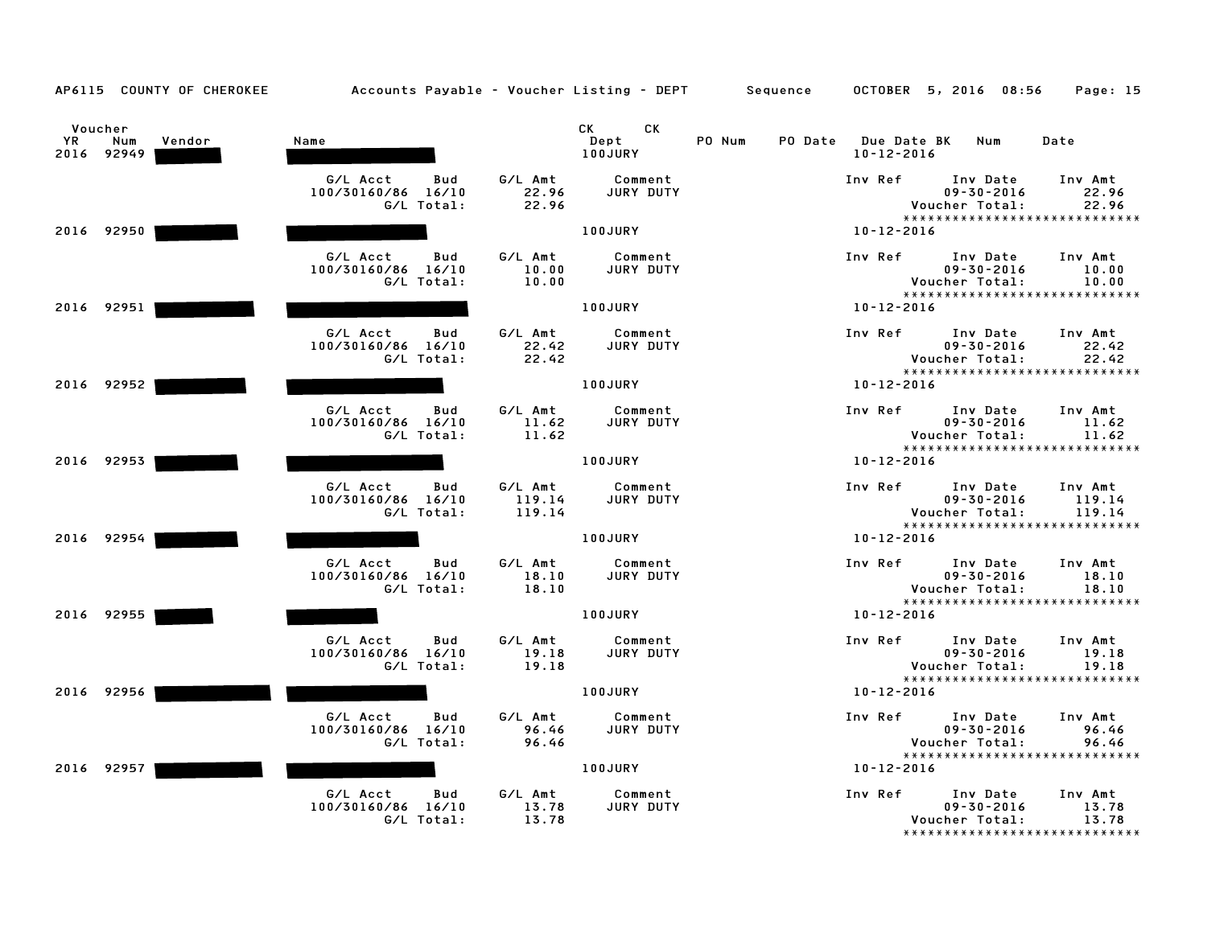AP6115 COUNTY OF CHEROKEE Accounts Payable - Voucher Listing - DEPT Sequence OCTOBER 5, 2016 08:56

| Voucher YR | Voucher Num | Vendor | Name | CK Dept | CK | PO Num | PO Date | Due Date BK | Num | Date |
|---|---|---|---|---|---|---|---|---|---|---|
| 2016 | 92949 | [REDACTED] | [REDACTED] | 100JURY | | | | 10-12-2016 | | |

| G/L Acct | Bud | G/L Amt | Comment | Inv Ref | Inv Date | Inv Amt |
|---|---|---|---|---|---|---|
| 100/30160/86 | 16/10 | 22.96 | JURY DUTY | | 09-30-2016 | 22.96 |
| | G/L Total: | 22.96 | | | Voucher Total: | 22.96 |

****************************

| Voucher YR | Voucher Num | Vendor | Name | CK Dept | Due Date |
|---|---|---|---|---|---|
| 2016 | 92950 | [REDACTED] | [REDACTED] | 100JURY | 10-12-2016 |

| G/L Acct | Bud | G/L Amt | Comment | Inv Ref | Inv Date | Inv Amt |
|---|---|---|---|---|---|---|
| 100/30160/86 | 16/10 | 10.00 | JURY DUTY | | 09-30-2016 | 10.00 |
| | G/L Total: | 10.00 | | | Voucher Total: | 10.00 |

****************************

| Voucher YR | Voucher Num | Vendor | Name | CK Dept | Due Date |
|---|---|---|---|---|---|
| 2016 | 92951 | [REDACTED] | [REDACTED] | 100JURY | 10-12-2016 |

| G/L Acct | Bud | G/L Amt | Comment | Inv Ref | Inv Date | Inv Amt |
|---|---|---|---|---|---|---|
| 100/30160/86 | 16/10 | 22.42 | JURY DUTY | | 09-30-2016 | 22.42 |
| | G/L Total: | 22.42 | | | Voucher Total: | 22.42 |

****************************

| Voucher YR | Voucher Num | Vendor | Name | CK Dept | Due Date |
|---|---|---|---|---|---|
| 2016 | 92952 | [REDACTED] | [REDACTED] | 100JURY | 10-12-2016 |

| G/L Acct | Bud | G/L Amt | Comment | Inv Ref | Inv Date | Inv Amt |
|---|---|---|---|---|---|---|
| 100/30160/86 | 16/10 | 11.62 | JURY DUTY | | 09-30-2016 | 11.62 |
| | G/L Total: | 11.62 | | | Voucher Total: | 11.62 |

****************************

| Voucher YR | Voucher Num | Vendor | Name | CK Dept | Due Date |
|---|---|---|---|---|---|
| 2016 | 92953 | [REDACTED] | [REDACTED] | 100JURY | 10-12-2016 |

| G/L Acct | Bud | G/L Amt | Comment | Inv Ref | Inv Date | Inv Amt |
|---|---|---|---|---|---|---|
| 100/30160/86 | 16/10 | 119.14 | JURY DUTY | | 09-30-2016 | 119.14 |
| | G/L Total: | 119.14 | | | Voucher Total: | 119.14 |

****************************

| Voucher YR | Voucher Num | Vendor | Name | CK Dept | Due Date |
|---|---|---|---|---|---|
| 2016 | 92954 | [REDACTED] | [REDACTED] | 100JURY | 10-12-2016 |

| G/L Acct | Bud | G/L Amt | Comment | Inv Ref | Inv Date | Inv Amt |
|---|---|---|---|---|---|---|
| 100/30160/86 | 16/10 | 18.10 | JURY DUTY | | 09-30-2016 | 18.10 |
| | G/L Total: | 18.10 | | | Voucher Total: | 18.10 |

****************************

| Voucher YR | Voucher Num | Vendor | Name | CK Dept | Due Date |
|---|---|---|---|---|---|
| 2016 | 92955 | [REDACTED] | [REDACTED] | 100JURY | 10-12-2016 |

| G/L Acct | Bud | G/L Amt | Comment | Inv Ref | Inv Date | Inv Amt |
|---|---|---|---|---|---|---|
| 100/30160/86 | 16/10 | 19.18 | JURY DUTY | | 09-30-2016 | 19.18 |
| | G/L Total: | 19.18 | | | Voucher Total: | 19.18 |

****************************

| Voucher YR | Voucher Num | Vendor | Name | CK Dept | Due Date |
|---|---|---|---|---|---|
| 2016 | 92956 | [REDACTED] | [REDACTED] | 100JURY | 10-12-2016 |

| G/L Acct | Bud | G/L Amt | Comment | Inv Ref | Inv Date | Inv Amt |
|---|---|---|---|---|---|---|
| 100/30160/86 | 16/10 | 96.46 | JURY DUTY | | 09-30-2016 | 96.46 |
| | G/L Total: | 96.46 | | | Voucher Total: | 96.46 |

****************************

| Voucher YR | Voucher Num | Vendor | Name | CK Dept | Due Date |
|---|---|---|---|---|---|
| 2016 | 92957 | [REDACTED] | [REDACTED] | 100JURY | 10-12-2016 |

| G/L Acct | Bud | G/L Amt | Comment | Inv Ref | Inv Date | Inv Amt |
|---|---|---|---|---|---|---|
| 100/30160/86 | 16/10 | 13.78 | JURY DUTY | | 09-30-2016 | 13.78 |
| | G/L Total: | 13.78 | | | Voucher Total: | 13.78 |

****************************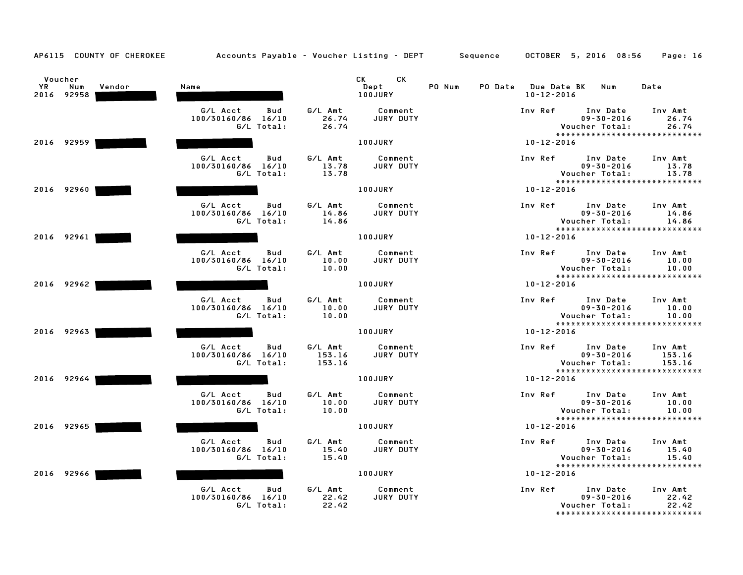AP6115 COUNTY OF CHEROKEE Accounts Payable - Voucher Listing - DEPT Sequence OCTOBER 5, 2016 08:56

| Voucher YR | Voucher Num | Vendor | Name | CK Dept | CK | PO Num | PO Date | Due Date BK | Num | Date |
|---|---|---|---|---|---|---|---|---|---|---|
| 2016 | 92958 | ███ | ███ | 100JURY | | | | 10-12-2016 | | |

| G/L Acct | Bud | G/L Amt | Comment | Inv Ref | Inv Date | Inv Amt |
|---|---|---|---|---|---|---|
| 100/30160/86 | 16/10 | 26.74 | JURY DUTY | | 09-30-2016 | 26.74 |
| | G/L Total: | 26.74 | | | Voucher Total: | 26.74 |

****************************

| Voucher YR | Voucher Num | Vendor | Name | CK Dept | CK | PO Num | PO Date | Due Date BK | Num | Date |
|---|---|---|---|---|---|---|---|---|---|---|
| 2016 | 92959 | ███ | ███ | 100JURY | | | | 10-12-2016 | | |

| G/L Acct | Bud | G/L Amt | Comment | Inv Ref | Inv Date | Inv Amt |
|---|---|---|---|---|---|---|
| 100/30160/86 | 16/10 | 13.78 | JURY DUTY | | 09-30-2016 | 13.78 |
| | G/L Total: | 13.78 | | | Voucher Total: | 13.78 |

****************************

| Voucher YR | Voucher Num | Vendor | Name | CK Dept | CK | PO Num | PO Date | Due Date BK | Num | Date |
|---|---|---|---|---|---|---|---|---|---|---|
| 2016 | 92960 | ███ | ███ | 100JURY | | | | 10-12-2016 | | |

| G/L Acct | Bud | G/L Amt | Comment | Inv Ref | Inv Date | Inv Amt |
|---|---|---|---|---|---|---|
| 100/30160/86 | 16/10 | 14.86 | JURY DUTY | | 09-30-2016 | 14.86 |
| | G/L Total: | 14.86 | | | Voucher Total: | 14.86 |

****************************

| Voucher YR | Voucher Num | Vendor | Name | CK Dept | CK | PO Num | PO Date | Due Date BK | Num | Date |
|---|---|---|---|---|---|---|---|---|---|---|
| 2016 | 92961 | ███ | ███ | 100JURY | | | | 10-12-2016 | | |

| G/L Acct | Bud | G/L Amt | Comment | Inv Ref | Inv Date | Inv Amt |
|---|---|---|---|---|---|---|
| 100/30160/86 | 16/10 | 10.00 | JURY DUTY | | 09-30-2016 | 10.00 |
| | G/L Total: | 10.00 | | | Voucher Total: | 10.00 |

****************************

| Voucher YR | Voucher Num | Vendor | Name | CK Dept | CK | PO Num | PO Date | Due Date BK | Num | Date |
|---|---|---|---|---|---|---|---|---|---|---|
| 2016 | 92962 | ███ | ███ | 100JURY | | | | 10-12-2016 | | |

| G/L Acct | Bud | G/L Amt | Comment | Inv Ref | Inv Date | Inv Amt |
|---|---|---|---|---|---|---|
| 100/30160/86 | 16/10 | 10.00 | JURY DUTY | | 09-30-2016 | 10.00 |
| | G/L Total: | 10.00 | | | Voucher Total: | 10.00 |

****************************

| Voucher YR | Voucher Num | Vendor | Name | CK Dept | CK | PO Num | PO Date | Due Date BK | Num | Date |
|---|---|---|---|---|---|---|---|---|---|---|
| 2016 | 92963 | ███ | ███ | 100JURY | | | | 10-12-2016 | | |

| G/L Acct | Bud | G/L Amt | Comment | Inv Ref | Inv Date | Inv Amt |
|---|---|---|---|---|---|---|
| 100/30160/86 | 16/10 | 153.16 | JURY DUTY | | 09-30-2016 | 153.16 |
| | G/L Total: | 153.16 | | | Voucher Total: | 153.16 |

****************************

| Voucher YR | Voucher Num | Vendor | Name | CK Dept | CK | PO Num | PO Date | Due Date BK | Num | Date |
|---|---|---|---|---|---|---|---|---|---|---|
| 2016 | 92964 | ███ | ███ | 100JURY | | | | 10-12-2016 | | |

| G/L Acct | Bud | G/L Amt | Comment | Inv Ref | Inv Date | Inv Amt |
|---|---|---|---|---|---|---|
| 100/30160/86 | 16/10 | 10.00 | JURY DUTY | | 09-30-2016 | 10.00 |
| | G/L Total: | 10.00 | | | Voucher Total: | 10.00 |

****************************

| Voucher YR | Voucher Num | Vendor | Name | CK Dept | CK | PO Num | PO Date | Due Date BK | Num | Date |
|---|---|---|---|---|---|---|---|---|---|---|
| 2016 | 92965 | ███ | ███ | 100JURY | | | | 10-12-2016 | | |

| G/L Acct | Bud | G/L Amt | Comment | Inv Ref | Inv Date | Inv Amt |
|---|---|---|---|---|---|---|
| 100/30160/86 | 16/10 | 15.40 | JURY DUTY | | 09-30-2016 | 15.40 |
| | G/L Total: | 15.40 | | | Voucher Total: | 15.40 |

****************************

| Voucher YR | Voucher Num | Vendor | Name | CK Dept | CK | PO Num | PO Date | Due Date BK | Num | Date |
|---|---|---|---|---|---|---|---|---|---|---|
| 2016 | 92966 | ███ | ███ | 100JURY | | | | 10-12-2016 | | |

| G/L Acct | Bud | G/L Amt | Comment | Inv Ref | Inv Date | Inv Amt |
|---|---|---|---|---|---|---|
| 100/30160/86 | 16/10 | 22.42 | JURY DUTY | | 09-30-2016 | 22.42 |
| | G/L Total: | 22.42 | | | Voucher Total: | 22.42 |

****************************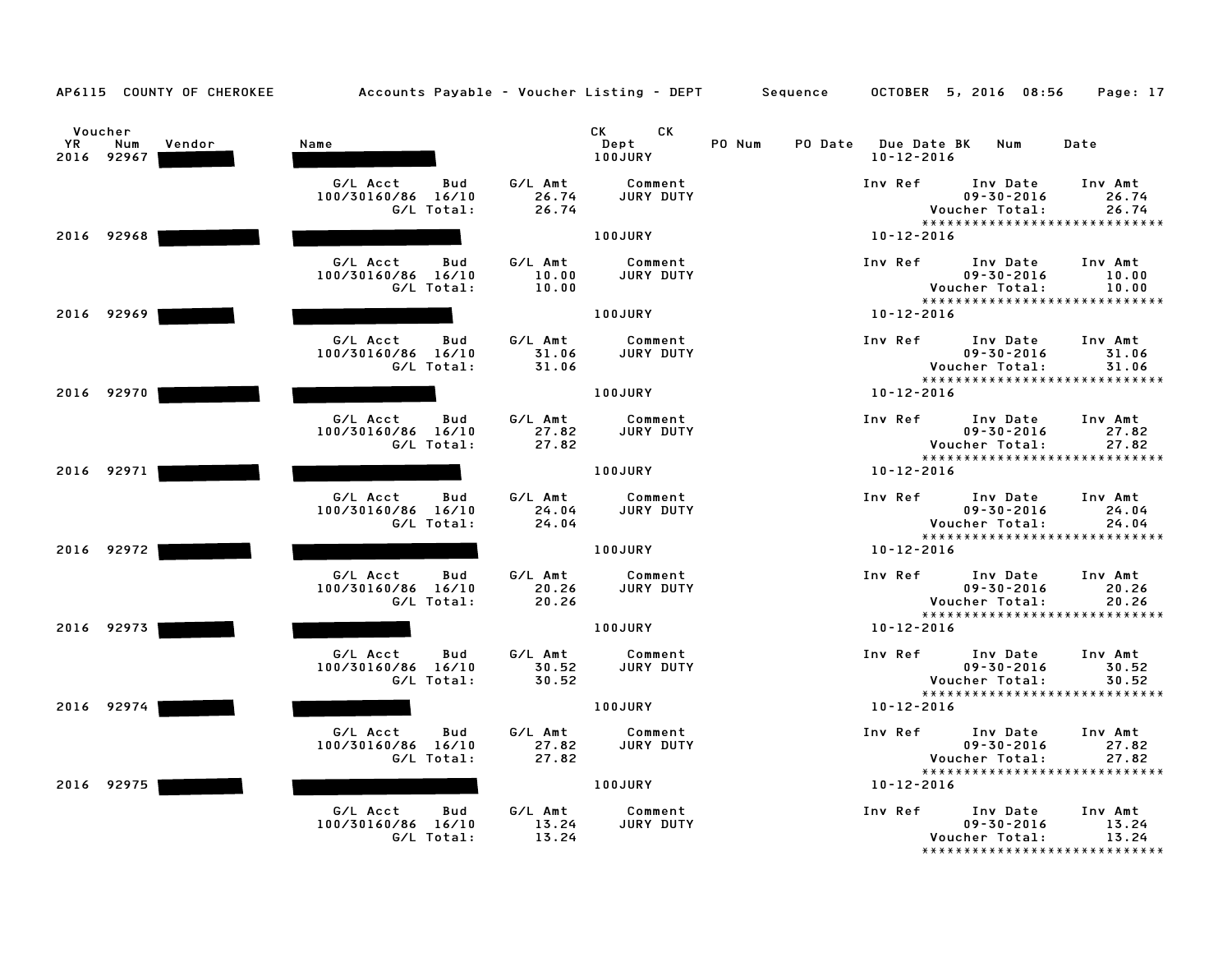AP6115 COUNTY OF CHEROKEE Accounts Payable - Voucher Listing - DEPT Sequence OCTOBER 5, 2016 08:56

| Voucher YR | Voucher Num | Vendor | Name | CK Dept | CK | PO Num | PO Date | Due Date | BK | Num | Date |
|---|---|---|---|---|---|---|---|---|---|---|---|
| 2016 | 92967 | | | 100JURY | | | | 10-12-2016 | | | |

| G/L Acct | Bud | G/L Amt | Comment | Inv Ref | Inv Date | Inv Amt |
|---|---|---|---|---|---|---|
| 100/30160/86 | 16/10 | 26.74 | JURY DUTY | | 09-30-2016 | 26.74 |
| | G/L Total: | 26.74 | | | Voucher Total: | 26.74 |

*****************************

| Voucher YR | Voucher Num | Vendor | Name | CK Dept | Due Date |
|---|---|---|---|---|---|
| 2016 | 92968 | | | 100JURY | 10-12-2016 |

| G/L Acct | Bud | G/L Amt | Comment | Inv Ref | Inv Date | Inv Amt |
|---|---|---|---|---|---|---|
| 100/30160/86 | 16/10 | 10.00 | JURY DUTY | | 09-30-2016 | 10.00 |
| | G/L Total: | 10.00 | | | Voucher Total: | 10.00 |

*****************************

| Voucher YR | Voucher Num | Vendor | Name | CK Dept | Due Date |
|---|---|---|---|---|---|
| 2016 | 92969 | | | 100JURY | 10-12-2016 |

| G/L Acct | Bud | G/L Amt | Comment | Inv Ref | Inv Date | Inv Amt |
|---|---|---|---|---|---|---|
| 100/30160/86 | 16/10 | 31.06 | JURY DUTY | | 09-30-2016 | 31.06 |
| | G/L Total: | 31.06 | | | Voucher Total: | 31.06 |

*****************************

| Voucher YR | Voucher Num | Vendor | Name | CK Dept | Due Date |
|---|---|---|---|---|---|
| 2016 | 92970 | | | 100JURY | 10-12-2016 |

| G/L Acct | Bud | G/L Amt | Comment | Inv Ref | Inv Date | Inv Amt |
|---|---|---|---|---|---|---|
| 100/30160/86 | 16/10 | 27.82 | JURY DUTY | | 09-30-2016 | 27.82 |
| | G/L Total: | 27.82 | | | Voucher Total: | 27.82 |

*****************************

| Voucher YR | Voucher Num | Vendor | Name | CK Dept | Due Date |
|---|---|---|---|---|---|
| 2016 | 92971 | | | 100JURY | 10-12-2016 |

| G/L Acct | Bud | G/L Amt | Comment | Inv Ref | Inv Date | Inv Amt |
|---|---|---|---|---|---|---|
| 100/30160/86 | 16/10 | 24.04 | JURY DUTY | | 09-30-2016 | 24.04 |
| | G/L Total: | 24.04 | | | Voucher Total: | 24.04 |

*****************************

| Voucher YR | Voucher Num | Vendor | Name | CK Dept | Due Date |
|---|---|---|---|---|---|
| 2016 | 92972 | | | 100JURY | 10-12-2016 |

| G/L Acct | Bud | G/L Amt | Comment | Inv Ref | Inv Date | Inv Amt |
|---|---|---|---|---|---|---|
| 100/30160/86 | 16/10 | 20.26 | JURY DUTY | | 09-30-2016 | 20.26 |
| | G/L Total: | 20.26 | | | Voucher Total: | 20.26 |

*****************************

| Voucher YR | Voucher Num | Vendor | Name | CK Dept | Due Date |
|---|---|---|---|---|---|
| 2016 | 92973 | | | 100JURY | 10-12-2016 |

| G/L Acct | Bud | G/L Amt | Comment | Inv Ref | Inv Date | Inv Amt |
|---|---|---|---|---|---|---|
| 100/30160/86 | 16/10 | 30.52 | JURY DUTY | | 09-30-2016 | 30.52 |
| | G/L Total: | 30.52 | | | Voucher Total: | 30.52 |

*****************************

| Voucher YR | Voucher Num | Vendor | Name | CK Dept | Due Date |
|---|---|---|---|---|---|
| 2016 | 92974 | | | 100JURY | 10-12-2016 |

| G/L Acct | Bud | G/L Amt | Comment | Inv Ref | Inv Date | Inv Amt |
|---|---|---|---|---|---|---|
| 100/30160/86 | 16/10 | 27.82 | JURY DUTY | | 09-30-2016 | 27.82 |
| | G/L Total: | 27.82 | | | Voucher Total: | 27.82 |

*****************************

| Voucher YR | Voucher Num | Vendor | Name | CK Dept | Due Date |
|---|---|---|---|---|---|
| 2016 | 92975 | | | 100JURY | 10-12-2016 |

| G/L Acct | Bud | G/L Amt | Comment | Inv Ref | Inv Date | Inv Amt |
|---|---|---|---|---|---|---|
| 100/30160/86 | 16/10 | 13.24 | JURY DUTY | | 09-30-2016 | 13.24 |
| | G/L Total: | 13.24 | | | Voucher Total: | 13.24 |

*****************************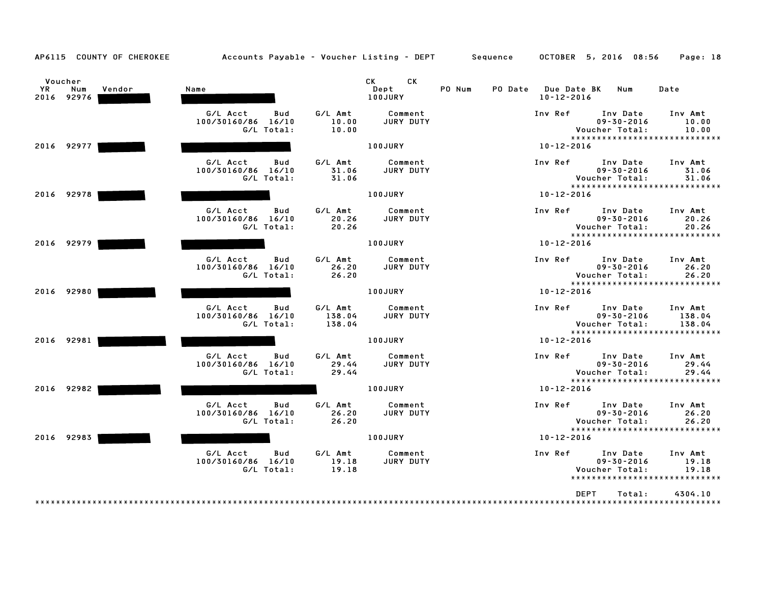AP6115 COUNTY OF CHEROKEE Accounts Payable - Voucher Listing - DEPT Sequence OCTOBER 5, 2016 08:56 Page: 18

| Voucher YR | Voucher Num | Vendor | Name | CK Dept | CK | PO Num | PO Date | Due Date BK | Num | Date |
|---|---|---|---|---|---|---|---|---|---|---|
| 2016 | 92976 | | | 100JURY | | | | 10-12-2016 | | |

| G/L Acct | Bud | G/L Amt | Comment | Inv Ref | Inv Date | Inv Amt |
|---|---|---|---|---|---|---|
| 100/30160/86 | 16/10 | 10.00 | JURY DUTY | | 09-30-2016 | 10.00 |
| | G/L Total: | 10.00 | | | Voucher Total: | 10.00 |

****************************

| YR | Num | Vendor | Name | Dept | Due Date |
|---|---|---|---|---|---|
| 2016 | 92977 | | | 100JURY | 10-12-2016 |

| G/L Acct | Bud | G/L Amt | Comment | Inv Ref | Inv Date | Inv Amt |
|---|---|---|---|---|---|---|
| 100/30160/86 | 16/10 | 31.06 | JURY DUTY | | 09-30-2016 | 31.06 |
| | G/L Total: | 31.06 | | | Voucher Total: | 31.06 |

****************************

| YR | Num | Vendor | Name | Dept | Due Date |
|---|---|---|---|---|---|
| 2016 | 92978 | | | 100JURY | 10-12-2016 |

| G/L Acct | Bud | G/L Amt | Comment | Inv Ref | Inv Date | Inv Amt |
|---|---|---|---|---|---|---|
| 100/30160/86 | 16/10 | 20.26 | JURY DUTY | | 09-30-2016 | 20.26 |
| | G/L Total: | 20.26 | | | Voucher Total: | 20.26 |

****************************

| YR | Num | Vendor | Name | Dept | Due Date |
|---|---|---|---|---|---|
| 2016 | 92979 | | | 100JURY | 10-12-2016 |

| G/L Acct | Bud | G/L Amt | Comment | Inv Ref | Inv Date | Inv Amt |
|---|---|---|---|---|---|---|
| 100/30160/86 | 16/10 | 26.20 | JURY DUTY | | 09-30-2016 | 26.20 |
| | G/L Total: | 26.20 | | | Voucher Total: | 26.20 |

****************************

| YR | Num | Vendor | Name | Dept | Due Date |
|---|---|---|---|---|---|
| 2016 | 92980 | | | 100JURY | 10-12-2016 |

| G/L Acct | Bud | G/L Amt | Comment | Inv Ref | Inv Date | Inv Amt |
|---|---|---|---|---|---|---|
| 100/30160/86 | 16/10 | 138.04 | JURY DUTY | | 09-30-2106 | 138.04 |
| | G/L Total: | 138.04 | | | Voucher Total: | 138.04 |

****************************

| YR | Num | Vendor | Name | Dept | Due Date |
|---|---|---|---|---|---|
| 2016 | 92981 | | | 100JURY | 10-12-2016 |

| G/L Acct | Bud | G/L Amt | Comment | Inv Ref | Inv Date | Inv Amt |
|---|---|---|---|---|---|---|
| 100/30160/86 | 16/10 | 29.44 | JURY DUTY | | 09-30-2016 | 29.44 |
| | G/L Total: | 29.44 | | | Voucher Total: | 29.44 |

****************************

| YR | Num | Vendor | Name | Dept | Due Date |
|---|---|---|---|---|---|
| 2016 | 92982 | | | 100JURY | 10-12-2016 |

| G/L Acct | Bud | G/L Amt | Comment | Inv Ref | Inv Date | Inv Amt |
|---|---|---|---|---|---|---|
| 100/30160/86 | 16/10 | 26.20 | JURY DUTY | | 09-30-2016 | 26.20 |
| | G/L Total: | 26.20 | | | Voucher Total: | 26.20 |

****************************

| YR | Num | Vendor | Name | Dept | Due Date |
|---|---|---|---|---|---|
| 2016 | 92983 | | | 100JURY | 10-12-2016 |

| G/L Acct | Bud | G/L Amt | Comment | Inv Ref | Inv Date | Inv Amt |
|---|---|---|---|---|---|---|
| 100/30160/86 | 16/10 | 19.18 | JURY DUTY | | 09-30-2016 | 19.18 |
| | G/L Total: | 19.18 | | | Voucher Total: | 19.18 |

****************************

DEPT Total: 4304.10

****************************************************************************************************************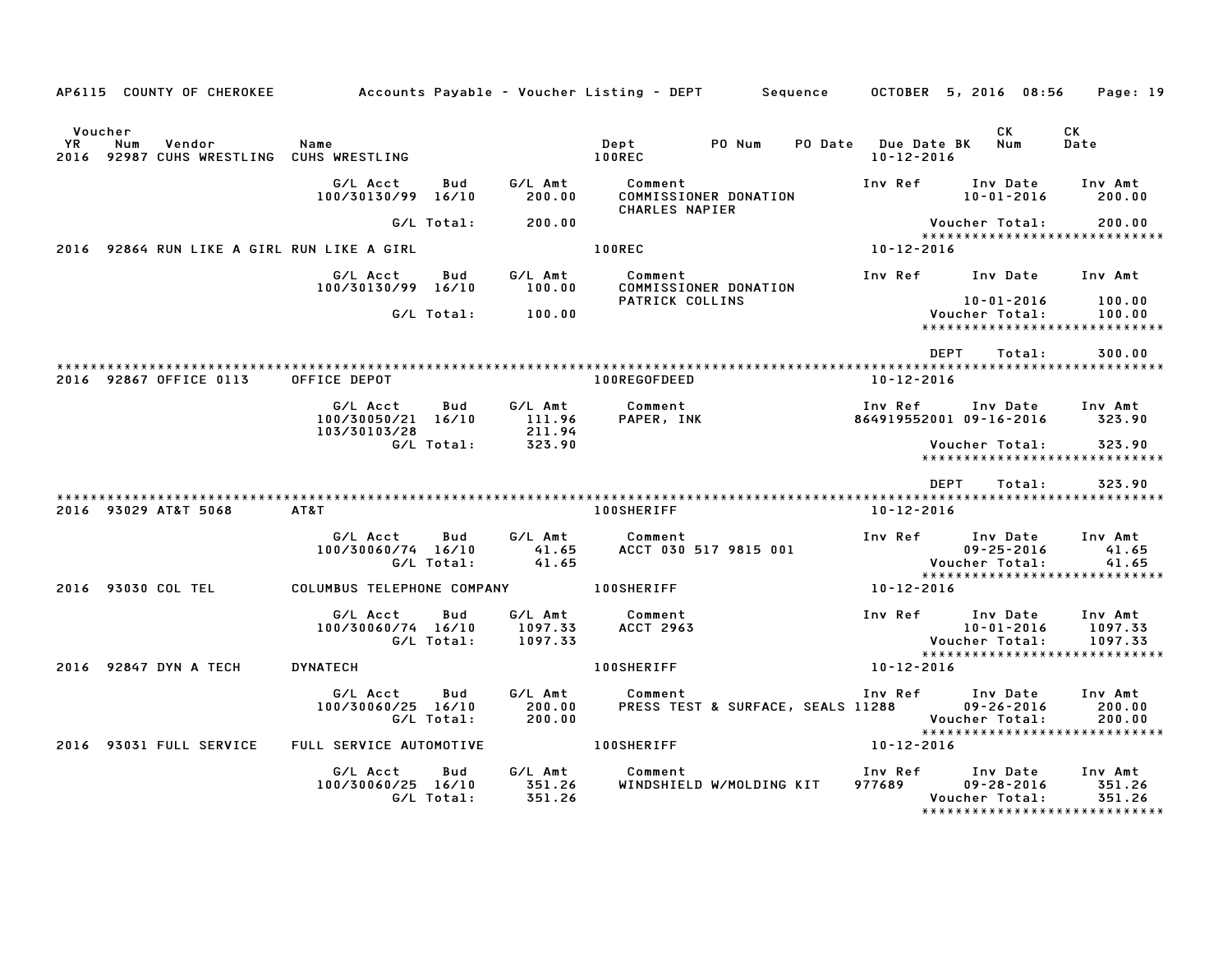AP6115 COUNTY OF CHEROKEE — Accounts Payable - Voucher Listing - DEPT — Sequence — OCTOBER 5, 2016 08:56

| Voucher YR | Num | Vendor | Name | Dept | PO Num | PO Date | Due Date BK | CK Num | CK Date |
|---|---|---|---|---|---|---|---|---|---|
| 2016 | 92987 | CUHS WRESTLING | CUHS WRESTLING | 100REC | | | 10-12-2016 | | |

| G/L Acct | Bud | G/L Amt | Comment | Inv Ref | Inv Date | Inv Amt |
|---|---|---|---|---|---|---|
| 100/30130/99 | 16/10 | 200.00 | COMMISSIONER DONATION CHARLES NAPIER | | 10-01-2016 | 200.00 |
| G/L Total: | | 200.00 | | | Voucher Total: | 200.00 |

*****************************

| Voucher YR | Num | Vendor | Name | Dept | Due Date BK |
|---|---|---|---|---|---|
| 2016 | 92864 | RUN LIKE A GIRL | RUN LIKE A GIRL | 100REC | 10-12-2016 |

| G/L Acct | Bud | G/L Amt | Comment | Inv Ref | Inv Date | Inv Amt |
|---|---|---|---|---|---|---|
| 100/30130/99 | 16/10 | 100.00 | COMMISSIONER DONATION PATRICK COLLINS | | 10-01-2016 | 100.00 |
| G/L Total: | | 100.00 | | | Voucher Total: | 100.00 |

*****************************

DEPT Total: 300.00

*****************************

| Voucher YR | Num | Vendor | Name | Dept | Due Date BK |
|---|---|---|---|---|---|
| 2016 | 92867 | OFFICE 0113 | OFFICE DEPOT | 100REGOFDEED | 10-12-2016 |

| G/L Acct | Bud | G/L Amt | Comment | Inv Ref | Inv Date | Inv Amt |
|---|---|---|---|---|---|---|
| 100/30050/21 | 16/10 | 111.96 | PAPER, INK | 864919552001 | 09-16-2016 | 323.90 |
| 103/30103/28 | | 211.94 | | | | |
| G/L Total: | | 323.90 | | | Voucher Total: | 323.90 |

*****************************

DEPT Total: 323.90

*****************************

| Voucher YR | Num | Vendor | Name | Dept | Due Date BK |
|---|---|---|---|---|---|
| 2016 | 93029 | AT&T 5068 | AT&T | 100SHERIFF | 10-12-2016 |

| G/L Acct | Bud | G/L Amt | Comment | Inv Ref | Inv Date | Inv Amt |
|---|---|---|---|---|---|---|
| 100/30060/74 | 16/10 | 41.65 | ACCT 030 517 9815 001 | | 09-25-2016 | 41.65 |
| G/L Total: | | 41.65 | | | Voucher Total: | 41.65 |

*****************************

| Voucher YR | Num | Vendor | Name | Dept | Due Date BK |
|---|---|---|---|---|---|
| 2016 | 93030 | COL TEL | COLUMBUS TELEPHONE COMPANY | 100SHERIFF | 10-12-2016 |

| G/L Acct | Bud | G/L Amt | Comment | Inv Ref | Inv Date | Inv Amt |
|---|---|---|---|---|---|---|
| 100/30060/74 | 16/10 | 1097.33 | ACCT 2963 | | 10-01-2016 | 1097.33 |
| G/L Total: | | 1097.33 | | | Voucher Total: | 1097.33 |

*****************************

| Voucher YR | Num | Vendor | Name | Dept | Due Date BK |
|---|---|---|---|---|---|
| 2016 | 92847 | DYN A TECH | DYNATECH | 100SHERIFF | 10-12-2016 |

| G/L Acct | Bud | G/L Amt | Comment | Inv Ref | Inv Date | Inv Amt |
|---|---|---|---|---|---|---|
| 100/30060/25 | 16/10 | 200.00 | PRESS TEST & SURFACE, SEALS | 11288 | 09-26-2016 | 200.00 |
| G/L Total: | | 200.00 | | | Voucher Total: | 200.00 |

*****************************

| Voucher YR | Num | Vendor | Name | Dept | Due Date BK |
|---|---|---|---|---|---|
| 2016 | 93031 | FULL SERVICE | FULL SERVICE AUTOMOTIVE | 100SHERIFF | 10-12-2016 |

| G/L Acct | Bud | G/L Amt | Comment | Inv Ref | Inv Date | Inv Amt |
|---|---|---|---|---|---|---|
| 100/30060/25 | 16/10 | 351.26 | WINDSHIELD W/MOLDING KIT | 977689 | 09-28-2016 | 351.26 |
| G/L Total: | | 351.26 | | | Voucher Total: | 351.26 |

*****************************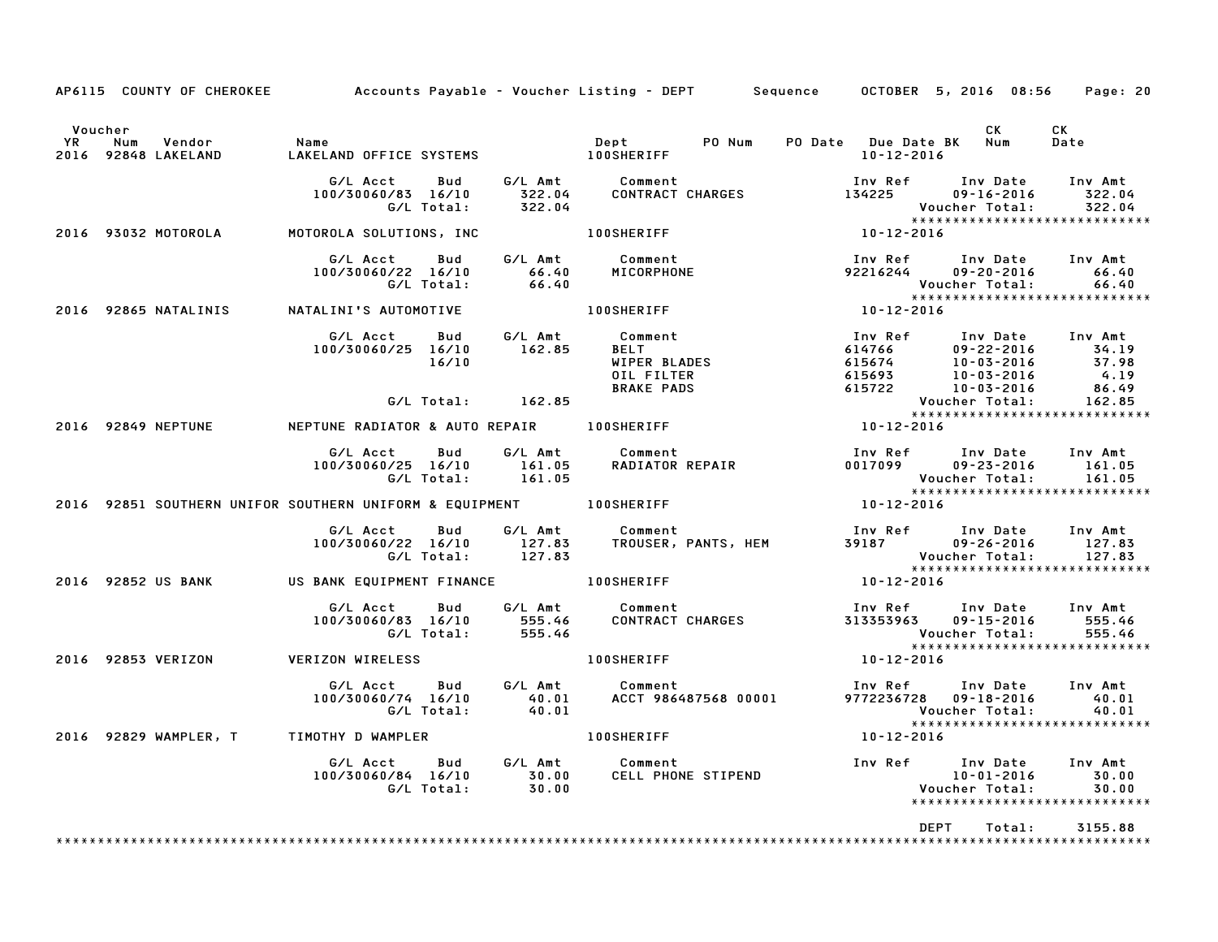AP6115 COUNTY OF CHEROKEE Accounts Payable - Voucher Listing - DEPT Sequence OCTOBER 5, 2016 08:56 Page: 20

| Voucher YR | Num | Vendor | Name | Dept | PO Num | PO Date | Due Date BK | CK Num | CK Date |
|---|---|---|---|---|---|---|---|---|---|
| 2016 | 92848 | LAKELAND | LAKELAND OFFICE SYSTEMS | 100SHERIFF | | | 10-12-2016 | | |

| G/L Acct | Bud | G/L Amt | Comment | Inv Ref | Inv Date | Inv Amt |
|---|---|---|---|---|---|---|
| 100/30060/83 | 16/10 | 322.04 | CONTRACT CHARGES | 134225 | 09-16-2016 | 322.04 |
| | G/L Total: | 322.04 | | | Voucher Total: | 322.04 |

****************************

| 2016 | 93032 | MOTOROLA | MOTOROLA SOLUTIONS, INC | 100SHERIFF | 10-12-2016 |
|---|---|---|---|---|---|

| G/L Acct | Bud | G/L Amt | Comment | Inv Ref | Inv Date | Inv Amt |
|---|---|---|---|---|---|---|
| 100/30060/22 | 16/10 | 66.40 | MICORPHONE | 92216244 | 09-20-2016 | 66.40 |
| | G/L Total: | 66.40 | | | Voucher Total: | 66.40 |

****************************

| 2016 | 92865 | NATALINIS | NATALINI'S AUTOMOTIVE | 100SHERIFF | 10-12-2016 |
|---|---|---|---|---|---|

| G/L Acct | Bud | G/L Amt | Comment | Inv Ref | Inv Date | Inv Amt |
|---|---|---|---|---|---|---|
| 100/30060/25 | 16/10 | 162.85 | BELT | 614766 | 09-22-2016 | 34.19 |
| | 16/10 | | WIPER BLADES | 615674 | 10-03-2016 | 37.98 |
| | | | OIL FILTER | 615693 | 10-03-2016 | 4.19 |
| | | | BRAKE PADS | 615722 | 10-03-2016 | 86.49 |
| | G/L Total: | 162.85 | | | Voucher Total: | 162.85 |

****************************

| 2016 | 92849 | NEPTUNE | NEPTUNE RADIATOR & AUTO REPAIR | 100SHERIFF | 10-12-2016 |
|---|---|---|---|---|---|

| G/L Acct | Bud | G/L Amt | Comment | Inv Ref | Inv Date | Inv Amt |
|---|---|---|---|---|---|---|
| 100/30060/25 | 16/10 | 161.05 | RADIATOR REPAIR | 0017099 | 09-23-2016 | 161.05 |
| | G/L Total: | 161.05 | | | Voucher Total: | 161.05 |

****************************

| 2016 | 92851 | SOUTHERN UNIFOR | SOUTHERN UNIFORM & EQUIPMENT | 100SHERIFF | 10-12-2016 |
|---|---|---|---|---|---|

| G/L Acct | Bud | G/L Amt | Comment | Inv Ref | Inv Date | Inv Amt |
|---|---|---|---|---|---|---|
| 100/30060/22 | 16/10 | 127.83 | TROUSER, PANTS, HEM | 39187 | 09-26-2016 | 127.83 |
| | G/L Total: | 127.83 | | | Voucher Total: | 127.83 |

****************************

| 2016 | 92852 | US BANK | US BANK EQUIPMENT FINANCE | 100SHERIFF | 10-12-2016 |
|---|---|---|---|---|---|

| G/L Acct | Bud | G/L Amt | Comment | Inv Ref | Inv Date | Inv Amt |
|---|---|---|---|---|---|---|
| 100/30060/83 | 16/10 | 555.46 | CONTRACT CHARGES | 313353963 | 09-15-2016 | 555.46 |
| | G/L Total: | 555.46 | | | Voucher Total: | 555.46 |

****************************

| 2016 | 92853 | VERIZON | VERIZON WIRELESS | 100SHERIFF | 10-12-2016 |
|---|---|---|---|---|---|

| G/L Acct | Bud | G/L Amt | Comment | Inv Ref | Inv Date | Inv Amt |
|---|---|---|---|---|---|---|
| 100/30060/74 | 16/10 | 40.01 | ACCT 986487568 00001 | 9772236728 | 09-18-2016 | 40.01 |
| | G/L Total: | 40.01 | | | Voucher Total: | 40.01 |

****************************

| 2016 | 92829 | WAMPLER, T | TIMOTHY D WAMPLER | 100SHERIFF | 10-12-2016 |
|---|---|---|---|---|---|

| G/L Acct | Bud | G/L Amt | Comment | Inv Ref | Inv Date | Inv Amt |
|---|---|---|---|---|---|---|
| 100/30060/84 | 16/10 | 30.00 | CELL PHONE STIPEND | | 10-01-2016 | 30.00 |
| | G/L Total: | 30.00 | | | Voucher Total: | 30.00 |

****************************

DEPT Total: 3155.88

****************************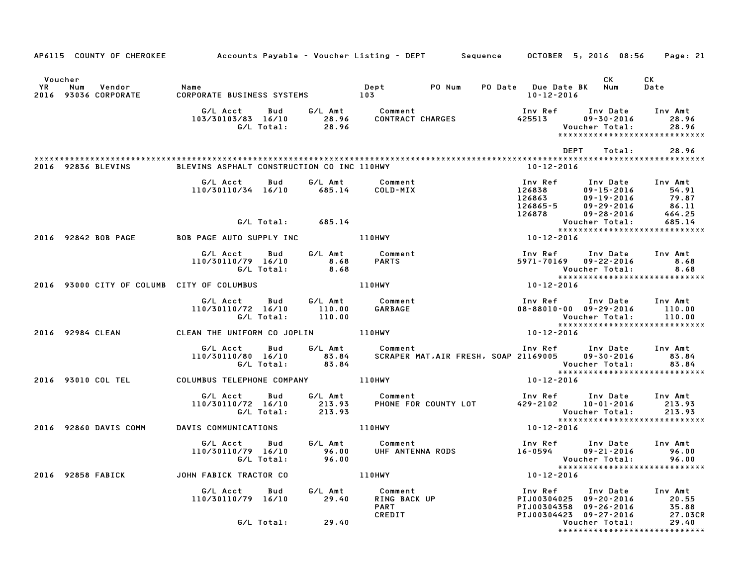AP6115 COUNTY OF CHEROKEE Accounts Payable - Voucher Listing - DEPT Sequence OCTOBER 5, 2016 08:56 Page: 21

| Voucher YR | Num | Vendor | Name | Dept | PO Num | PO Date | Due Date BK | CK Num | CK Date |
|---|---|---|---|---|---|---|---|---|---|
| 2016 | 93036 | CORPORATE | CORPORATE BUSINESS SYSTEMS | 103 | | | 10-12-2016 | | |

| G/L Acct | Bud | G/L Amt | Comment | Inv Ref | Inv Date | Inv Amt |
|---|---|---|---|---|---|---|
| 103/30103/83 | 16/10 | 28.96 | CONTRACT CHARGES | 425513 | 09-30-2016 | 28.96 |
| | G/L Total: | 28.96 | | | Voucher Total: | 28.96 |

DEPT Total: 28.96

| Voucher YR | Num | Vendor | Name | Dept | Due Date |
|---|---|---|---|---|---|
| 2016 | 92836 | BLEVINS | BLEVINS ASPHALT CONSTRUCTION CO INC | 110HWY | 10-12-2016 |

| G/L Acct | Bud | G/L Amt | Comment | Inv Ref | Inv Date | Inv Amt |
|---|---|---|---|---|---|---|
| 110/30110/34 | 16/10 | 685.14 | COLD-MIX | 126838 | 09-15-2016 | 54.91 |
| | | | | 126863 | 09-19-2016 | 79.87 |
| | | | | 126865-5 | 09-29-2016 | 86.11 |
| | | | | 126878 | 09-28-2016 | 464.25 |
| | G/L Total: | 685.14 | | | Voucher Total: | 685.14 |

| Voucher YR | Num | Vendor | Name | Dept | Due Date |
|---|---|---|---|---|---|
| 2016 | 92842 | BOB PAGE | BOB PAGE AUTO SUPPLY INC | 110HWY | 10-12-2016 |

| G/L Acct | Bud | G/L Amt | Comment | Inv Ref | Inv Date | Inv Amt |
|---|---|---|---|---|---|---|
| 110/30110/79 | 16/10 | 8.68 | PARTS | 5971-70169 | 09-22-2016 | 8.68 |
| | G/L Total: | 8.68 | | | Voucher Total: | 8.68 |

| Voucher YR | Num | Vendor | Name | Dept | Due Date |
|---|---|---|---|---|---|
| 2016 | 93000 | CITY OF COLUMB | CITY OF COLUMBUS | 110HWY | 10-12-2016 |

| G/L Acct | Bud | G/L Amt | Comment | Inv Ref | Inv Date | Inv Amt |
|---|---|---|---|---|---|---|
| 110/30110/72 | 16/10 | 110.00 | GARBAGE | 08-88010-00 | 09-29-2016 | 110.00 |
| | G/L Total: | 110.00 | | | Voucher Total: | 110.00 |

| Voucher YR | Num | Vendor | Name | Dept | Due Date |
|---|---|---|---|---|---|
| 2016 | 92984 | CLEAN | CLEAN THE UNIFORM CO JOPLIN | 110HWY | 10-12-2016 |

| G/L Acct | Bud | G/L Amt | Comment | Inv Ref | Inv Date | Inv Amt |
|---|---|---|---|---|---|---|
| 110/30110/80 | 16/10 | 83.84 | SCRAPER MAT,AIR FRESH, SOAP | 21169005 | 09-30-2016 | 83.84 |
| | G/L Total: | 83.84 | | | Voucher Total: | 83.84 |

| Voucher YR | Num | Vendor | Name | Dept | Due Date |
|---|---|---|---|---|---|
| 2016 | 93010 | COL TEL | COLUMBUS TELEPHONE COMPANY | 110HWY | 10-12-2016 |

| G/L Acct | Bud | G/L Amt | Comment | Inv Ref | Inv Date | Inv Amt |
|---|---|---|---|---|---|---|
| 110/30110/72 | 16/10 | 213.93 | PHONE FOR COUNTY LOT | 429-2102 | 10-01-2016 | 213.93 |
| | G/L Total: | 213.93 | | | Voucher Total: | 213.93 |

| Voucher YR | Num | Vendor | Name | Dept | Due Date |
|---|---|---|---|---|---|
| 2016 | 92860 | DAVIS COMM | DAVIS COMMUNICATIONS | 110HWY | 10-12-2016 |

| G/L Acct | Bud | G/L Amt | Comment | Inv Ref | Inv Date | Inv Amt |
|---|---|---|---|---|---|---|
| 110/30110/79 | 16/10 | 96.00 | UHF ANTENNA RODS | 16-0594 | 09-21-2016 | 96.00 |
| | G/L Total: | 96.00 | | | Voucher Total: | 96.00 |

| Voucher YR | Num | Vendor | Name | Dept | Due Date |
|---|---|---|---|---|---|
| 2016 | 92858 | FABICK | JOHN FABICK TRACTOR CO | 110HWY | 10-12-2016 |

| G/L Acct | Bud | G/L Amt | Comment | Inv Ref | Inv Date | Inv Amt |
|---|---|---|---|---|---|---|
| 110/30110/79 | 16/10 | 29.40 | RING BACK UP | PIJ00304025 | 09-20-2016 | 20.55 |
| | | | PART | PIJ00304358 | 09-26-2016 | 35.88 |
| | | | CREDIT | PIJ00304423 | 09-27-2016 | 27.03CR |
| | G/L Total: | 29.40 | | | Voucher Total: | 29.40 |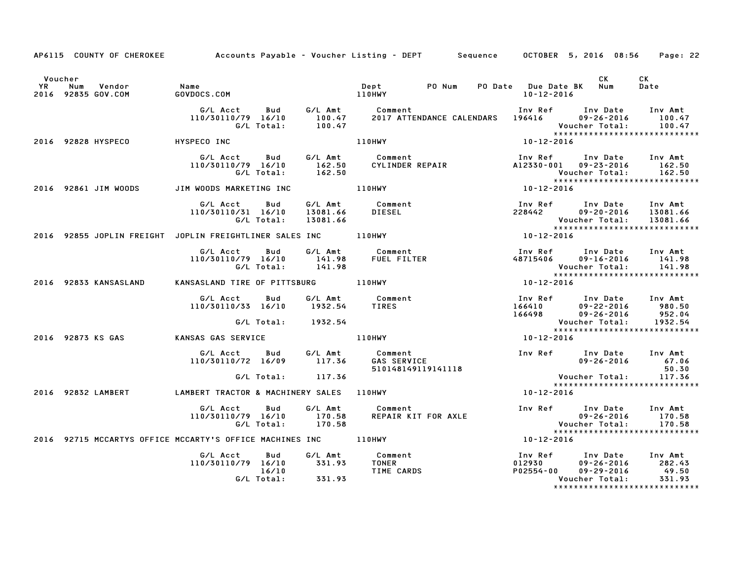AP6115 COUNTY OF CHEROKEE Accounts Payable - Voucher Listing - DEPT Sequence OCTOBER 5, 2016 08:56

| Voucher YR | Num | Vendor | Name | Dept | PO Num | PO Date | Due Date BK | CK Num | CK Date |
|---|---|---|---|---|---|---|---|---|---|
| 2016 | 92835 | GOV.COM | GOVDOCS.COM | 110HWY | | | 10-12-2016 | | |

| G/L Acct | Bud | G/L Amt | Comment | Inv Ref | Inv Date | Inv Amt |
|---|---|---|---|---|---|---|
| 110/30110/79 | 16/10 | 100.47 | 2017 ATTENDANCE CALENDARS | 196416 | 09-26-2016 | 100.47 |
| | G/L Total: | 100.47 | | | Voucher Total: | 100.47 |

****************************

| Voucher YR | Num | Vendor | Name | Dept | Due Date |
|---|---|---|---|---|---|
| 2016 | 92828 | HYSPECO | HYSPECO INC | 110HWY | 10-12-2016 |

| G/L Acct | Bud | G/L Amt | Comment | Inv Ref | Inv Date | Inv Amt |
|---|---|---|---|---|---|---|
| 110/30110/79 | 16/10 | 162.50 | CYLINDER REPAIR | A12330-001 | 09-23-2016 | 162.50 |
| | G/L Total: | 162.50 | | | Voucher Total: | 162.50 |

****************************

| Voucher YR | Num | Vendor | Name | Dept | Due Date |
|---|---|---|---|---|---|
| 2016 | 92861 | JIM WOODS | JIM WOODS MARKETING INC | 110HWY | 10-12-2016 |

| G/L Acct | Bud | G/L Amt | Comment | Inv Ref | Inv Date | Inv Amt |
|---|---|---|---|---|---|---|
| 110/30110/31 | 16/10 | 13081.66 | DIESEL | 228442 | 09-20-2016 | 13081.66 |
| | G/L Total: | 13081.66 | | | Voucher Total: | 13081.66 |

****************************

| Voucher YR | Num | Vendor | Name | Dept | Due Date |
|---|---|---|---|---|---|
| 2016 | 92855 | JOPLIN FREIGHT | JOPLIN FREIGHTLINER SALES INC | 110HWY | 10-12-2016 |

| G/L Acct | Bud | G/L Amt | Comment | Inv Ref | Inv Date | Inv Amt |
|---|---|---|---|---|---|---|
| 110/30110/79 | 16/10 | 141.98 | FUEL FILTER | 48715406 | 09-16-2016 | 141.98 |
| | G/L Total: | 141.98 | | | Voucher Total: | 141.98 |

****************************

| Voucher YR | Num | Vendor | Name | Dept | Due Date |
|---|---|---|---|---|---|
| 2016 | 92833 | KANSASLAND | KANSASLAND TIRE OF PITTSBURG | 110HWY | 10-12-2016 |

| G/L Acct | Bud | G/L Amt | Comment | Inv Ref | Inv Date | Inv Amt |
|---|---|---|---|---|---|---|
| 110/30110/33 | 16/10 | 1932.54 | TIRES | 166410 | 09-22-2016 | 980.50 |
| | | | | 166498 | 09-26-2016 | 952.04 |
| | G/L Total: | 1932.54 | | | Voucher Total: | 1932.54 |

****************************

| Voucher YR | Num | Vendor | Name | Dept | Due Date |
|---|---|---|---|---|---|
| 2016 | 92873 | KS GAS | KANSAS GAS SERVICE | 110HWY | 10-12-2016 |

| G/L Acct | Bud | G/L Amt | Comment | Inv Ref | Inv Date | Inv Amt |
|---|---|---|---|---|---|---|
| 110/30110/72 | 16/09 | 117.36 | GAS SERVICE | | 09-26-2016 | 67.06 |
| | | | 510148149119141118 | | | 50.30 |
| | G/L Total: | 117.36 | | | Voucher Total: | 117.36 |

****************************

| Voucher YR | Num | Vendor | Name | Dept | Due Date |
|---|---|---|---|---|---|
| 2016 | 92832 | LAMBERT | LAMBERT TRACTOR & MACHINERY SALES | 110HWY | 10-12-2016 |

| G/L Acct | Bud | G/L Amt | Comment | Inv Ref | Inv Date | Inv Amt |
|---|---|---|---|---|---|---|
| 110/30110/79 | 16/10 | 170.58 | REPAIR KIT FOR AXLE | | 09-26-2016 | 170.58 |
| | G/L Total: | 170.58 | | | Voucher Total: | 170.58 |

****************************

| Voucher YR | Num | Vendor | Name | Dept | Due Date |
|---|---|---|---|---|---|
| 2016 | 92715 | MCCARTYS OFFICE | MCCARTY'S OFFICE MACHINES INC | 110HWY | 10-12-2016 |

| G/L Acct | Bud | G/L Amt | Comment | Inv Ref | Inv Date | Inv Amt |
|---|---|---|---|---|---|---|
| 110/30110/79 | 16/10 | 331.93 | TONER | 012930 | 09-26-2016 | 282.43 |
| | 16/10 | | TIME CARDS | P02554-00 | 09-29-2016 | 49.50 |
| | G/L Total: | 331.93 | | | Voucher Total: | 331.93 |

****************************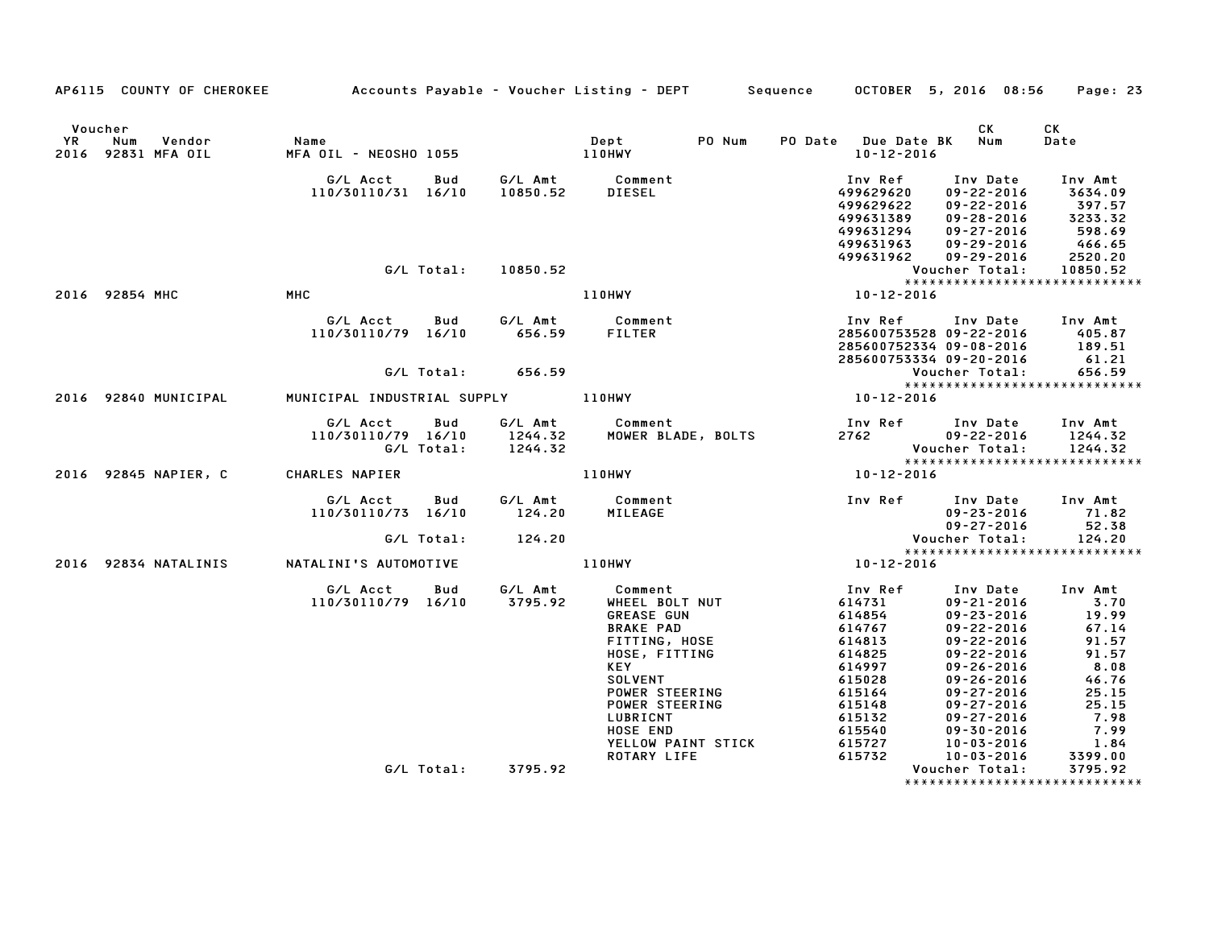AP6115 COUNTY OF CHEROKEE — Accounts Payable - Voucher Listing - DEPT — Sequence — OCTOBER 5, 2016 08:56

| Voucher YR | Num | Vendor | Name | Dept | PO Num | PO Date | Due Date BK | CK Num | CK Date |
|---|---|---|---|---|---|---|---|---|---|
| 2016 | 92831 | MFA OIL | MFA OIL - NEOSHO 1055 | 110HWY | | | 10-12-2016 | | |

| G/L Acct | Bud | G/L Amt | Comment | Inv Ref | Inv Date | Inv Amt |
|---|---|---|---|---|---|---|
| 110/30110/31 | 16/10 | 10850.52 | DIESEL | 499629620 | 09-22-2016 | 3634.09 |
| | | | | 499629622 | 09-22-2016 | 397.57 |
| | | | | 499631389 | 09-28-2016 | 3233.32 |
| | | | | 499631294 | 09-27-2016 | 598.69 |
| | | | | 499631963 | 09-29-2016 | 466.65 |
| | | | | 499631962 | 09-29-2016 | 2520.20 |
| G/L Total: | | 10850.52 | | | Voucher Total: | 10850.52 |

| Voucher YR | Num | Vendor | Name | Dept | PO Num | PO Date | Due Date BK | CK Num | CK Date |
|---|---|---|---|---|---|---|---|---|---|
| 2016 | 92854 | MHC | MHC | 110HWY | | | 10-12-2016 | | |

| G/L Acct | Bud | G/L Amt | Comment | Inv Ref | Inv Date | Inv Amt |
|---|---|---|---|---|---|---|
| 110/30110/79 | 16/10 | 656.59 | FILTER | 285600753528 | 09-22-2016 | 405.87 |
| | | | | 285600752334 | 09-08-2016 | 189.51 |
| | | | | 285600753334 | 09-20-2016 | 61.21 |
| G/L Total: | | 656.59 | | | Voucher Total: | 656.59 |

| Voucher YR | Num | Vendor | Name | Dept | PO Num | PO Date | Due Date BK | CK Num | CK Date |
|---|---|---|---|---|---|---|---|---|---|
| 2016 | 92840 | MUNICIPAL | MUNICIPAL INDUSTRIAL SUPPLY | 110HWY | | | 10-12-2016 | | |

| G/L Acct | Bud | G/L Amt | Comment | Inv Ref | Inv Date | Inv Amt |
|---|---|---|---|---|---|---|
| 110/30110/79 | 16/10 | 1244.32 | MOWER BLADE, BOLTS | 2762 | 09-22-2016 | 1244.32 |
| G/L Total: | | 1244.32 | | | Voucher Total: | 1244.32 |

| Voucher YR | Num | Vendor | Name | Dept | PO Num | PO Date | Due Date BK | CK Num | CK Date |
|---|---|---|---|---|---|---|---|---|---|
| 2016 | 92845 | NAPIER, C | CHARLES NAPIER | 110HWY | | | 10-12-2016 | | |

| G/L Acct | Bud | G/L Amt | Comment | Inv Ref | Inv Date | Inv Amt |
|---|---|---|---|---|---|---|
| 110/30110/73 | 16/10 | 124.20 | MILEAGE | | 09-23-2016 | 71.82 |
| | | | | | 09-27-2016 | 52.38 |
| G/L Total: | | 124.20 | | | Voucher Total: | 124.20 |

| Voucher YR | Num | Vendor | Name | Dept | PO Num | PO Date | Due Date BK | CK Num | CK Date |
|---|---|---|---|---|---|---|---|---|---|
| 2016 | 92834 | NATALINIS | NATALINI'S AUTOMOTIVE | 110HWY | | | 10-12-2016 | | |

| G/L Acct | Bud | G/L Amt | Comment | Inv Ref | Inv Date | Inv Amt |
|---|---|---|---|---|---|---|
| 110/30110/79 | 16/10 | 3795.92 | WHEEL BOLT NUT | 614731 | 09-21-2016 | 3.70 |
| | | | GREASE GUN | 614854 | 09-23-2016 | 19.99 |
| | | | BRAKE PAD | 614767 | 09-22-2016 | 67.14 |
| | | | FITTING, HOSE | 614813 | 09-22-2016 | 91.57 |
| | | | HOSE, FITTING | 614825 | 09-22-2016 | 91.57 |
| | | | KEY | 614997 | 09-26-2016 | 8.08 |
| | | | SOLVENT | 615028 | 09-26-2016 | 46.76 |
| | | | POWER STEERING | 615164 | 09-27-2016 | 25.15 |
| | | | POWER STEERING | 615148 | 09-27-2016 | 25.15 |
| | | | LUBRICNT | 615132 | 09-27-2016 | 7.98 |
| | | | HOSE END | 615540 | 09-30-2016 | 7.99 |
| | | | YELLOW PAINT STICK | 615727 | 10-03-2016 | 1.84 |
| | | | ROTARY LIFE | 615732 | 10-03-2016 | 3399.00 |
| G/L Total: | | 3795.92 | | | Voucher Total: | 3795.92 |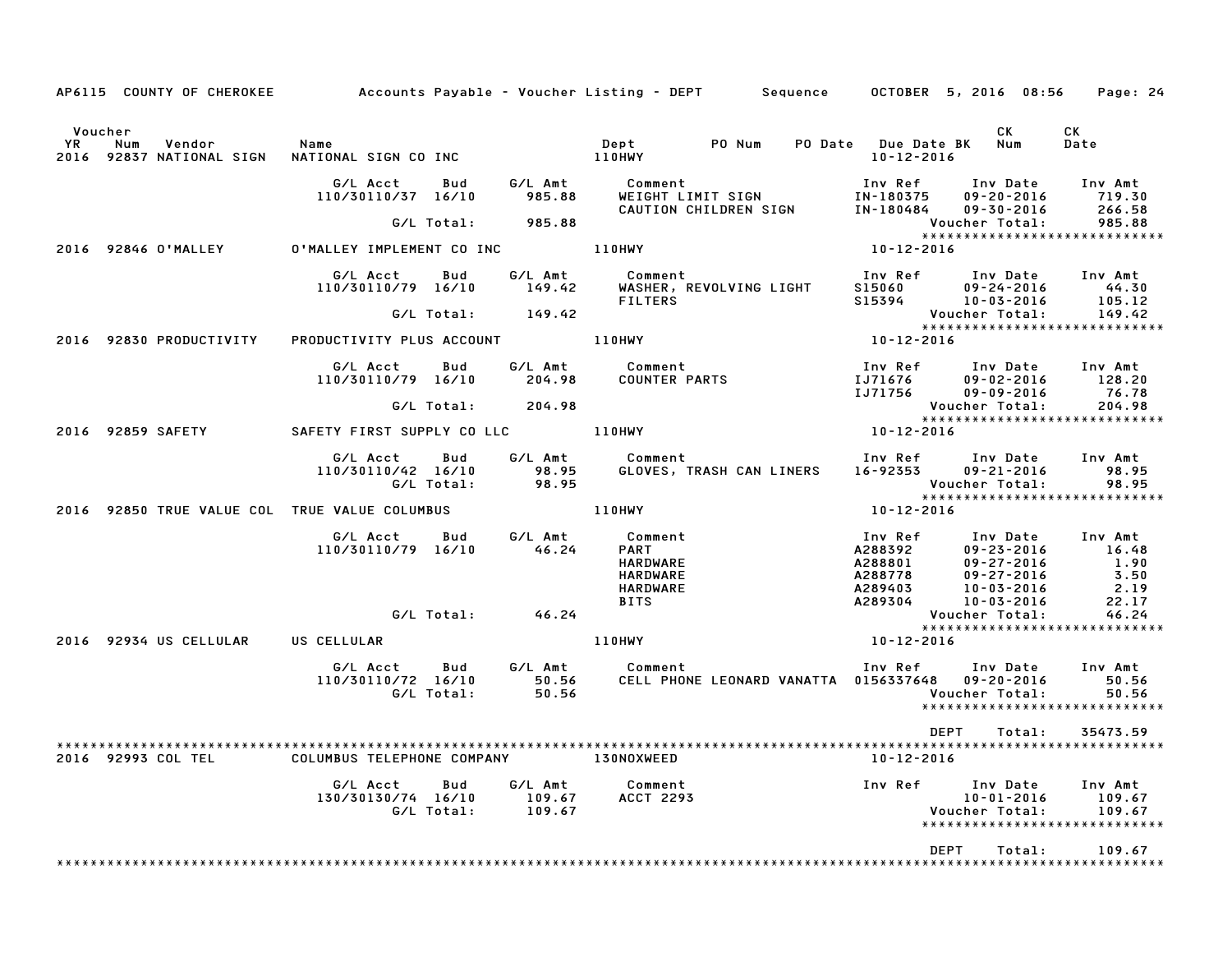AP6115 COUNTY OF CHEROKEE — Accounts Payable - Voucher Listing - DEPT — Sequence — OCTOBER 5, 2016 08:56

| Voucher YR | Num | Vendor | Name | Dept | PO Num | PO Date | Due Date BK | CK Num | CK Date |
|---|---|---|---|---|---|---|---|---|---|
| 2016 | 92837 | NATIONAL SIGN | NATIONAL SIGN CO INC | 110HWY | | | 10-12-2016 | | |

| G/L Acct | Bud | G/L Amt | Comment | Inv Ref | Inv Date | Inv Amt |
|---|---|---|---|---|---|---|
| 110/30110/37 | 16/10 | 985.88 | WEIGHT LIMIT SIGN | IN-180375 | 09-20-2016 | 719.30 |
| | | | CAUTION CHILDREN SIGN | IN-180484 | 09-30-2016 | 266.58 |
| | G/L Total: | 985.88 | | | Voucher Total: | 985.88 |

| Voucher YR | Num | Vendor | Name | Dept | Due Date |
|---|---|---|---|---|---|
| 2016 | 92846 | O'MALLEY | O'MALLEY IMPLEMENT CO INC | 110HWY | 10-12-2016 |

| G/L Acct | Bud | G/L Amt | Comment | Inv Ref | Inv Date | Inv Amt |
|---|---|---|---|---|---|---|
| 110/30110/79 | 16/10 | 149.42 | WASHER, REVOLVING LIGHT | S15060 | 09-24-2016 | 44.30 |
| | | | FILTERS | S15394 | 10-03-2016 | 105.12 |
| | G/L Total: | 149.42 | | | Voucher Total: | 149.42 |

| Voucher YR | Num | Vendor | Name | Dept | Due Date |
|---|---|---|---|---|---|
| 2016 | 92830 | PRODUCTIVITY | PRODUCTIVITY PLUS ACCOUNT | 110HWY | 10-12-2016 |

| G/L Acct | Bud | G/L Amt | Comment | Inv Ref | Inv Date | Inv Amt |
|---|---|---|---|---|---|---|
| 110/30110/79 | 16/10 | 204.98 | COUNTER PARTS | IJ71676 | 09-02-2016 | 128.20 |
| | | | | IJ71756 | 09-09-2016 | 76.78 |
| | G/L Total: | 204.98 | | | Voucher Total: | 204.98 |

| Voucher YR | Num | Vendor | Name | Dept | Due Date |
|---|---|---|---|---|---|
| 2016 | 92859 | SAFETY | SAFETY FIRST SUPPLY CO LLC | 110HWY | 10-12-2016 |

| G/L Acct | Bud | G/L Amt | Comment | Inv Ref | Inv Date | Inv Amt |
|---|---|---|---|---|---|---|
| 110/30110/42 | 16/10 | 98.95 | GLOVES, TRASH CAN LINERS | 16-92353 | 09-21-2016 | 98.95 |
| | G/L Total: | 98.95 | | | Voucher Total: | 98.95 |

| Voucher YR | Num | Vendor | Name | Dept | Due Date |
|---|---|---|---|---|---|
| 2016 | 92850 | TRUE VALUE COL | TRUE VALUE COLUMBUS | 110HWY | 10-12-2016 |

| G/L Acct | Bud | G/L Amt | Comment | Inv Ref | Inv Date | Inv Amt |
|---|---|---|---|---|---|---|
| 110/30110/79 | 16/10 | 46.24 | PART | A288392 | 09-23-2016 | 16.48 |
| | | | HARDWARE | A288801 | 09-27-2016 | 1.90 |
| | | | HARDWARE | A288778 | 09-27-2016 | 3.50 |
| | | | HARDWARE | A289403 | 10-03-2016 | 2.19 |
| | | | BITS | A289304 | 10-03-2016 | 22.17 |
| | G/L Total: | 46.24 | | | Voucher Total: | 46.24 |

| Voucher YR | Num | Vendor | Name | Dept | Due Date |
|---|---|---|---|---|---|
| 2016 | 92934 | US CELLULAR | US CELLULAR | 110HWY | 10-12-2016 |

| G/L Acct | Bud | G/L Amt | Comment | Inv Ref | Inv Date | Inv Amt |
|---|---|---|---|---|---|---|
| 110/30110/72 | 16/10 | 50.56 | CELL PHONE LEONARD VANATTA | 0156337648 | 09-20-2016 | 50.56 |
| | G/L Total: | 50.56 | | | Voucher Total: | 50.56 |

DEPT Total: 35473.59

| Voucher YR | Num | Vendor | Name | Dept | Due Date |
|---|---|---|---|---|---|
| 2016 | 92993 | COL TEL | COLUMBUS TELEPHONE COMPANY | 130NOXWEED | 10-12-2016 |

| G/L Acct | Bud | G/L Amt | Comment | Inv Ref | Inv Date | Inv Amt |
|---|---|---|---|---|---|---|
| 130/30130/74 | 16/10 | 109.67 | ACCT 2293 | | 10-01-2016 | 109.67 |
| | G/L Total: | 109.67 | | | Voucher Total: | 109.67 |

DEPT Total: 109.67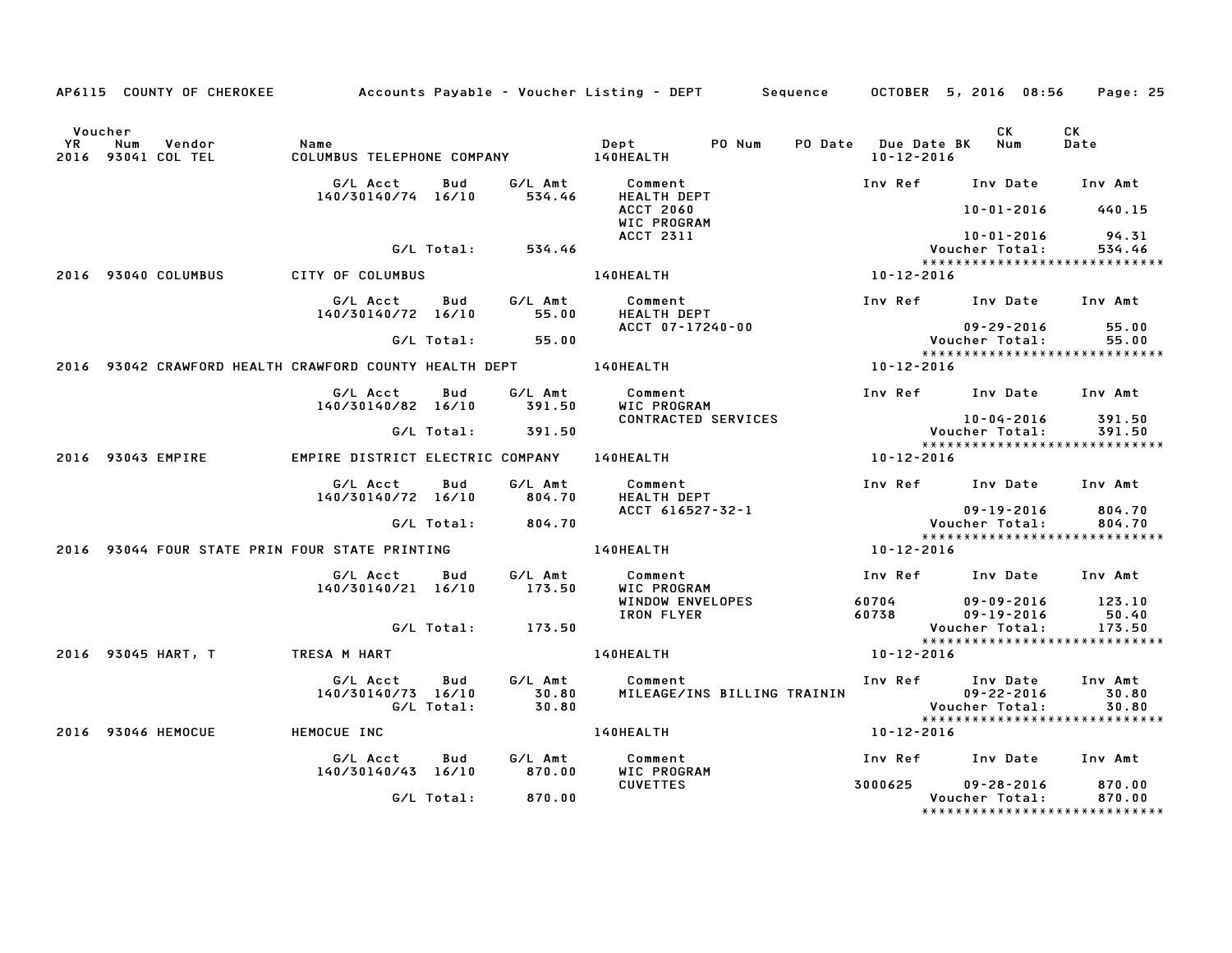AP6115 COUNTY OF CHEROKEE Accounts Payable - Voucher Listing - DEPT Sequence OCTOBER 5, 2016 08:56 Page: 25

| Voucher YR | Num | Vendor | Name | Dept | PO Num | PO Date | Due Date BK | CK Num | CK Date |
|---|---|---|---|---|---|---|---|---|---|
| 2016 | 93041 | COL TEL | COLUMBUS TELEPHONE COMPANY | 140HEALTH | | | 10-12-2016 | | |

| G/L Acct | Bud | G/L Amt | Comment | Inv Ref | Inv Date | Inv Amt |
|---|---|---|---|---|---|---|
| 140/30140/74 | 16/10 | 534.46 | HEALTH DEPT | | | |
| | | | ACCT 2060 | | 10-01-2016 | 440.15 |
| | | | WIC PROGRAM | | | |
| | | | ACCT 2311 | | 10-01-2016 | 94.31 |
| | G/L Total: | 534.46 | | | Voucher Total: | 534.46 |

| Voucher YR | Num | Vendor | Name | Dept | Due Date |
|---|---|---|---|---|---|
| 2016 | 93040 | COLUMBUS | CITY OF COLUMBUS | 140HEALTH | 10-12-2016 |

| G/L Acct | Bud | G/L Amt | Comment | Inv Ref | Inv Date | Inv Amt |
|---|---|---|---|---|---|---|
| 140/30140/72 | 16/10 | 55.00 | HEALTH DEPT | | | |
| | | | ACCT 07-17240-00 | | 09-29-2016 | 55.00 |
| | G/L Total: | 55.00 | | | Voucher Total: | 55.00 |

| Voucher YR | Num | Vendor | Name | Dept | Due Date |
|---|---|---|---|---|---|
| 2016 | 93042 | CRAWFORD HEALTH | CRAWFORD COUNTY HEALTH DEPT | 140HEALTH | 10-12-2016 |

| G/L Acct | Bud | G/L Amt | Comment | Inv Ref | Inv Date | Inv Amt |
|---|---|---|---|---|---|---|
| 140/30140/82 | 16/10 | 391.50 | WIC PROGRAM | | | |
| | | | CONTRACTED SERVICES | | 10-04-2016 | 391.50 |
| | G/L Total: | 391.50 | | | Voucher Total: | 391.50 |

| Voucher YR | Num | Vendor | Name | Dept | Due Date |
|---|---|---|---|---|---|
| 2016 | 93043 | EMPIRE | EMPIRE DISTRICT ELECTRIC COMPANY | 140HEALTH | 10-12-2016 |

| G/L Acct | Bud | G/L Amt | Comment | Inv Ref | Inv Date | Inv Amt |
|---|---|---|---|---|---|---|
| 140/30140/72 | 16/10 | 804.70 | HEALTH DEPT | | | |
| | | | ACCT 616527-32-1 | | 09-19-2016 | 804.70 |
| | G/L Total: | 804.70 | | | Voucher Total: | 804.70 |

| Voucher YR | Num | Vendor | Name | Dept | Due Date |
|---|---|---|---|---|---|
| 2016 | 93044 | FOUR STATE PRIN | FOUR STATE PRINTING | 140HEALTH | 10-12-2016 |

| G/L Acct | Bud | G/L Amt | Comment | Inv Ref | Inv Date | Inv Amt |
|---|---|---|---|---|---|---|
| 140/30140/21 | 16/10 | 173.50 | WIC PROGRAM | | | |
| | | | WINDOW ENVELOPES | 60704 | 09-09-2016 | 123.10 |
| | | | IRON FLYER | 60738 | 09-19-2016 | 50.40 |
| | G/L Total: | 173.50 | | | Voucher Total: | 173.50 |

| Voucher YR | Num | Vendor | Name | Dept | Due Date |
|---|---|---|---|---|---|
| 2016 | 93045 | HART, T | TRESA M HART | 140HEALTH | 10-12-2016 |

| G/L Acct | Bud | G/L Amt | Comment | Inv Ref | Inv Date | Inv Amt |
|---|---|---|---|---|---|---|
| 140/30140/73 | 16/10 | 30.80 | MILEAGE/INS BILLING TRAININ | | 09-22-2016 | 30.80 |
| | G/L Total: | 30.80 | | | Voucher Total: | 30.80 |

| Voucher YR | Num | Vendor | Name | Dept | Due Date |
|---|---|---|---|---|---|
| 2016 | 93046 | HEMOCUE | HEMOCUE INC | 140HEALTH | 10-12-2016 |

| G/L Acct | Bud | G/L Amt | Comment | Inv Ref | Inv Date | Inv Amt |
|---|---|---|---|---|---|---|
| 140/30140/43 | 16/10 | 870.00 | WIC PROGRAM | | | |
| | | | CUVETTES | 3000625 | 09-28-2016 | 870.00 |
| | G/L Total: | 870.00 | | | Voucher Total: | 870.00 |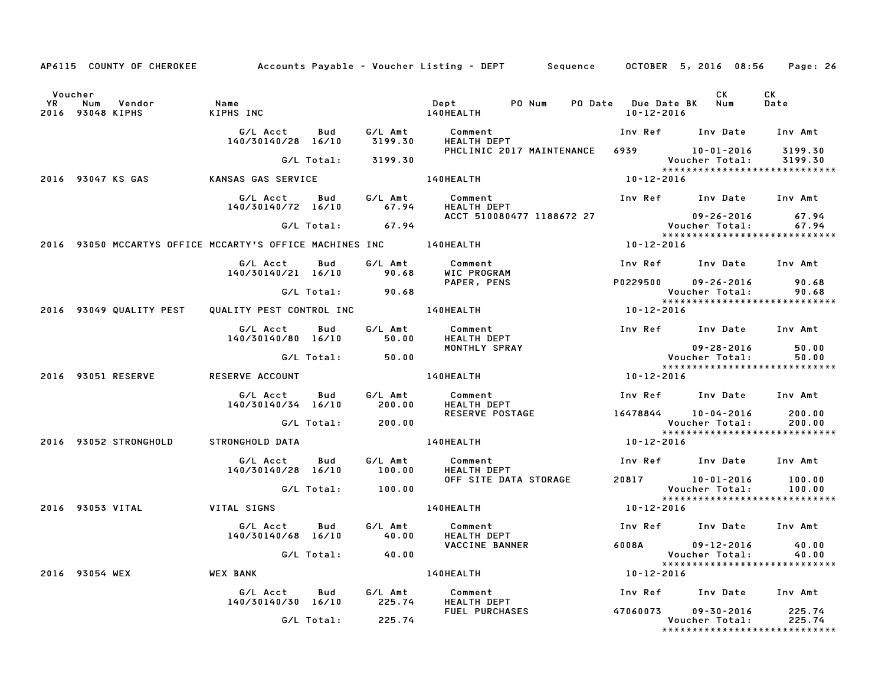AP6115 COUNTY OF CHEROKEE — Accounts Payable - Voucher Listing - DEPT — Sequence — OCTOBER 5, 2016 08:56

| Voucher YR | Num | Vendor | Name | Dept | PO Num | PO Date | Due Date BK | CK Num | CK Date |
|---|---|---|---|---|---|---|---|---|---|
| 2016 | 93048 | KIPHS | KIPHS INC | 140HEALTH | | | 10-12-2016 | | |

| G/L Acct | Bud | G/L Amt | Comment | Inv Ref | Inv Date | Inv Amt |
|---|---|---|---|---|---|---|
| 140/30140/28 | 16/10 | 3199.30 | HEALTH DEPT | | | |
| | | | PHCLINIC 2017 MAINTENANCE | 6939 | 10-01-2016 | 3199.30 |
| | G/L Total: | 3199.30 | | | Voucher Total: | 3199.30 |

****************************

| Voucher YR | Num | Vendor | Name | Dept | PO Num | PO Date | Due Date BK | CK Num | CK Date |
|---|---|---|---|---|---|---|---|---|---|
| 2016 | 93047 | KS GAS | KANSAS GAS SERVICE | 140HEALTH | | | 10-12-2016 | | |

| G/L Acct | Bud | G/L Amt | Comment | Inv Ref | Inv Date | Inv Amt |
|---|---|---|---|---|---|---|
| 140/30140/72 | 16/10 | 67.94 | HEALTH DEPT | | | |
| | | | ACCT 510080477 1188672 27 | | 09-26-2016 | 67.94 |
| | G/L Total: | 67.94 | | | Voucher Total: | 67.94 |

****************************

| Voucher YR | Num | Vendor | Name | Dept | PO Num | PO Date | Due Date BK | CK Num | CK Date |
|---|---|---|---|---|---|---|---|---|---|
| 2016 | 93050 | MCCARTYS OFFICE | MCCARTY'S OFFICE MACHINES INC | 140HEALTH | | | 10-12-2016 | | |

| G/L Acct | Bud | G/L Amt | Comment | Inv Ref | Inv Date | Inv Amt |
|---|---|---|---|---|---|---|
| 140/30140/21 | 16/10 | 90.68 | WIC PROGRAM | | | |
| | | | PAPER, PENS | P0229500 | 09-26-2016 | 90.68 |
| | G/L Total: | 90.68 | | | Voucher Total: | 90.68 |

****************************

| Voucher YR | Num | Vendor | Name | Dept | PO Num | PO Date | Due Date BK | CK Num | CK Date |
|---|---|---|---|---|---|---|---|---|---|
| 2016 | 93049 | QUALITY PEST | QUALITY PEST CONTROL INC | 140HEALTH | | | 10-12-2016 | | |

| G/L Acct | Bud | G/L Amt | Comment | Inv Ref | Inv Date | Inv Amt |
|---|---|---|---|---|---|---|
| 140/30140/80 | 16/10 | 50.00 | HEALTH DEPT | | | |
| | | | MONTHLY SPRAY | | 09-28-2016 | 50.00 |
| | G/L Total: | 50.00 | | | Voucher Total: | 50.00 |

****************************

| Voucher YR | Num | Vendor | Name | Dept | PO Num | PO Date | Due Date BK | CK Num | CK Date |
|---|---|---|---|---|---|---|---|---|---|
| 2016 | 93051 | RESERVE | RESERVE ACCOUNT | 140HEALTH | | | 10-12-2016 | | |

| G/L Acct | Bud | G/L Amt | Comment | Inv Ref | Inv Date | Inv Amt |
|---|---|---|---|---|---|---|
| 140/30140/34 | 16/10 | 200.00 | HEALTH DEPT | | | |
| | | | RESERVE POSTAGE | 16478844 | 10-04-2016 | 200.00 |
| | G/L Total: | 200.00 | | | Voucher Total: | 200.00 |

****************************

| Voucher YR | Num | Vendor | Name | Dept | PO Num | PO Date | Due Date BK | CK Num | CK Date |
|---|---|---|---|---|---|---|---|---|---|
| 2016 | 93052 | STRONGHOLD | STRONGHOLD DATA | 140HEALTH | | | 10-12-2016 | | |

| G/L Acct | Bud | G/L Amt | Comment | Inv Ref | Inv Date | Inv Amt |
|---|---|---|---|---|---|---|
| 140/30140/28 | 16/10 | 100.00 | HEALTH DEPT | | | |
| | | | OFF SITE DATA STORAGE | 20817 | 10-01-2016 | 100.00 |
| | G/L Total: | 100.00 | | | Voucher Total: | 100.00 |

****************************

| Voucher YR | Num | Vendor | Name | Dept | PO Num | PO Date | Due Date BK | CK Num | CK Date |
|---|---|---|---|---|---|---|---|---|---|
| 2016 | 93053 | VITAL | VITAL SIGNS | 140HEALTH | | | 10-12-2016 | | |

| G/L Acct | Bud | G/L Amt | Comment | Inv Ref | Inv Date | Inv Amt |
|---|---|---|---|---|---|---|
| 140/30140/68 | 16/10 | 40.00 | HEALTH DEPT | | | |
| | | | VACCINE BANNER | 6008A | 09-12-2016 | 40.00 |
| | G/L Total: | 40.00 | | | Voucher Total: | 40.00 |

****************************

| Voucher YR | Num | Vendor | Name | Dept | PO Num | PO Date | Due Date BK | CK Num | CK Date |
|---|---|---|---|---|---|---|---|---|---|
| 2016 | 93054 | WEX | WEX BANK | 140HEALTH | | | 10-12-2016 | | |

| G/L Acct | Bud | G/L Amt | Comment | Inv Ref | Inv Date | Inv Amt |
|---|---|---|---|---|---|---|
| 140/30140/30 | 16/10 | 225.74 | HEALTH DEPT | | | |
| | | | FUEL PURCHASES | 47060073 | 09-30-2016 | 225.74 |
| | G/L Total: | 225.74 | | | Voucher Total: | 225.74 |

****************************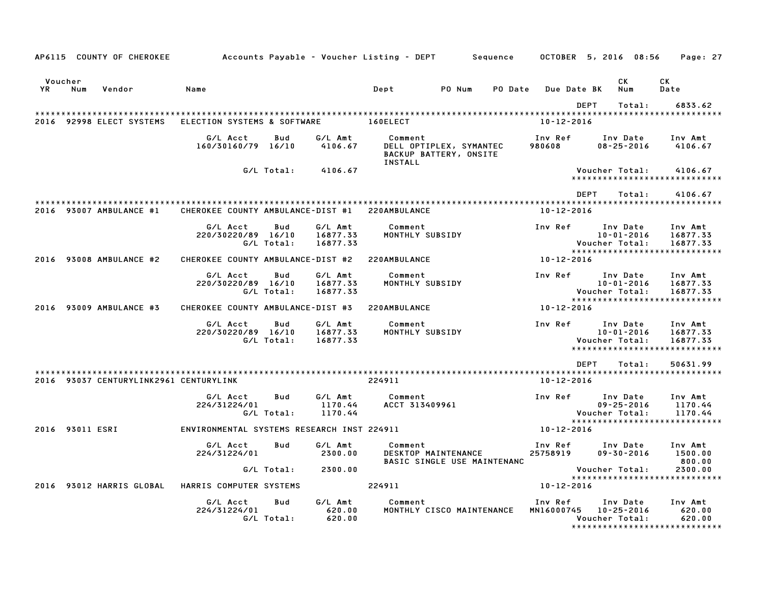AP6115 COUNTY OF CHEROKEE — Accounts Payable - Voucher Listing - DEPT — Sequence — OCTOBER 5, 2016 08:56

| Voucher YR | Num | Vendor | Name | Dept | PO Num | PO Date | Due Date | BK | CK Num | CK Date |
|---|---|---|---|---|---|---|---|---|---|---|

DEPT Total: 6833.62

**2016 92998 ELECT SYSTEMS — ELECTION SYSTEMS & SOFTWARE — 160ELECT — 10-12-2016**

| G/L Acct | Bud | G/L Amt | Comment | Inv Ref | Inv Date | Inv Amt |
|---|---|---|---|---|---|---|
| 160/30160/79 | 16/10 | 4106.67 | DELL OPTIPLEX, SYMANTEC BACKUP BATTERY, ONSITE INSTALL | 980608 | 08-25-2016 | 4106.67 |
| | G/L Total: | 4106.67 | | | Voucher Total: | 4106.67 |

DEPT Total: 4106.67

**2016 93007 AMBULANCE #1 — CHEROKEE COUNTY AMBULANCE-DIST #1 — 220AMBULANCE — 10-12-2016**

| G/L Acct | Bud | G/L Amt | Comment | Inv Ref | Inv Date | Inv Amt |
|---|---|---|---|---|---|---|
| 220/30220/89 | 16/10 | 16877.33 | MONTHLY SUBSIDY | | 10-01-2016 | 16877.33 |
| | G/L Total: | 16877.33 | | | Voucher Total: | 16877.33 |

**2016 93008 AMBULANCE #2 — CHEROKEE COUNTY AMBULANCE-DIST #2 — 220AMBULANCE — 10-12-2016**

| G/L Acct | Bud | G/L Amt | Comment | Inv Ref | Inv Date | Inv Amt |
|---|---|---|---|---|---|---|
| 220/30220/89 | 16/10 | 16877.33 | MONTHLY SUBSIDY | | 10-01-2016 | 16877.33 |
| | G/L Total: | 16877.33 | | | Voucher Total: | 16877.33 |

**2016 93009 AMBULANCE #3 — CHEROKEE COUNTY AMBULANCE-DIST #3 — 220AMBULANCE — 10-12-2016**

| G/L Acct | Bud | G/L Amt | Comment | Inv Ref | Inv Date | Inv Amt |
|---|---|---|---|---|---|---|
| 220/30220/89 | 16/10 | 16877.33 | MONTHLY SUBSIDY | | 10-01-2016 | 16877.33 |
| | G/L Total: | 16877.33 | | | Voucher Total: | 16877.33 |

DEPT Total: 50631.99

**2016 93037 CENTURYLINK2961 — CENTURYLINK — 224911 — 10-12-2016**

| G/L Acct | Bud | G/L Amt | Comment | Inv Ref | Inv Date | Inv Amt |
|---|---|---|---|---|---|---|
| 224/31224/01 | | 1170.44 | ACCT 313409961 | | 09-25-2016 | 1170.44 |
| | G/L Total: | 1170.44 | | | Voucher Total: | 1170.44 |

**2016 93011 ESRI — ENVIRONMENTAL SYSTEMS RESEARCH INST — 224911 — 10-12-2016**

| G/L Acct | Bud | G/L Amt | Comment | Inv Ref | Inv Date | Inv Amt |
|---|---|---|---|---|---|---|
| 224/31224/01 | | 2300.00 | DESKTOP MAINTENANCE | 25758919 | 09-30-2016 | 1500.00 |
| | | | BASIC SINGLE USE MAINTENANC | | | 800.00 |
| | G/L Total: | 2300.00 | | | Voucher Total: | 2300.00 |

**2016 93012 HARRIS GLOBAL — HARRIS COMPUTER SYSTEMS — 224911 — 10-12-2016**

| G/L Acct | Bud | G/L Amt | Comment | Inv Ref | Inv Date | Inv Amt |
|---|---|---|---|---|---|---|
| 224/31224/01 | | 620.00 | MONTHLY CISCO MAINTENANCE | MN16000745 | 10-25-2016 | 620.00 |
| | G/L Total: | 620.00 | | | Voucher Total: | 620.00 |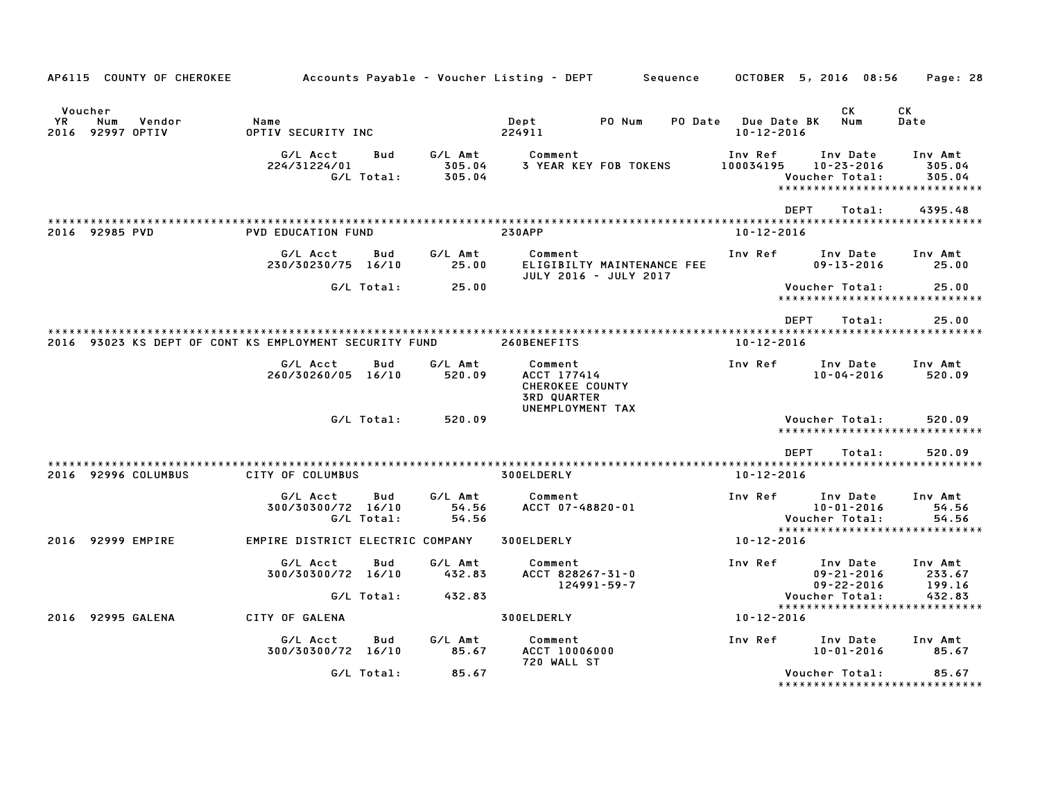AP6115 COUNTY OF CHEROKEE — Accounts Payable - Voucher Listing - DEPT — Sequence — OCTOBER 5, 2016 08:56

| Voucher YR | Num | Vendor | Name | Dept | PO Num | PO Date | Due Date BK | CK Num | CK Date |
|---|---|---|---|---|---|---|---|---|---|
| 2016 | 92997 | OPTIV | OPTIV SECURITY INC | 224911 | | | 10-12-2016 | | |

| G/L Acct | Bud | G/L Amt | Comment | Inv Ref | Inv Date | Inv Amt |
|---|---|---|---|---|---|---|
| 224/31224/01 | | 305.04 | 3 YEAR KEY FOB TOKENS | 100034195 | 10-23-2016 | 305.04 |
| | G/L Total: | 305.04 | | | Voucher Total: | 305.04 |

DEPT Total: 4395.48

| Voucher YR | Num | Vendor | Name | Dept | Due Date BK |
|---|---|---|---|---|---|
| 2016 | 92985 | PVD | PVD EDUCATION FUND | 230APP | 10-12-2016 |

| G/L Acct | Bud | G/L Amt | Comment | Inv Ref | Inv Date | Inv Amt |
|---|---|---|---|---|---|---|
| 230/30230/75 | 16/10 | 25.00 | ELIGIBILTY MAINTENANCE FEE JULY 2016 - JULY 2017 | | 09-13-2016 | 25.00 |
| | G/L Total: | 25.00 | | | Voucher Total: | 25.00 |

DEPT Total: 25.00

| Voucher YR | Num | Vendor | Name | Dept | Due Date BK |
|---|---|---|---|---|---|
| 2016 | 93023 | KS DEPT OF CONT | KS EMPLOYMENT SECURITY FUND | 260BENEFITS | 10-12-2016 |

| G/L Acct | Bud | G/L Amt | Comment | Inv Ref | Inv Date | Inv Amt |
|---|---|---|---|---|---|---|
| 260/30260/05 | 16/10 | 520.09 | ACCT 177414 CHEROKEE COUNTY 3RD QUARTER UNEMPLOYMENT TAX | | 10-04-2016 | 520.09 |
| | G/L Total: | 520.09 | | | Voucher Total: | 520.09 |

DEPT Total: 520.09

| Voucher YR | Num | Vendor | Name | Dept | Due Date BK |
|---|---|---|---|---|---|
| 2016 | 92996 | COLUMBUS | CITY OF COLUMBUS | 300ELDERLY | 10-12-2016 |

| G/L Acct | Bud | G/L Amt | Comment | Inv Ref | Inv Date | Inv Amt |
|---|---|---|---|---|---|---|
| 300/30300/72 | 16/10 | 54.56 | ACCT 07-48820-01 | | 10-01-2016 | 54.56 |
| | G/L Total: | 54.56 | | | Voucher Total: | 54.56 |

| Voucher YR | Num | Vendor | Name | Dept | Due Date BK |
|---|---|---|---|---|---|
| 2016 | 92999 | EMPIRE | EMPIRE DISTRICT ELECTRIC COMPANY | 300ELDERLY | 10-12-2016 |

| G/L Acct | Bud | G/L Amt | Comment | Inv Ref | Inv Date | Inv Amt |
|---|---|---|---|---|---|---|
| 300/30300/72 | 16/10 | 432.83 | ACCT 828267-31-0 | | 09-21-2016 | 233.67 |
| | | | 124991-59-7 | | 09-22-2016 | 199.16 |
| | G/L Total: | 432.83 | | | Voucher Total: | 432.83 |

| Voucher YR | Num | Vendor | Name | Dept | Due Date BK |
|---|---|---|---|---|---|
| 2016 | 92995 | GALENA | CITY OF GALENA | 300ELDERLY | 10-12-2016 |

| G/L Acct | Bud | G/L Amt | Comment | Inv Ref | Inv Date | Inv Amt |
|---|---|---|---|---|---|---|
| 300/30300/72 | 16/10 | 85.67 | ACCT 10006000 720 WALL ST | | 10-01-2016 | 85.67 |
| | G/L Total: | 85.67 | | | Voucher Total: | 85.67 |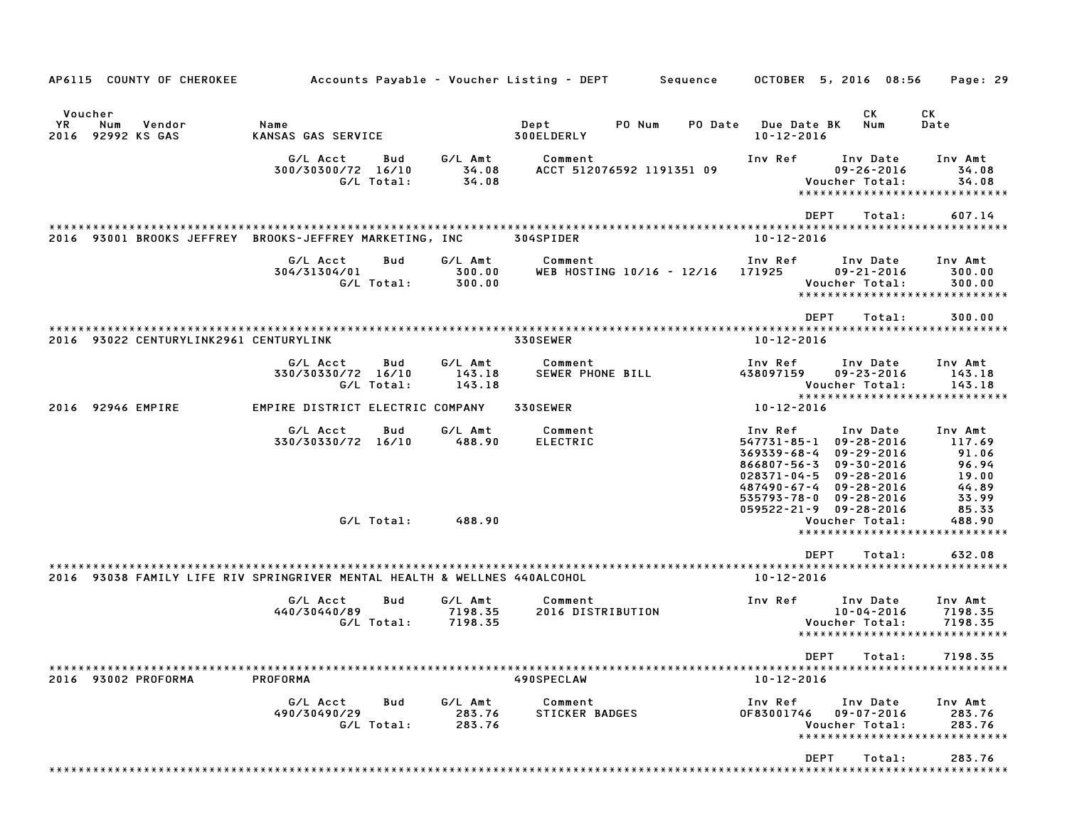AP6115 COUNTY OF CHEROKEE — Accounts Payable - Voucher Listing - DEPT — Sequence — OCTOBER 5, 2016 08:56

| Voucher YR | Num | Vendor | Name | Dept | PO Num | PO Date | Due Date BK | CK Num | CK Date |
|---|---|---|---|---|---|---|---|---|---|
| 2016 | 92992 | KS GAS | KANSAS GAS SERVICE | 300ELDERLY | | | 10-12-2016 | | |

| G/L Acct | Bud | G/L Amt | Comment | Inv Ref | Inv Date | Inv Amt |
|---|---|---|---|---|---|---|
| 300/30300/72 | 16/10 | 34.08 | ACCT 512076592 1191351 09 | | 09-26-2016 | 34.08 |
| | G/L Total: | 34.08 | | | Voucher Total: | 34.08 |

DEPT Total: 607.14

| Voucher YR | Num | Vendor | Name | Dept | PO Num | PO Date | Due Date BK | CK Num | CK Date |
|---|---|---|---|---|---|---|---|---|---|
| 2016 | 93001 | BROOKS JEFFREY | BROOKS-JEFFREY MARKETING, INC | 304SPIDER | | | 10-12-2016 | | |

| G/L Acct | Bud | G/L Amt | Comment | Inv Ref | Inv Date | Inv Amt |
|---|---|---|---|---|---|---|
| 304/31304/01 | | 300.00 | WEB HOSTING 10/16 - 12/16 | 171925 | 09-21-2016 | 300.00 |
| | G/L Total: | 300.00 | | | Voucher Total: | 300.00 |

DEPT Total: 300.00

| Voucher YR | Num | Vendor | Name | Dept | PO Num | PO Date | Due Date BK | CK Num | CK Date |
|---|---|---|---|---|---|---|---|---|---|
| 2016 | 93022 | CENTURYLINK2961 | CENTURYLINK | 330SEWER | | | 10-12-2016 | | |

| G/L Acct | Bud | G/L Amt | Comment | Inv Ref | Inv Date | Inv Amt |
|---|---|---|---|---|---|---|
| 330/30330/72 | 16/10 | 143.18 | SEWER PHONE BILL | 438097159 | 09-23-2016 | 143.18 |
| | G/L Total: | 143.18 | | | Voucher Total: | 143.18 |

| Voucher YR | Num | Vendor | Name | Dept | PO Num | PO Date | Due Date BK | CK Num | CK Date |
|---|---|---|---|---|---|---|---|---|---|
| 2016 | 92946 | EMPIRE | EMPIRE DISTRICT ELECTRIC COMPANY | 330SEWER | | | 10-12-2016 | | |

| G/L Acct | Bud | G/L Amt | Comment | Inv Ref | Inv Date | Inv Amt |
|---|---|---|---|---|---|---|
| 330/30330/72 | 16/10 | 488.90 | ELECTRIC | 547731-85-1 | 09-28-2016 | 117.69 |
| | | | | 369339-68-4 | 09-29-2016 | 91.06 |
| | | | | 866807-56-3 | 09-30-2016 | 96.94 |
| | | | | 028371-04-5 | 09-28-2016 | 19.00 |
| | | | | 487490-67-4 | 09-28-2016 | 44.89 |
| | | | | 535793-78-0 | 09-28-2016 | 33.99 |
| | | | | 059522-21-9 | 09-28-2016 | 85.33 |
| | G/L Total: | 488.90 | | | Voucher Total: | 488.90 |

DEPT Total: 632.08

| Voucher YR | Num | Vendor | Name | Dept | PO Num | PO Date | Due Date BK | CK Num | CK Date |
|---|---|---|---|---|---|---|---|---|---|
| 2016 | 93038 | FAMILY LIFE RIV | SPRINGRIVER MENTAL HEALTH & WELLNES | 440ALCOHOL | | | 10-12-2016 | | |

| G/L Acct | Bud | G/L Amt | Comment | Inv Ref | Inv Date | Inv Amt |
|---|---|---|---|---|---|---|
| 440/30440/89 | | 7198.35 | 2016 DISTRIBUTION | | 10-04-2016 | 7198.35 |
| | G/L Total: | 7198.35 | | | Voucher Total: | 7198.35 |

DEPT Total: 7198.35

| Voucher YR | Num | Vendor | Name | Dept | PO Num | PO Date | Due Date BK | CK Num | CK Date |
|---|---|---|---|---|---|---|---|---|---|
| 2016 | 93002 | PROFORMA | PROFORMA | 490SPECLAW | | | 10-12-2016 | | |

| G/L Acct | Bud | G/L Amt | Comment | Inv Ref | Inv Date | Inv Amt |
|---|---|---|---|---|---|---|
| 490/30490/29 | | 283.76 | STICKER BADGES | OF83001746 | 09-07-2016 | 283.76 |
| | G/L Total: | 283.76 | | | Voucher Total: | 283.76 |

DEPT Total: 283.76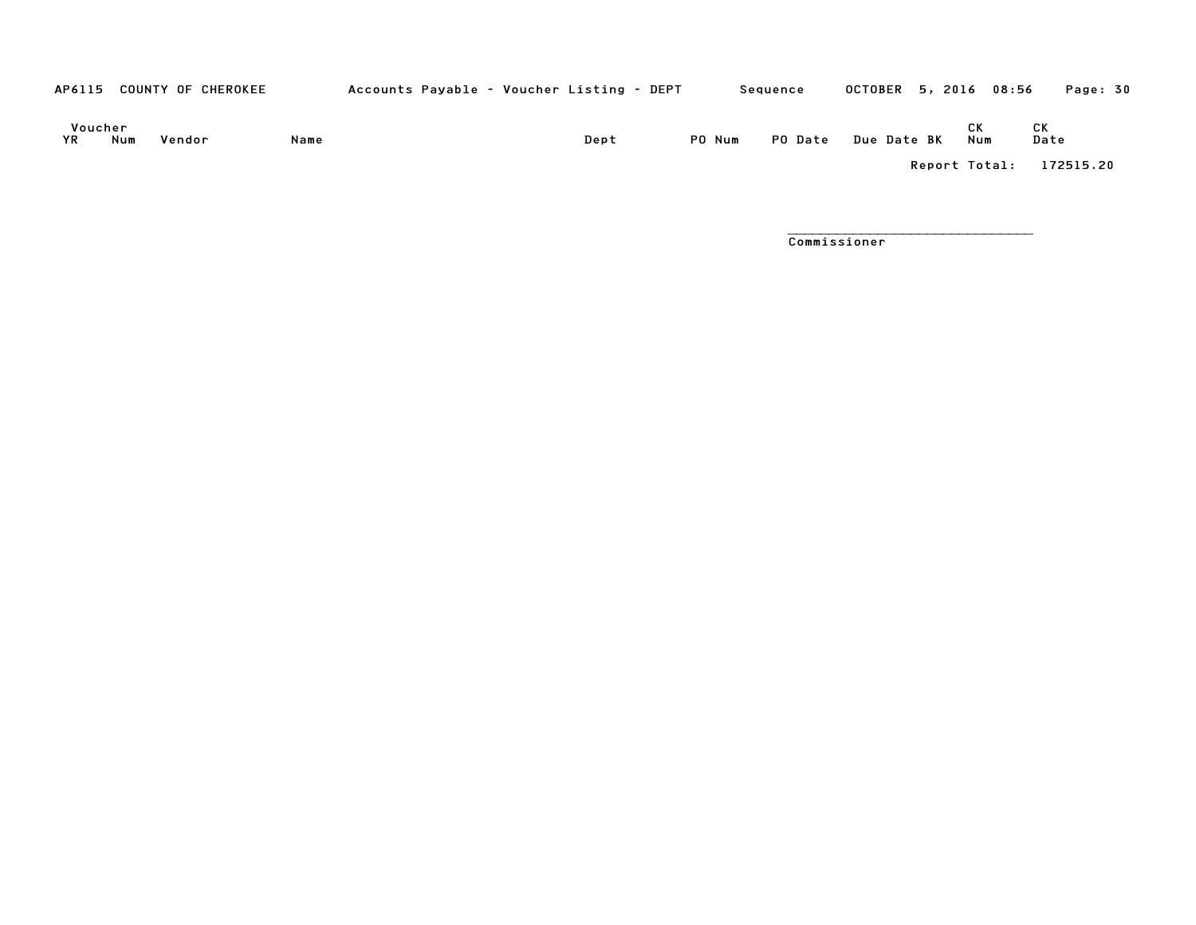| Voucher YR | Num | Vendor | Name | Dept | PO Num | PO Date | Due Date BK | CK Num | CK Date |
|---|---|---|---|---|---|---|---|---|---|

Report Total: 172515.20

\_\_\_\_\_\_\_\_\_\_\_\_\_\_\_\_\_\_\_\_\_\_\_\_\_\_\_\_\_\_

Commissioner